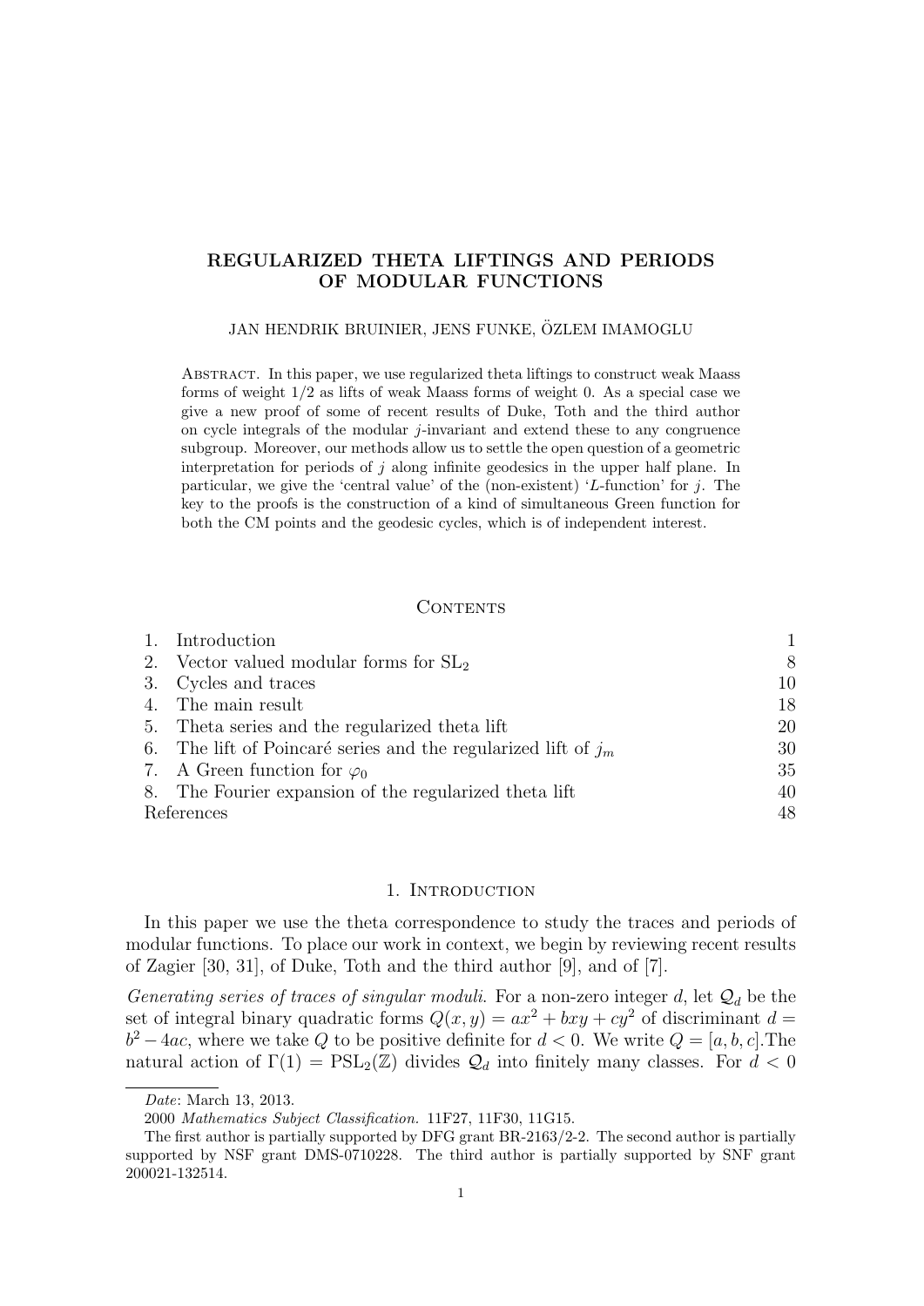# REGULARIZED THETA LIFTINGS AND PERIODS OF MODULAR FUNCTIONS

JAN HENDRIK BRUINIER, JENS FUNKE, ÖZLEM IMAMOGLU

Abstract. In this paper, we use regularized theta liftings to construct weak Maass forms of weight 1/2 as lifts of weak Maass forms of weight 0. As a special case we give a new proof of some of recent results of Duke, Toth and the third author on cycle integrals of the modular $j$-invariant and extend these to any congruence subgroup. Moreover, our methods allow us to settle the open question of a geometric interpretation for periods of $j$ along infinite geodesics in the upper half plane. In particular, we give the 'central value' of the (non-existent) '$L$-function' for $j$. The key to the proofs is the construction of a kind of simultaneous Green function for both the CM points and the geodesic cycles, which is of independent interest.

## Contents

| | | |
|---|---|---|
| 1. | Introduction | 1 |
| 2. | Vector valued modular forms for $\mathrm{SL}_2$ | 8 |
| 3. | Cycles and traces | 10 |
| 4. | The main result | 18 |
| 5. | Theta series and the regularized theta lift | 20 |
| 6. | The lift of Poincaré series and the regularized lift of $j_m$ | 30 |
| 7. | A Green function for $\varphi_0$ | 35 |
| 8. | The Fourier expansion of the regularized theta lift | 40 |
| | References | 48 |

## 1. Introduction

In this paper we use the theta correspondence to study the traces and periods of modular functions. To place our work in context, we begin by reviewing recent results of Zagier [30, 31], of Duke, Toth and the third author [9], and of [7].

*Generating series of traces of singular moduli.* For a non-zero integer $d$, let $\mathcal{Q}_d$ be the set of integral binary quadratic forms $Q(x,y) = ax^2 + bxy + cy^2$ of discriminant $d = b^2 - 4ac$, where we take $Q$ to be positive definite for $d < 0$. We write $Q = [a, b, c]$.The natural action of $\Gamma(1) = \mathrm{PSL}_2(\mathbb{Z})$ divides $\mathcal{Q}_d$ into finitely many classes. For $d < 0$

---

*Date*: March 13, 2013.

2000 *Mathematics Subject Classification.* 11F27, 11F30, 11G15.

The first author is partially supported by DFG grant BR-2163/2-2. The second author is partially supported by NSF grant DMS-0710228. The third author is partially supported by SNF grant 200021-132514.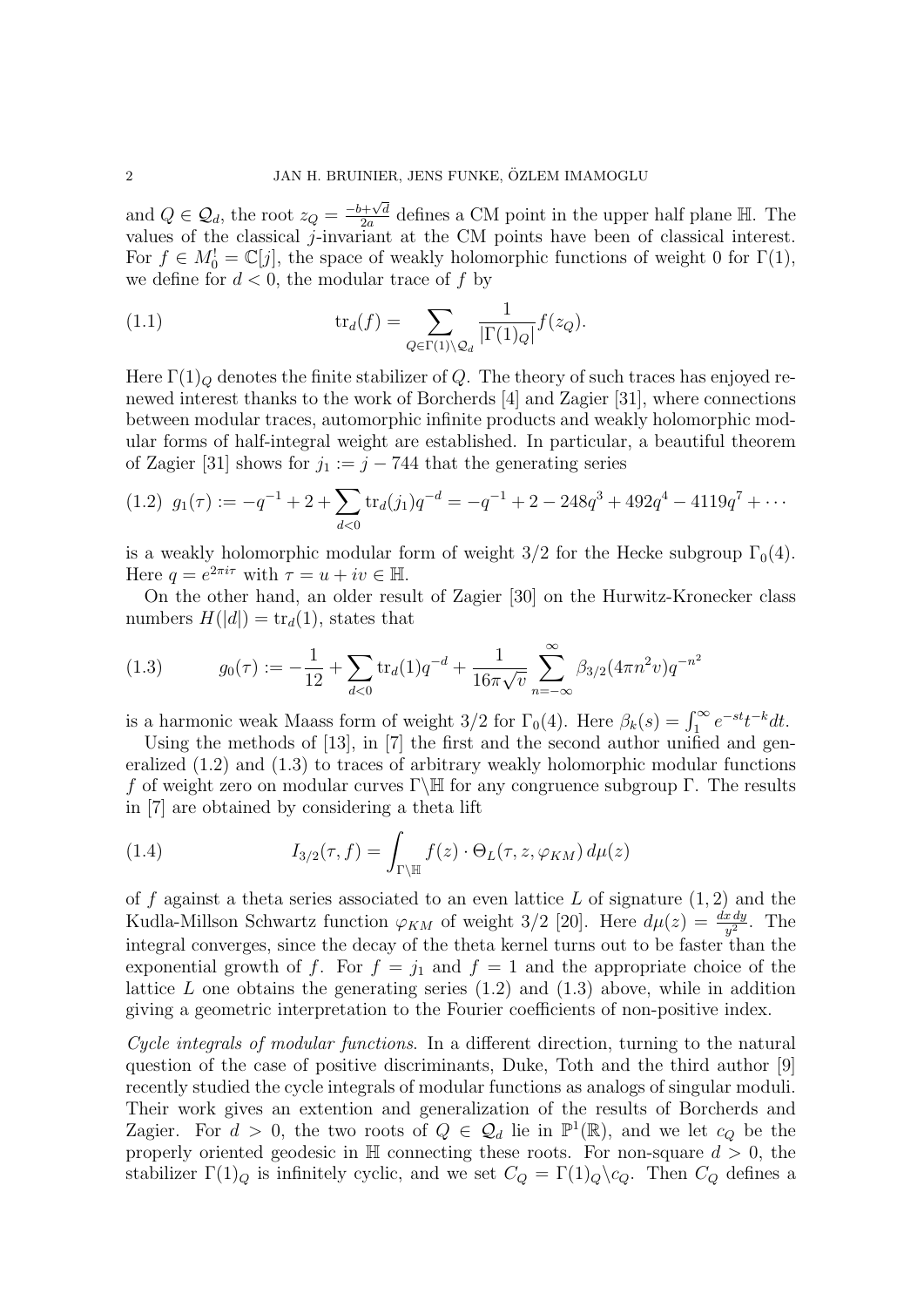and $Q \in \mathcal{Q}_d$, the root $z_Q = \frac{-b+\sqrt{d}}{2a}$ defines a CM point in the upper half plane $\mathbb{H}$. The values of the classical $j$-invariant at the CM points have been of classical interest. For $f \in M_0^! = \mathbb{C}[j]$, the space of weakly holomorphic functions of weight 0 for $\Gamma(1)$, we define for $d < 0$, the modular trace of $f$ by

$$\operatorname{tr}_d(f) = \sum_{Q \in \Gamma(1) \backslash \mathcal{Q}_d} \frac{1}{|\Gamma(1)_Q|} f(z_Q). \tag{1.1}$$

Here $\Gamma(1)_Q$ denotes the finite stabilizer of $Q$. The theory of such traces has enjoyed renewed interest thanks to the work of Borcherds [4] and Zagier [31], where connections between modular traces, automorphic infinite products and weakly holomorphic modular forms of half-integral weight are established. In particular, a beautiful theorem of Zagier [31] shows for $j_1 := j - 744$ that the generating series

$$g_1(\tau) := -q^{-1} + 2 + \sum_{d<0} \operatorname{tr}_d(j_1) q^{-d} = -q^{-1} + 2 - 248q^3 + 492q^4 - 4119q^7 + \cdots \tag{1.2}$$

is a weakly holomorphic modular form of weight $3/2$ for the Hecke subgroup $\Gamma_0(4)$. Here $q = e^{2\pi i \tau}$ with $\tau = u + iv \in \mathbb{H}$.

On the other hand, an older result of Zagier [30] on the Hurwitz-Kronecker class numbers $H(|d|) = \operatorname{tr}_d(1)$, states that

$$g_0(\tau) := -\frac{1}{12} + \sum_{d<0} \operatorname{tr}_d(1) q^{-d} + \frac{1}{16\pi\sqrt{v}} \sum_{n=-\infty}^{\infty} \beta_{3/2}(4\pi n^2 v) q^{-n^2} \tag{1.3}$$

is a harmonic weak Maass form of weight $3/2$ for $\Gamma_0(4)$. Here $\beta_k(s) = \int_1^\infty e^{-st} t^{-k} dt$.

Using the methods of [13], in [7] the first and the second author unified and generalized (1.2) and (1.3) to traces of arbitrary weakly holomorphic modular functions $f$ of weight zero on modular curves $\Gamma \backslash \mathbb{H}$ for any congruence subgroup $\Gamma$. The results in [7] are obtained by considering a theta lift

$$I_{3/2}(\tau, f) = \int_{\Gamma \backslash \mathbb{H}} f(z) \cdot \Theta_L(\tau, z, \varphi_{KM}) \, d\mu(z) \tag{1.4}$$

of $f$ against a theta series associated to an even lattice $L$ of signature $(1,2)$ and the Kudla-Millson Schwartz function $\varphi_{KM}$ of weight $3/2$ [20]. Here $d\mu(z) = \frac{dx\,dy}{y^2}$. The integral converges, since the decay of the theta kernel turns out to be faster than the exponential growth of $f$. For $f = j_1$ and $f = 1$ and the appropriate choice of the lattice $L$ one obtains the generating series (1.2) and (1.3) above, while in addition giving a geometric interpretation to the Fourier coefficients of non-positive index.

*Cycle integrals of modular functions.* In a different direction, turning to the natural question of the case of positive discriminants, Duke, Toth and the third author [9] recently studied the cycle integrals of modular functions as analogs of singular moduli. Their work gives an extention and generalization of the results of Borcherds and Zagier. For $d > 0$, the two roots of $Q \in \mathcal{Q}_d$ lie in $\mathbb{P}^1(\mathbb{R})$, and we let $c_Q$ be the properly oriented geodesic in $\mathbb{H}$ connecting these roots. For non-square $d > 0$, the stabilizer $\Gamma(1)_Q$ is infinitely cyclic, and we set $C_Q = \Gamma(1)_Q \backslash c_Q$. Then $C_Q$ defines a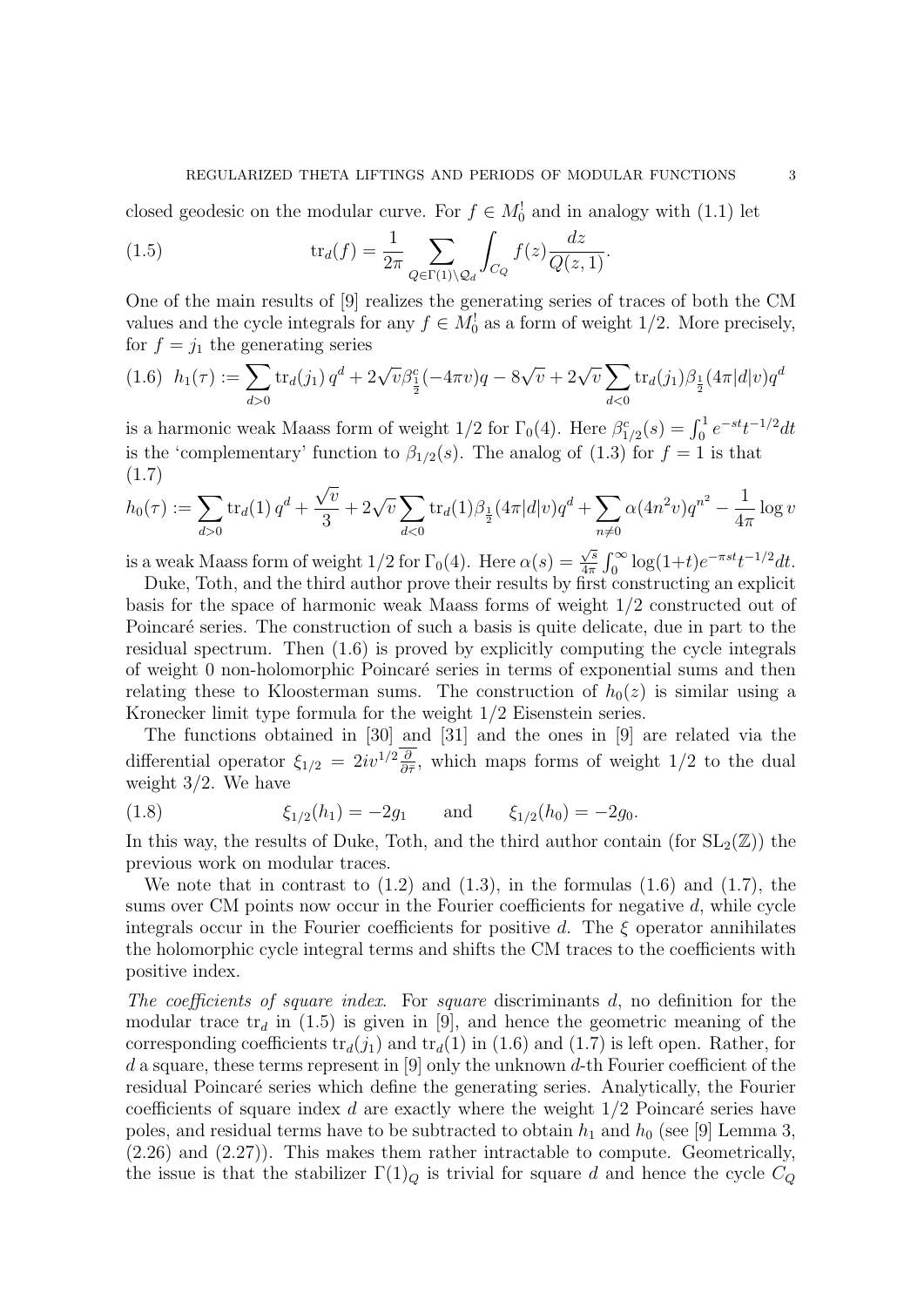closed geodesic on the modular curve. For $f \in M_0^!$ and in analogy with (1.1) let

$$\mathrm{tr}_d(f) = \frac{1}{2\pi} \sum_{Q \in \Gamma(1) \backslash \mathcal{Q}_d} \int_{C_Q} f(z) \frac{dz}{Q(z,1)}. \tag{1.5}$$

One of the main results of [9] realizes the generating series of traces of both the CM values and the cycle integrals for any $f \in M_0^!$ as a form of weight 1/2. More precisely, for $f = j_1$ the generating series

$$h_1(\tau) := \sum_{d>0} \mathrm{tr}_d(j_1)\, q^d + 2\sqrt{v}\beta^c_{\frac{1}{2}}(-4\pi v)q - 8\sqrt{v} + 2\sqrt{v} \sum_{d<0} \mathrm{tr}_d(j_1) \beta_{\frac{1}{2}}(4\pi|d|v) q^d \tag{1.6}$$

is a harmonic weak Maass form of weight 1/2 for $\Gamma_0(4)$. Here $\beta^c_{1/2}(s) = \int_0^1 e^{-st} t^{-1/2} dt$ is the 'complementary' function to $\beta_{1/2}(s)$. The analog of (1.3) for $f = 1$ is that

$$h_0(\tau) := \sum_{d>0} \mathrm{tr}_d(1)\, q^d + \frac{\sqrt{v}}{3} + 2\sqrt{v} \sum_{d<0} \mathrm{tr}_d(1) \beta_{\frac{1}{2}}(4\pi|d|v) q^d + \sum_{n \neq 0} \alpha(4n^2 v) q^{n^2} - \frac{1}{4\pi} \log v \tag{1.7}$$

is a weak Maass form of weight 1/2 for $\Gamma_0(4)$. Here $\alpha(s) = \frac{\sqrt{s}}{4\pi} \int_0^\infty \log(1+t) e^{-\pi s t} t^{-1/2} dt$.

Duke, Toth, and the third author prove their results by first constructing an explicit basis for the space of harmonic weak Maass forms of weight 1/2 constructed out of Poincaré series. The construction of such a basis is quite delicate, due in part to the residual spectrum. Then (1.6) is proved by explicitly computing the cycle integrals of weight 0 non-holomorphic Poincaré series in terms of exponential sums and then relating these to Kloosterman sums. The construction of $h_0(z)$ is similar using a Kronecker limit type formula for the weight 1/2 Eisenstein series.

The functions obtained in [30] and [31] and the ones in [9] are related via the differential operator $\xi_{1/2} = 2iv^{1/2} \overline{\frac{\partial}{\partial \bar{\tau}}}$, which maps forms of weight 1/2 to the dual weight 3/2. We have

$$\xi_{1/2}(h_1) = -2g_1 \qquad \text{and} \qquad \xi_{1/2}(h_0) = -2g_0. \tag{1.8}$$

In this way, the results of Duke, Toth, and the third author contain (for $\mathrm{SL}_2(\mathbb{Z})$) the previous work on modular traces.

We note that in contrast to (1.2) and (1.3), in the formulas (1.6) and (1.7), the sums over CM points now occur in the Fourier coefficients for negative $d$, while cycle integrals occur in the Fourier coefficients for positive $d$. The $\xi$ operator annihilates the holomorphic cycle integral terms and shifts the CM traces to the coefficients with positive index.

*The coefficients of square index.* For *square* discriminants $d$, no definition for the modular trace $\mathrm{tr}_d$ in (1.5) is given in [9], and hence the geometric meaning of the corresponding coefficients $\mathrm{tr}_d(j_1)$ and $\mathrm{tr}_d(1)$ in (1.6) and (1.7) is left open. Rather, for $d$ a square, these terms represent in [9] only the unknown $d$-th Fourier coefficient of the residual Poincaré series which define the generating series. Analytically, the Fourier coefficients of square index $d$ are exactly where the weight 1/2 Poincaré series have poles, and residual terms have to be subtracted to obtain $h_1$ and $h_0$ (see [9] Lemma 3, (2.26) and (2.27)). This makes them rather intractable to compute. Geometrically, the issue is that the stabilizer $\Gamma(1)_Q$ is trivial for square $d$ and hence the cycle $C_Q$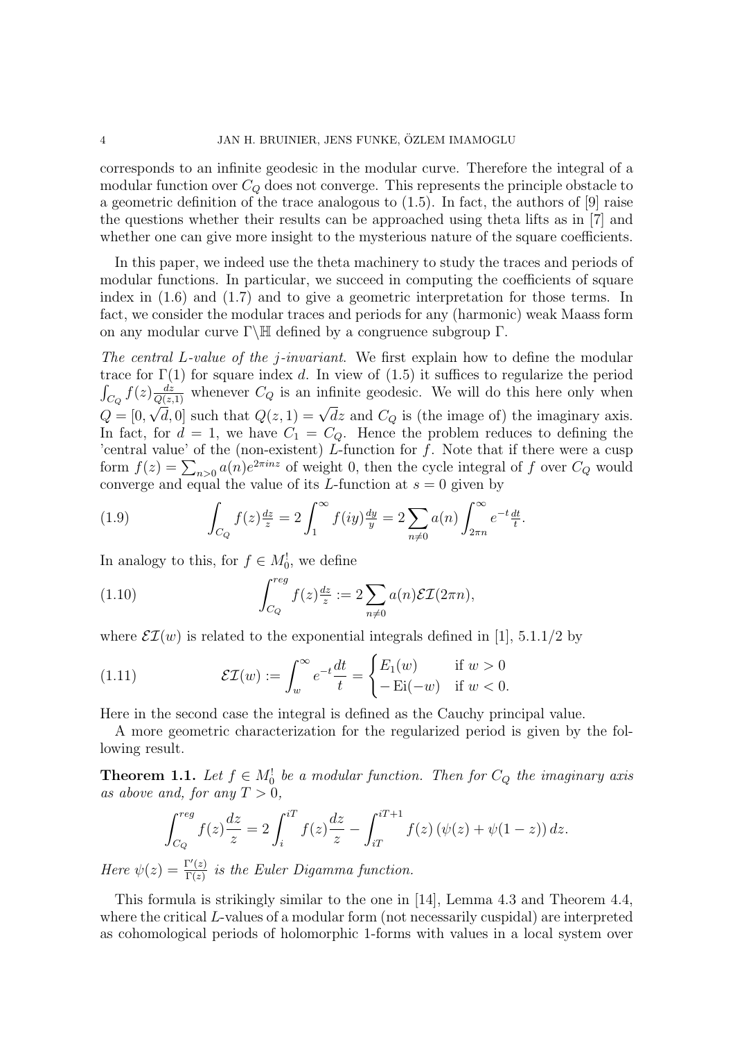corresponds to an infinite geodesic in the modular curve. Therefore the integral of a modular function over $C_Q$ does not converge. This represents the principle obstacle to a geometric definition of the trace analogous to (1.5). In fact, the authors of [9] raise the questions whether their results can be approached using theta lifts as in [7] and whether one can give more insight to the mysterious nature of the square coefficients.

In this paper, we indeed use the theta machinery to study the traces and periods of modular functions. In particular, we succeed in computing the coefficients of square index in (1.6) and (1.7) and to give a geometric interpretation for those terms. In fact, we consider the modular traces and periods for any (harmonic) weak Maass form on any modular curve $\Gamma\backslash\mathbb{H}$ defined by a congruence subgroup $\Gamma$.

*The central L-value of the j-invariant.* We first explain how to define the modular trace for $\Gamma(1)$ for square index $d$. In view of (1.5) it suffices to regularize the period $\int_{C_Q} f(z)\frac{dz}{Q(z,1)}$ whenever $C_Q$ is an infinite geodesic. We will do this here only when $Q = [0, \sqrt{d}, 0]$ such that $Q(z,1) = \sqrt{d}z$ and $C_Q$ is (the image of) the imaginary axis. In fact, for $d = 1$, we have $C_1 = C_Q$. Hence the problem reduces to defining the 'central value' of the (non-existent) $L$-function for $f$. Note that if there were a cusp form $f(z) = \sum_{n>0} a(n)e^{2\pi i n z}$ of weight 0, then the cycle integral of $f$ over $C_Q$ would converge and equal the value of its $L$-function at $s = 0$ given by

$$\int_{C_Q} f(z)\tfrac{dz}{z} = 2\int_1^\infty f(iy)\tfrac{dy}{y} = 2\sum_{n\neq 0} a(n)\int_{2\pi n}^\infty e^{-t}\tfrac{dt}{t}. \tag{1.9}$$

In analogy to this, for $f \in M_0^!$, we define

$$\int_{C_Q}^{reg} f(z)\tfrac{dz}{z} := 2\sum_{n\neq 0} a(n)\mathcal{EI}(2\pi n), \tag{1.10}$$

where $\mathcal{EI}(w)$ is related to the exponential integrals defined in [1], 5.1.1/2 by

$$\mathcal{EI}(w) := \int_w^\infty e^{-t}\frac{dt}{t} = \begin{cases} E_1(w) & \text{if } w > 0 \\ -\operatorname{Ei}(-w) & \text{if } w < 0. \end{cases} \tag{1.11}$$

Here in the second case the integral is defined as the Cauchy principal value.

A more geometric characterization for the regularized period is given by the following result.

**Theorem 1.1.** *Let $f \in M_0^!$ be a modular function. Then for $C_Q$ the imaginary axis as above and, for any $T > 0$,*

$$\int_{C_Q}^{reg} f(z)\frac{dz}{z} = 2\int_i^{iT} f(z)\frac{dz}{z} - \int_{iT}^{iT+1} f(z)\left(\psi(z) + \psi(1-z)\right)dz.$$

*Here $\psi(z) = \frac{\Gamma'(z)}{\Gamma(z)}$ is the Euler Digamma function.*

This formula is strikingly similar to the one in [14], Lemma 4.3 and Theorem 4.4, where the critical $L$-values of a modular form (not necessarily cuspidal) are interpreted as cohomological periods of holomorphic 1-forms with values in a local system over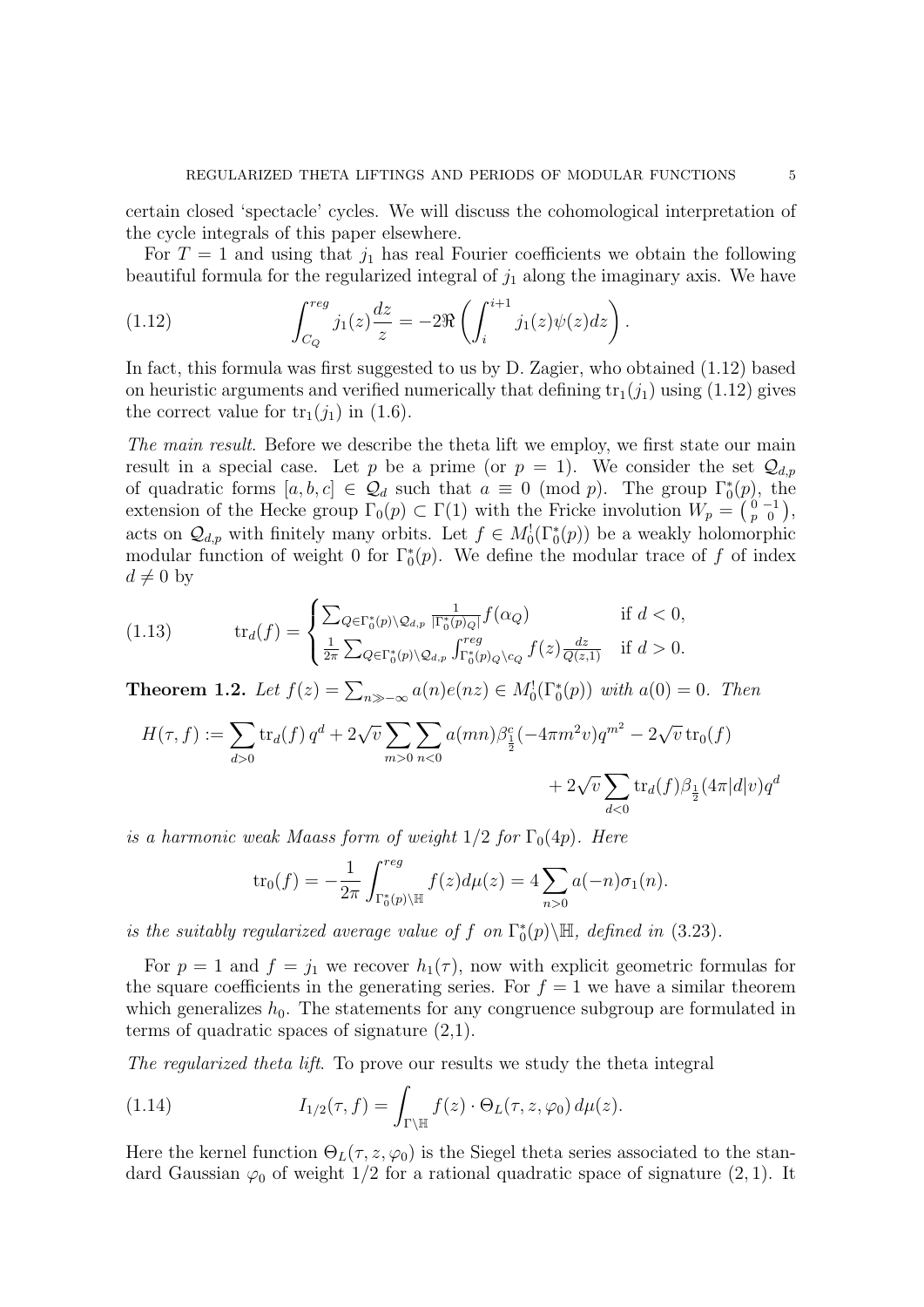certain closed 'spectacle' cycles. We will discuss the cohomological interpretation of the cycle integrals of this paper elsewhere.

For $T = 1$ and using that $j_1$ has real Fourier coefficients we obtain the following beautiful formula for the regularized integral of $j_1$ along the imaginary axis. We have

$$\int_{C_Q}^{reg} j_1(z)\frac{dz}{z} = -2\Re\left(\int_i^{i+1} j_1(z)\psi(z)dz\right). \tag{1.12}$$

In fact, this formula was first suggested to us by D. Zagier, who obtained (1.12) based on heuristic arguments and verified numerically that defining $\mathrm{tr}_1(j_1)$ using (1.12) gives the correct value for $\mathrm{tr}_1(j_1)$ in (1.6).

*The main result.* Before we describe the theta lift we employ, we first state our main result in a special case. Let $p$ be a prime (or $p = 1$). We consider the set $\mathcal{Q}_{d,p}$ of quadratic forms $[a, b, c] \in \mathcal{Q}_d$ such that $a \equiv 0 \pmod p$. The group $\Gamma_0^*(p)$, the extension of the Hecke group $\Gamma_0(p) \subset \Gamma(1)$ with the Fricke involution $W_p = \left(\begin{smallmatrix} 0 & -1 \\ p & 0 \end{smallmatrix}\right)$, acts on $\mathcal{Q}_{d,p}$ with finitely many orbits. Let $f \in M_0^!(\Gamma_0^*(p))$ be a weakly holomorphic modular function of weight 0 for $\Gamma_0^*(p)$. We define the modular trace of $f$ of index $d \neq 0$ by

$$\mathrm{tr}_d(f) = \begin{cases} \sum_{Q \in \Gamma_0^*(p)\backslash\mathcal{Q}_{d,p}} \frac{1}{|\Gamma_0^*(p)_Q|} f(\alpha_Q) & \text{if } d < 0, \\ \frac{1}{2\pi}\sum_{Q \in \Gamma_0^*(p)\backslash\mathcal{Q}_{d,p}} \int_{\Gamma_0^*(p)_Q\backslash c_Q}^{reg} f(z)\frac{dz}{Q(z,1)} & \text{if } d > 0. \end{cases} \tag{1.13}$$

**Theorem 1.2.** *Let $f(z) = \sum_{n \gg -\infty} a(n)e(nz) \in M_0^!(\Gamma_0^*(p))$ with $a(0) = 0$. Then*

$$\begin{aligned} H(\tau, f) := \sum_{d>0} \mathrm{tr}_d(f)\, q^d + 2\sqrt{v}\sum_{m>0}\sum_{n<0} a(mn)\beta^c_{\frac{1}{2}}(-4\pi m^2 v)q^{m^2} - 2\sqrt{v}\,\mathrm{tr}_0(f) \\ + 2\sqrt{v}\sum_{d<0}\mathrm{tr}_d(f)\beta_{\frac{1}{2}}(4\pi|d|v)q^d \end{aligned}$$

*is a harmonic weak Maass form of weight $1/2$ for $\Gamma_0(4p)$. Here*

$$\mathrm{tr}_0(f) = -\frac{1}{2\pi}\int_{\Gamma_0^*(p)\backslash\mathbb{H}}^{reg} f(z)d\mu(z) = 4\sum_{n>0} a(-n)\sigma_1(n).$$

*is the suitably regularized average value of $f$ on $\Gamma_0^*(p)\backslash\mathbb{H}$, defined in* (3.23).

For $p = 1$ and $f = j_1$ we recover $h_1(\tau)$, now with explicit geometric formulas for the square coefficients in the generating series. For $f = 1$ we have a similar theorem which generalizes $h_0$. The statements for any congruence subgroup are formulated in terms of quadratic spaces of signature (2,1).

*The regularized theta lift.* To prove our results we study the theta integral

$$I_{1/2}(\tau, f) = \int_{\Gamma\backslash\mathbb{H}} f(z) \cdot \Theta_L(\tau, z, \varphi_0)\, d\mu(z). \tag{1.14}$$

Here the kernel function $\Theta_L(\tau, z, \varphi_0)$ is the Siegel theta series associated to the standard Gaussian $\varphi_0$ of weight $1/2$ for a rational quadratic space of signature $(2, 1)$. It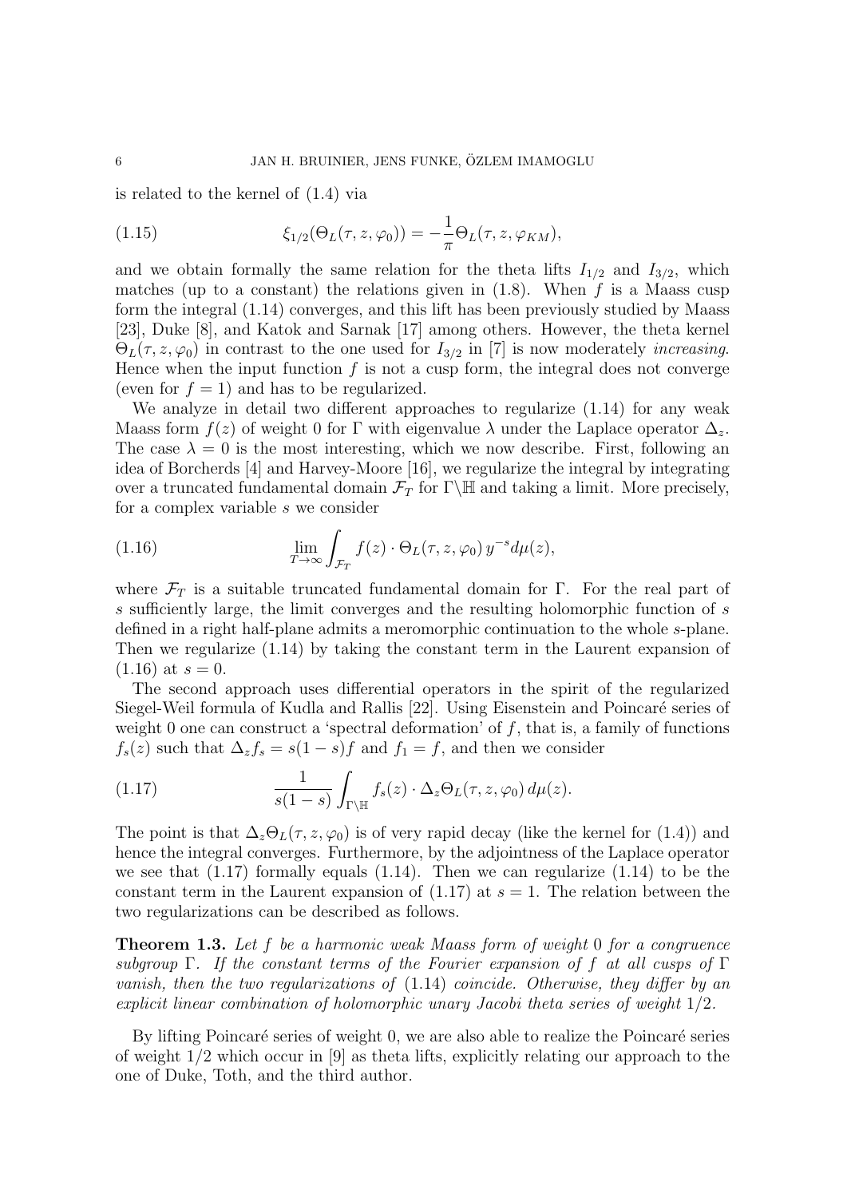is related to the kernel of (1.4) via

$$\xi_{1/2}(\Theta_L(\tau, z, \varphi_0)) = -\frac{1}{\pi}\Theta_L(\tau, z, \varphi_{KM}), \tag{1.15}$$

and we obtain formally the same relation for the theta lifts $I_{1/2}$ and $I_{3/2}$, which matches (up to a constant) the relations given in (1.8). When $f$ is a Maass cusp form the integral (1.14) converges, and this lift has been previously studied by Maass [23], Duke [8], and Katok and Sarnak [17] among others. However, the theta kernel $\Theta_L(\tau, z, \varphi_0)$ in contrast to the one used for $I_{3/2}$ in [7] is now moderately *increasing*. Hence when the input function $f$ is not a cusp form, the integral does not converge (even for $f = 1$) and has to be regularized.

We analyze in detail two different approaches to regularize (1.14) for any weak Maass form $f(z)$ of weight 0 for $\Gamma$ with eigenvalue $\lambda$ under the Laplace operator $\Delta_z$. The case $\lambda = 0$ is the most interesting, which we now describe. First, following an idea of Borcherds [4] and Harvey-Moore [16], we regularize the integral by integrating over a truncated fundamental domain $\mathcal{F}_T$ for $\Gamma\backslash\mathbb{H}$ and taking a limit. More precisely, for a complex variable $s$ we consider

$$\lim_{T\to\infty}\int_{\mathcal{F}_T} f(z)\cdot\Theta_L(\tau, z, \varphi_0)\, y^{-s} d\mu(z), \tag{1.16}$$

where $\mathcal{F}_T$ is a suitable truncated fundamental domain for $\Gamma$. For the real part of $s$ sufficiently large, the limit converges and the resulting holomorphic function of $s$ defined in a right half-plane admits a meromorphic continuation to the whole $s$-plane. Then we regularize (1.14) by taking the constant term in the Laurent expansion of (1.16) at $s = 0$.

The second approach uses differential operators in the spirit of the regularized Siegel-Weil formula of Kudla and Rallis [22]. Using Eisenstein and Poincaré series of weight 0 one can construct a 'spectral deformation' of $f$, that is, a family of functions $f_s(z)$ such that $\Delta_z f_s = s(1-s)f$ and $f_1 = f$, and then we consider

$$\frac{1}{s(1-s)}\int_{\Gamma\backslash\mathbb{H}} f_s(z)\cdot\Delta_z\Theta_L(\tau, z, \varphi_0)\, d\mu(z). \tag{1.17}$$

The point is that $\Delta_z\Theta_L(\tau, z, \varphi_0)$ is of very rapid decay (like the kernel for (1.4)) and hence the integral converges. Furthermore, by the adjointness of the Laplace operator we see that (1.17) formally equals (1.14). Then we can regularize (1.14) to be the constant term in the Laurent expansion of (1.17) at $s = 1$. The relation between the two regularizations can be described as follows.

**Theorem 1.3.** *Let $f$ be a harmonic weak Maass form of weight 0 for a congruence subgroup $\Gamma$. If the constant terms of the Fourier expansion of $f$ at all cusps of $\Gamma$ vanish, then the two regularizations of* (1.14) *coincide. Otherwise, they differ by an explicit linear combination of holomorphic unary Jacobi theta series of weight $1/2$.*

By lifting Poincaré series of weight 0, we are also able to realize the Poincaré series of weight $1/2$ which occur in [9] as theta lifts, explicitly relating our approach to the one of Duke, Toth, and the third author.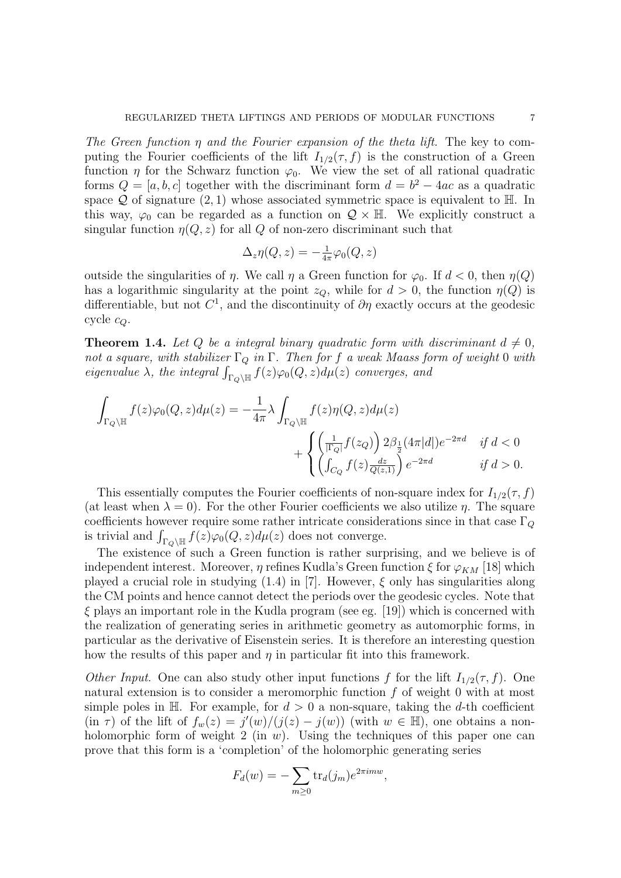*The Green function $\eta$ and the Fourier expansion of the theta lift.* The key to computing the Fourier coefficients of the lift $I_{1/2}(\tau, f)$ is the construction of a Green function $\eta$ for the Schwarz function $\varphi_0$. We view the set of all rational quadratic forms $Q = [a, b, c]$ together with the discriminant form $d = b^2 - 4ac$ as a quadratic space $\mathcal{Q}$ of signature $(2, 1)$ whose associated symmetric space is equivalent to $\mathbb{H}$. In this way, $\varphi_0$ can be regarded as a function on $\mathcal{Q} \times \mathbb{H}$. We explicitly construct a singular function $\eta(Q, z)$ for all $Q$ of non-zero discriminant such that

$$\Delta_z \eta(Q, z) = -\tfrac{1}{4\pi}\varphi_0(Q, z)$$

outside the singularities of $\eta$. We call $\eta$ a Green function for $\varphi_0$. If $d < 0$, then $\eta(Q)$ has a logarithmic singularity at the point $z_Q$, while for $d > 0$, the function $\eta(Q)$ is differentiable, but not $C^1$, and the discontinuity of $\partial\eta$ exactly occurs at the geodesic cycle $c_Q$.

**Theorem 1.4.** *Let $Q$ be a integral binary quadratic form with discriminant $d \neq 0$, not a square, with stabilizer $\Gamma_Q$ in $\Gamma$. Then for $f$ a weak Maass form of weight $0$ with eigenvalue $\lambda$, the integral $\int_{\Gamma_Q\backslash\mathbb{H}} f(z)\varphi_0(Q, z)d\mu(z)$ converges, and*

$$\int_{\Gamma_Q\backslash\mathbb{H}} f(z)\varphi_0(Q, z)d\mu(z) = -\frac{1}{4\pi}\lambda \int_{\Gamma_Q\backslash\mathbb{H}} f(z)\eta(Q, z)d\mu(z) + \begin{cases} \left(\frac{1}{|\Gamma_Q|}f(z_Q)\right) 2\beta_{\frac{1}{2}}(4\pi|d|)e^{-2\pi d} & \text{if } d < 0 \\ \left(\int_{C_Q} f(z)\frac{dz}{Q(z,1)}\right) e^{-2\pi d} & \text{if } d > 0. \end{cases}$$

This essentially computes the Fourier coefficients of non-square index for $I_{1/2}(\tau, f)$ (at least when $\lambda = 0$). For the other Fourier coefficients we also utilize $\eta$. The square coefficients however require some rather intricate considerations since in that case $\Gamma_Q$ is trivial and $\int_{\Gamma_Q\backslash\mathbb{H}} f(z)\varphi_0(Q, z)d\mu(z)$ does not converge.

The existence of such a Green function is rather surprising, and we believe is of independent interest. Moreover, $\eta$ refines Kudla's Green function $\xi$ for $\varphi_{KM}$ [18] which played a crucial role in studying (1.4) in [7]. However, $\xi$ only has singularities along the CM points and hence cannot detect the periods over the geodesic cycles. Note that $\xi$ plays an important role in the Kudla program (see eg. [19]) which is concerned with the realization of generating series in arithmetic geometry as automorphic forms, in particular as the derivative of Eisenstein series. It is therefore an interesting question how the results of this paper and $\eta$ in particular fit into this framework.

*Other Input.* One can also study other input functions $f$ for the lift $I_{1/2}(\tau, f)$. One natural extension is to consider a meromorphic function $f$ of weight 0 with at most simple poles in $\mathbb{H}$. For example, for $d > 0$ a non-square, taking the $d$-th coefficient (in $\tau$) of the lift of $f_w(z) = j'(w)/(j(z) - j(w))$ (with $w \in \mathbb{H}$), one obtains a non-holomorphic form of weight 2 (in $w$). Using the techniques of this paper one can prove that this form is a 'completion' of the holomorphic generating series

$$F_d(w) = -\sum_{m\geq 0} \mathrm{tr}_d(j_m)e^{2\pi i m w},$$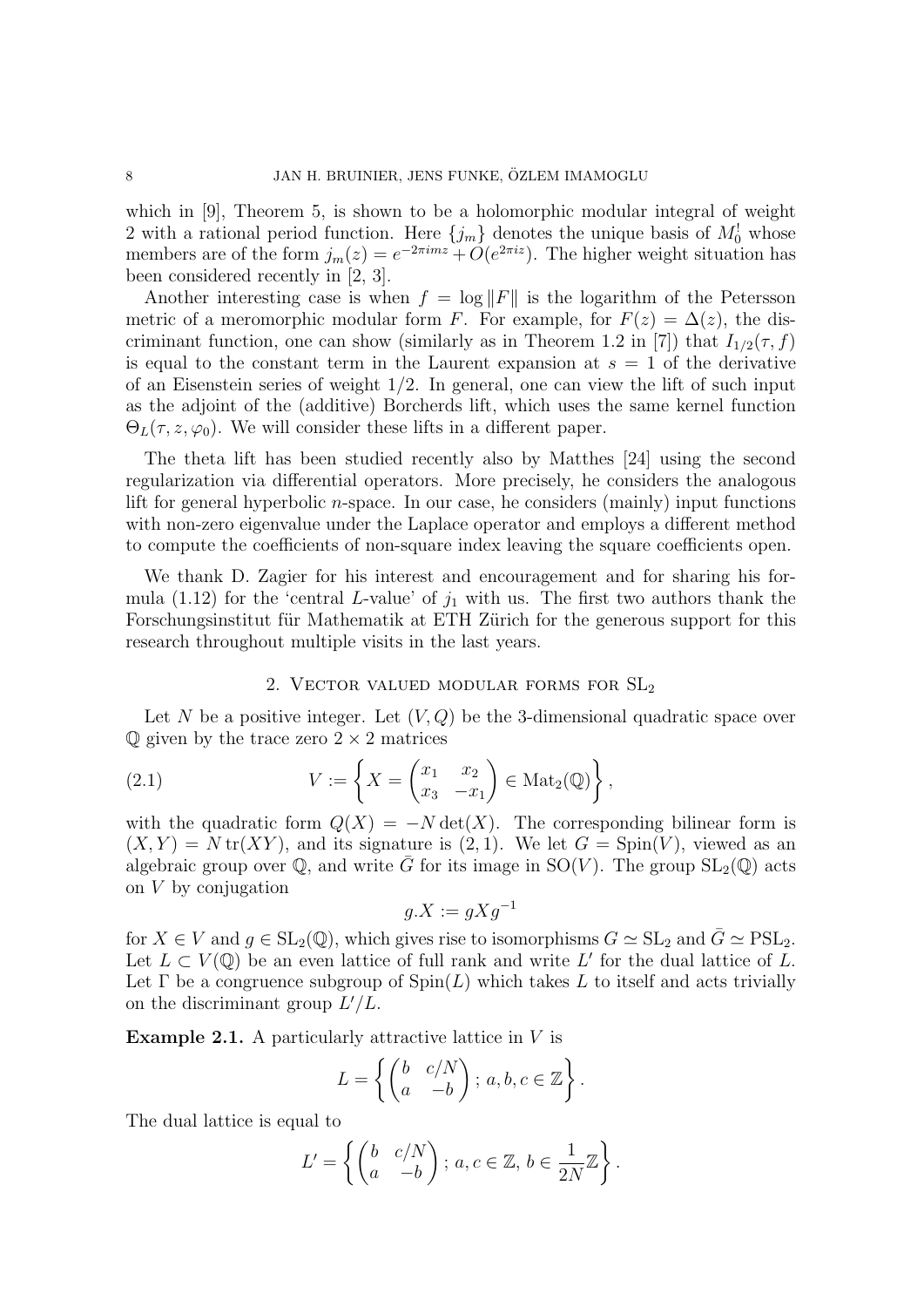which in [9], Theorem 5, is shown to be a holomorphic modular integral of weight 2 with a rational period function. Here $\{j_m\}$ denotes the unique basis of $M_0^!$ whose members are of the form $j_m(z) = e^{-2\pi i m z} + O(e^{2\pi i z})$. The higher weight situation has been considered recently in [2, 3].

Another interesting case is when $f = \log \|F\|$ is the logarithm of the Petersson metric of a meromorphic modular form $F$. For example, for $F(z) = \Delta(z)$, the discriminant function, one can show (similarly as in Theorem 1.2 in [7]) that $I_{1/2}(\tau, f)$ is equal to the constant term in the Laurent expansion at $s = 1$ of the derivative of an Eisenstein series of weight $1/2$. In general, one can view the lift of such input as the adjoint of the (additive) Borcherds lift, which uses the same kernel function $\Theta_L(\tau, z, \varphi_0)$. We will consider these lifts in a different paper.

The theta lift has been studied recently also by Matthes [24] using the second regularization via differential operators. More precisely, he considers the analogous lift for general hyperbolic $n$-space. In our case, he considers (mainly) input functions with non-zero eigenvalue under the Laplace operator and employs a different method to compute the coefficients of non-square index leaving the square coefficients open.

We thank D. Zagier for his interest and encouragement and for sharing his formula (1.12) for the 'central $L$-value' of $j_1$ with us. The first two authors thank the Forschungsinstitut für Mathematik at ETH Zürich for the generous support for this research throughout multiple visits in the last years.

## 2. Vector valued modular forms for $\mathrm{SL}_2$

Let $N$ be a positive integer. Let $(V, Q)$ be the 3-dimensional quadratic space over $\mathbb{Q}$ given by the trace zero $2 \times 2$ matrices

$$V := \left\{ X = \begin{pmatrix} x_1 & x_2 \\ x_3 & -x_1 \end{pmatrix} \in \mathrm{Mat}_2(\mathbb{Q}) \right\}, \tag{2.1}$$

with the quadratic form $Q(X) = -N \det(X)$. The corresponding bilinear form is $(X, Y) = N \,\mathrm{tr}(XY)$, and its signature is $(2, 1)$. We let $G = \mathrm{Spin}(V)$, viewed as an algebraic group over $\mathbb{Q}$, and write $\bar{G}$ for its image in $\mathrm{SO}(V)$. The group $\mathrm{SL}_2(\mathbb{Q})$ acts on $V$ by conjugation

$$g.X := gXg^{-1}$$

for $X \in V$ and $g \in \mathrm{SL}_2(\mathbb{Q})$, which gives rise to isomorphisms $G \simeq \mathrm{SL}_2$ and $\bar{G} \simeq \mathrm{PSL}_2$. Let $L \subset V(\mathbb{Q})$ be an even lattice of full rank and write $L'$ for the dual lattice of $L$. Let $\Gamma$ be a congruence subgroup of $\mathrm{Spin}(L)$ which takes $L$ to itself and acts trivially on the discriminant group $L'/L$.

**Example 2.1.** A particularly attractive lattice in $V$ is

$$L = \left\{ \begin{pmatrix} b & c/N \\ a & -b \end{pmatrix} ;\, a, b, c \in \mathbb{Z} \right\}.$$

The dual lattice is equal to

$$L' = \left\{ \begin{pmatrix} b & c/N \\ a & -b \end{pmatrix} ;\, a, c \in \mathbb{Z},\, b \in \frac{1}{2N}\mathbb{Z} \right\}.$$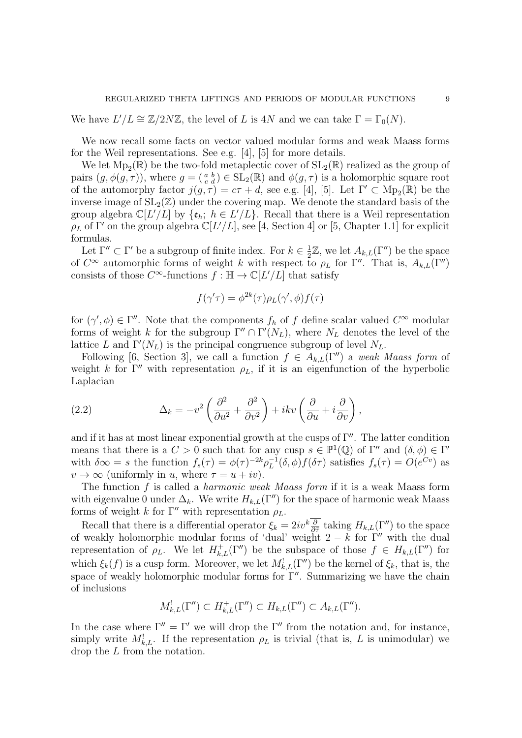We have $L'/L \cong \mathbb{Z}/2N\mathbb{Z}$, the level of $L$ is $4N$ and we can take $\Gamma = \Gamma_0(N)$.

We now recall some facts on vector valued modular forms and weak Maass forms for the Weil representations. See e.g. [4], [5] for more details.

We let $\mathrm{Mp}_2(\mathbb{R})$ be the two-fold metaplectic cover of $\mathrm{SL}_2(\mathbb{R})$ realized as the group of pairs $(g, \phi(g,\tau))$, where $g = \left(\begin{smallmatrix} a & b \\ c & d \end{smallmatrix}\right) \in \mathrm{SL}_2(\mathbb{R})$ and $\phi(g,\tau)$ is a holomorphic square root of the automorphy factor $j(g,\tau) = c\tau + d$, see e.g. [4], [5]. Let $\Gamma' \subset \mathrm{Mp}_2(\mathbb{R})$ be the inverse image of $\mathrm{SL}_2(\mathbb{Z})$ under the covering map. We denote the standard basis of the group algebra $\mathbb{C}[L'/L]$ by $\{\mathfrak{e}_h;\ h \in L'/L\}$. Recall that there is a Weil representation $\rho_L$ of $\Gamma'$ on the group algebra $\mathbb{C}[L'/L]$, see [4, Section 4] or [5, Chapter 1.1] for explicit formulas.

Let $\Gamma'' \subset \Gamma'$ be a subgroup of finite index. For $k \in \frac{1}{2}\mathbb{Z}$, we let $A_{k,L}(\Gamma'')$ be the space of $C^\infty$ automorphic forms of weight $k$ with respect to $\rho_L$ for $\Gamma''$. That is, $A_{k,L}(\Gamma'')$ consists of those $C^\infty$-functions $f : \mathbb{H} \to \mathbb{C}[L'/L]$ that satisfy

$$f(\gamma'\tau) = \phi^{2k}(\tau)\rho_L(\gamma', \phi)f(\tau)$$

for $(\gamma', \phi) \in \Gamma''$. Note that the components $f_h$ of $f$ define scalar valued $C^\infty$ modular forms of weight $k$ for the subgroup $\Gamma'' \cap \Gamma'(N_L)$, where $N_L$ denotes the level of the lattice $L$ and $\Gamma'(N_L)$ is the principal congruence subgroup of level $N_L$.

Following [6, Section 3], we call a function $f \in A_{k,L}(\Gamma'')$ a *weak Maass form* of weight $k$ for $\Gamma''$ with representation $\rho_L$, if it is an eigenfunction of the hyperbolic Laplacian

$$\Delta_k = -v^2\left(\frac{\partial^2}{\partial u^2} + \frac{\partial^2}{\partial v^2}\right) + ikv\left(\frac{\partial}{\partial u} + i\frac{\partial}{\partial v}\right), \tag{2.2}$$

and if it has at most linear exponential growth at the cusps of $\Gamma''$. The latter condition means that there is a $C > 0$ such that for any cusp $s \in \mathbb{P}^1(\mathbb{Q})$ of $\Gamma''$ and $(\delta, \phi) \in \Gamma'$ with $\delta\infty = s$ the function $f_s(\tau) = \phi(\tau)^{-2k}\rho_L^{-1}(\delta,\phi)f(\delta\tau)$ satisfies $f_s(\tau) = O(e^{Cv})$ as $v \to \infty$ (uniformly in $u$, where $\tau = u + iv$).

The function $f$ is called a *harmonic weak Maass form* if it is a weak Maass form with eigenvalue 0 under $\Delta_k$. We write $H_{k,L}(\Gamma'')$ for the space of harmonic weak Maass forms of weight $k$ for $\Gamma''$ with representation $\rho_L$.

Recall that there is a differential operator $\xi_k = 2iv^k\overline{\frac{\partial}{\partial\bar{\tau}}}$ taking $H_{k,L}(\Gamma'')$ to the space of weakly holomorphic modular forms of 'dual' weight $2-k$ for $\Gamma''$ with the dual representation of $\rho_L$. We let $H^+_{k,L}(\Gamma'')$ be the subspace of those $f \in H_{k,L}(\Gamma'')$ for which $\xi_k(f)$ is a cusp form. Moreover, we let $M^!_{k,L}(\Gamma'')$ be the kernel of $\xi_k$, that is, the space of weakly holomorphic modular forms for $\Gamma''$. Summarizing we have the chain of inclusions

$$M^!_{k,L}(\Gamma'') \subset H^+_{k,L}(\Gamma'') \subset H_{k,L}(\Gamma'') \subset A_{k,L}(\Gamma'').$$

In the case where $\Gamma'' = \Gamma'$ we will drop the $\Gamma''$ from the notation and, for instance, simply write $M^!_{k,L}$. If the representation $\rho_L$ is trivial (that is, $L$ is unimodular) we drop the $L$ from the notation.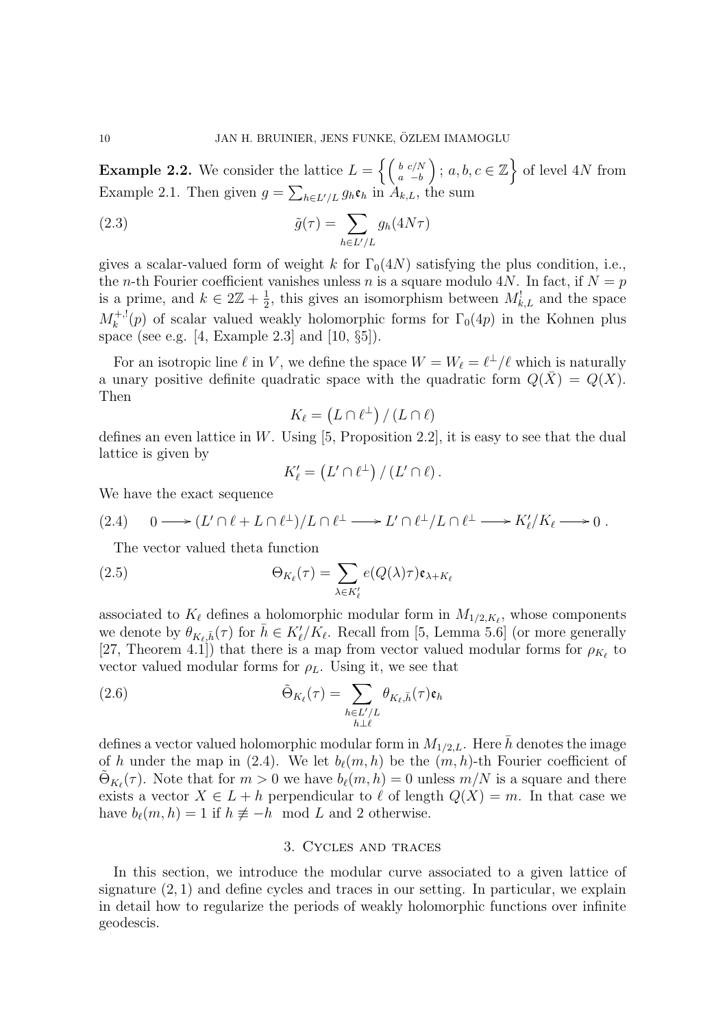**Example 2.2.** We consider the lattice $L = \left\{ \left( \begin{smallmatrix} b & c/N \\ a & -b \end{smallmatrix} \right) ;\ a, b, c \in \mathbb{Z} \right\}$ of level $4N$ from Example 2.1. Then given $g = \sum_{h \in L'/L} g_h \mathfrak{e}_h$ in $A_{k,L}$, the sum

$$\tilde{g}(\tau) = \sum_{h \in L'/L} g_h(4N\tau) \tag{2.3}$$

gives a scalar-valued form of weight $k$ for $\Gamma_0(4N)$ satisfying the plus condition, i.e., the $n$-th Fourier coefficient vanishes unless $n$ is a square modulo $4N$. In fact, if $N = p$ is a prime, and $k \in 2\mathbb{Z} + \frac{1}{2}$, this gives an isomorphism between $M^!_{k,L}$ and the space $M_k^{+,!}(p)$ of scalar valued weakly holomorphic forms for $\Gamma_0(4p)$ in the Kohnen plus space (see e.g. [4, Example 2.3] and [10, §5]).

For an isotropic line $\ell$ in $V$, we define the space $W = W_\ell = \ell^\perp / \ell$ which is naturally a unary positive definite quadratic space with the quadratic form $Q(\bar{X}) = Q(X)$. Then

$$K_\ell = \left( L \cap \ell^\perp \right) / \left( L \cap \ell \right)$$

defines an even lattice in $W$. Using [5, Proposition 2.2], it is easy to see that the dual lattice is given by

$$K'_\ell = \left( L' \cap \ell^\perp \right) / \left( L' \cap \ell \right).$$

We have the exact sequence

$$0 \longrightarrow (L' \cap \ell + L \cap \ell^\perp)/L \cap \ell^\perp \longrightarrow L' \cap \ell^\perp / L \cap \ell^\perp \longrightarrow K'_\ell / K_\ell \longrightarrow 0\ . \tag{2.4}$$

The vector valued theta function

$$\Theta_{K_\ell}(\tau) = \sum_{\lambda \in K'_\ell} e(Q(\lambda)\tau) \mathfrak{e}_{\lambda + K_\ell} \tag{2.5}$$

associated to $K_\ell$ defines a holomorphic modular form in $M_{1/2, K_\ell}$, whose components we denote by $\theta_{K_\ell, \bar{h}}(\tau)$ for $\bar{h} \in K'_\ell / K_\ell$. Recall from [5, Lemma 5.6] (or more generally [27, Theorem 4.1]) that there is a map from vector valued modular forms for $\rho_{K_\ell}$ to vector valued modular forms for $\rho_L$. Using it, we see that

$$\tilde{\Theta}_{K_\ell}(\tau) = \sum_{\substack{h \in L'/L \\ h \perp \ell}} \theta_{K_\ell, \bar{h}}(\tau) \mathfrak{e}_h \tag{2.6}$$

defines a vector valued holomorphic modular form in $M_{1/2,L}$. Here $\bar{h}$ denotes the image of $h$ under the map in (2.4). We let $b_\ell(m, h)$ be the $(m, h)$-th Fourier coefficient of $\tilde{\Theta}_{K_\ell}(\tau)$. Note that for $m > 0$ we have $b_\ell(m, h) = 0$ unless $m/N$ is a square and there exists a vector $X \in L + h$ perpendicular to $\ell$ of length $Q(X) = m$. In that case we have $b_\ell(m, h) = 1$ if $h \not\equiv -h \mod L$ and 2 otherwise.

## 3. Cycles and traces

In this section, we introduce the modular curve associated to a given lattice of signature $(2, 1)$ and define cycles and traces in our setting. In particular, we explain in detail how to regularize the periods of weakly holomorphic functions over infinite geodescis.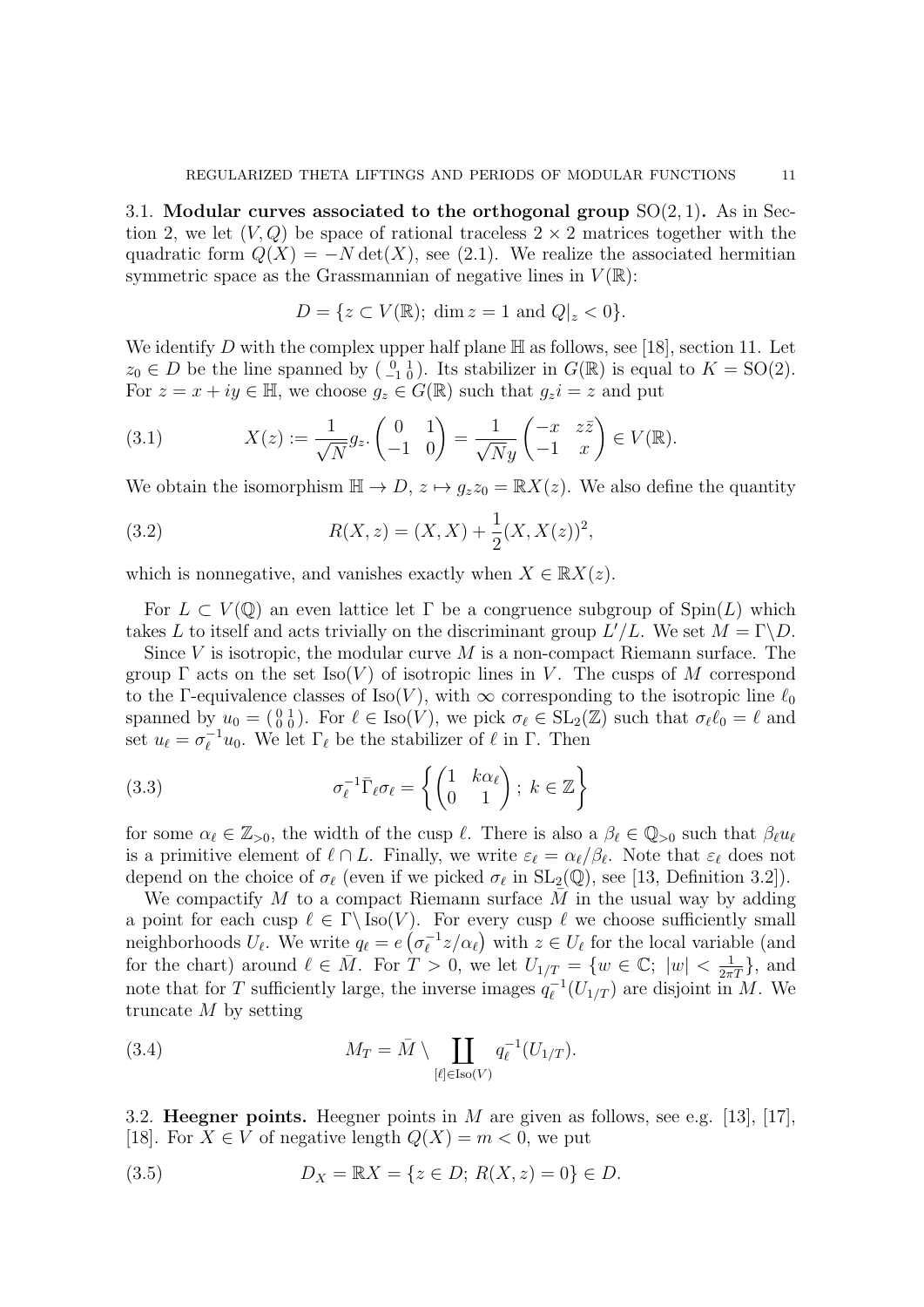3.1. **Modular curves associated to the orthogonal group** $\mathrm{SO}(2,1)$**.** As in Section 2, we let $(V, Q)$ be space of rational traceless $2\times 2$ matrices together with the quadratic form $Q(X) = -N\det(X)$, see (2.1). We realize the associated hermitian symmetric space as the Grassmannian of negative lines in $V(\mathbb{R})$:

$$D = \{z \subset V(\mathbb{R});\ \dim z = 1 \text{ and } Q|_z < 0\}.$$

We identify $D$ with the complex upper half plane $\mathbb{H}$ as follows, see [18], section 11. Let $z_0 \in D$ be the line spanned by $\left(\begin{smallmatrix} 0 & 1 \\ -1 & 0 \end{smallmatrix}\right)$. Its stabilizer in $G(\mathbb{R})$ is equal to $K = \mathrm{SO}(2)$. For $z = x+iy \in \mathbb{H}$, we choose $g_z \in G(\mathbb{R})$ such that $g_z i = z$ and put

$$X(z) := \frac{1}{\sqrt{N}} g_z. \begin{pmatrix} 0 & 1 \\ -1 & 0 \end{pmatrix} = \frac{1}{\sqrt{N}y}\begin{pmatrix} -x & z\bar{z} \\ -1 & x \end{pmatrix} \in V(\mathbb{R}). \tag{3.1}$$

We obtain the isomorphism $\mathbb{H} \to D$, $z \mapsto g_z z_0 = \mathbb{R}X(z)$. We also define the quantity

$$R(X,z) = (X,X) + \frac{1}{2}(X, X(z))^2, \tag{3.2}$$

which is nonnegative, and vanishes exactly when $X \in \mathbb{R}X(z)$.

For $L \subset V(\mathbb{Q})$ an even lattice let $\Gamma$ be a congruence subgroup of $\mathrm{Spin}(L)$ which takes $L$ to itself and acts trivially on the discriminant group $L'/L$. We set $M = \Gamma\backslash D$.

Since $V$ is isotropic, the modular curve $M$ is a non-compact Riemann surface. The group $\Gamma$ acts on the set $\mathrm{Iso}(V)$ of isotropic lines in $V$. The cusps of $M$ correspond to the $\Gamma$-equivalence classes of $\mathrm{Iso}(V)$, with $\infty$ corresponding to the isotropic line $\ell_0$ spanned by $u_0 = \left(\begin{smallmatrix} 0 & 1 \\ 0 & 0 \end{smallmatrix}\right)$. For $\ell \in \mathrm{Iso}(V)$, we pick $\sigma_\ell \in \mathrm{SL}_2(\mathbb{Z})$ such that $\sigma_\ell \ell_0 = \ell$ and set $u_\ell = \sigma_\ell^{-1} u_0$. We let $\Gamma_\ell$ be the stabilizer of $\ell$ in $\Gamma$. Then

$$\sigma_\ell^{-1} \bar{\Gamma}_\ell \sigma_\ell = \left\{ \begin{pmatrix} 1 & k\alpha_\ell \\ 0 & 1 \end{pmatrix};\ k \in \mathbb{Z} \right\} \tag{3.3}$$

for some $\alpha_\ell \in \mathbb{Z}_{>0}$, the width of the cusp $\ell$. There is also a $\beta_\ell \in \mathbb{Q}_{>0}$ such that $\beta_\ell u_\ell$ is a primitive element of $\ell \cap L$. Finally, we write $\varepsilon_\ell = \alpha_\ell/\beta_\ell$. Note that $\varepsilon_\ell$ does not depend on the choice of $\sigma_\ell$ (even if we picked $\sigma_\ell$ in $\mathrm{SL}_2(\mathbb{Q})$, see [13, Definition 3.2]).

We compactify $M$ to a compact Riemann surface $\bar{M}$ in the usual way by adding a point for each cusp $\ell \in \Gamma\backslash\mathrm{Iso}(V)$. For every cusp $\ell$ we choose sufficiently small neighborhoods $U_\ell$. We write $q_\ell = e\left(\sigma_\ell^{-1} z/\alpha_\ell\right)$ with $z \in U_\ell$ for the local variable (and for the chart) around $\ell \in \bar{M}$. For $T > 0$, we let $U_{1/T} = \{w \in \mathbb{C};\ |w| < \frac{1}{2\pi T}\}$, and note that for $T$ sufficiently large, the inverse images $q_\ell^{-1}(U_{1/T})$ are disjoint in $M$. We truncate $M$ by setting

$$M_T = \bar{M} \setminus \coprod_{[\ell]\in\mathrm{Iso}(V)} q_\ell^{-1}(U_{1/T}). \tag{3.4}$$

3.2. **Heegner points.** Heegner points in $M$ are given as follows, see e.g. [13], [17], [18]. For $X \in V$ of negative length $Q(X) = m < 0$, we put

$$D_X = \mathbb{R}X = \{z \in D;\ R(X,z) = 0\} \in D. \tag{3.5}$$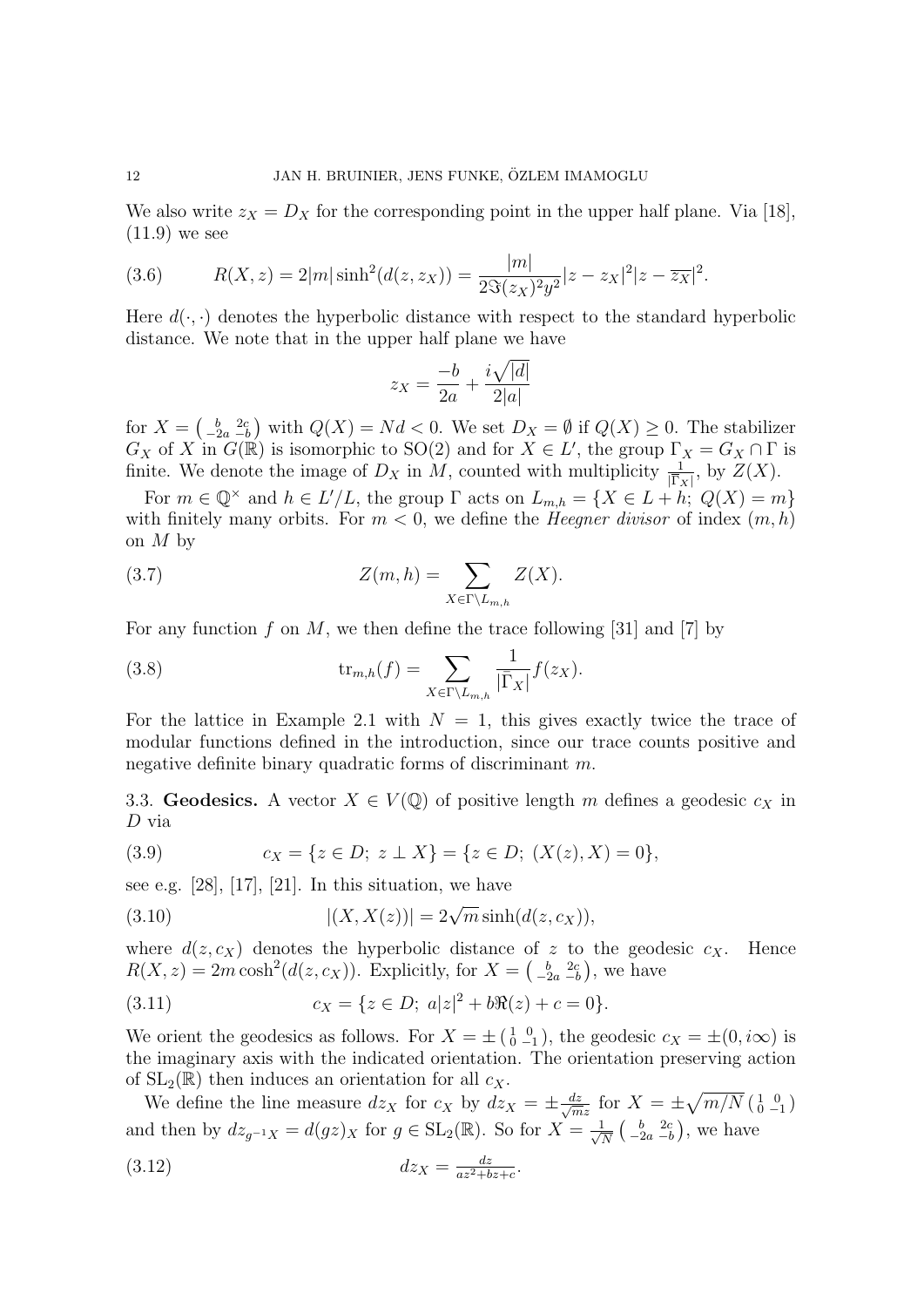We also write $z_X = D_X$ for the corresponding point in the upper half plane. Via [18], (11.9) we see

$$R(X,z) = 2|m|\sinh^2(d(z,z_X)) = \frac{|m|}{2\Im(z_X)^2 y^2}|z-z_X|^2|z-\overline{z_X}|^2. \tag{3.6}$$

Here $d(\cdot,\cdot)$ denotes the hyperbolic distance with respect to the standard hyperbolic distance. We note that in the upper half plane we have

$$z_X = \frac{-b}{2a} + \frac{i\sqrt{|d|}}{2|a|}$$

for $X = \left(\begin{smallmatrix} b & 2c \\ -2a & -b \end{smallmatrix}\right)$ with $Q(X) = Nd < 0$. We set $D_X = \emptyset$ if $Q(X) \geq 0$. The stabilizer $G_X$ of $X$ in $G(\mathbb{R})$ is isomorphic to $\mathrm{SO}(2)$ and for $X \in L'$, the group $\Gamma_X = G_X \cap \Gamma$ is finite. We denote the image of $D_X$ in $M$, counted with multiplicity $\frac{1}{|\bar{\Gamma}_X|}$, by $Z(X)$.

For $m \in \mathbb{Q}^\times$ and $h \in L'/L$, the group $\Gamma$ acts on $L_{m,h} = \{X \in L + h;\ Q(X) = m\}$ with finitely many orbits. For $m < 0$, we define the *Heegner divisor* of index $(m,h)$ on $M$ by

$$Z(m,h) = \sum_{X \in \Gamma \backslash L_{m,h}} Z(X). \tag{3.7}$$

For any function $f$ on $M$, we then define the trace following [31] and [7] by

$$\mathrm{tr}_{m,h}(f) = \sum_{X \in \Gamma \backslash L_{m,h}} \frac{1}{|\bar{\Gamma}_X|} f(z_X). \tag{3.8}$$

For the lattice in Example 2.1 with $N = 1$, this gives exactly twice the trace of modular functions defined in the introduction, since our trace counts positive and negative definite binary quadratic forms of discriminant $m$.

### 3.3. Geodesics.

A vector $X \in V(\mathbb{Q})$ of positive length $m$ defines a geodesic $c_X$ in $D$ via

$$c_X = \{z \in D;\ z \perp X\} = \{z \in D;\ (X(z), X) = 0\}, \tag{3.9}$$

see e.g. [28], [17], [21]. In this situation, we have

$$|(X, X(z))| = 2\sqrt{m}\sinh(d(z, c_X)), \tag{3.10}$$

where $d(z, c_X)$ denotes the hyperbolic distance of $z$ to the geodesic $c_X$. Hence $R(X,z) = 2m\cosh^2(d(z,c_X))$. Explicitly, for $X = \left(\begin{smallmatrix} b & 2c \\ -2a & -b \end{smallmatrix}\right)$, we have

$$c_X = \{z \in D;\ a|z|^2 + b\Re(z) + c = 0\}. \tag{3.11}$$

We orient the geodesics as follows. For $X = \pm\left(\begin{smallmatrix} 1 & 0 \\ 0 & -1 \end{smallmatrix}\right)$, the geodesic $c_X = \pm(0, i\infty)$ is the imaginary axis with the indicated orientation. The orientation preserving action of $\mathrm{SL}_2(\mathbb{R})$ then induces an orientation for all $c_X$.

We define the line measure $dz_X$ for $c_X$ by $dz_X = \pm\frac{dz}{\sqrt{m}z}$ for $X = \pm\sqrt{m/N}\left(\begin{smallmatrix} 1 & 0 \\ 0 & -1 \end{smallmatrix}\right)$ and then by $dz_{g^{-1}X} = d(gz)_X$ for $g \in \mathrm{SL}_2(\mathbb{R})$. So for $X = \frac{1}{\sqrt{N}}\left(\begin{smallmatrix} b & 2c \\ -2a & -b \end{smallmatrix}\right)$, we have

$$dz_X = \frac{dz}{az^2 + bz + c}. \tag{3.12}$$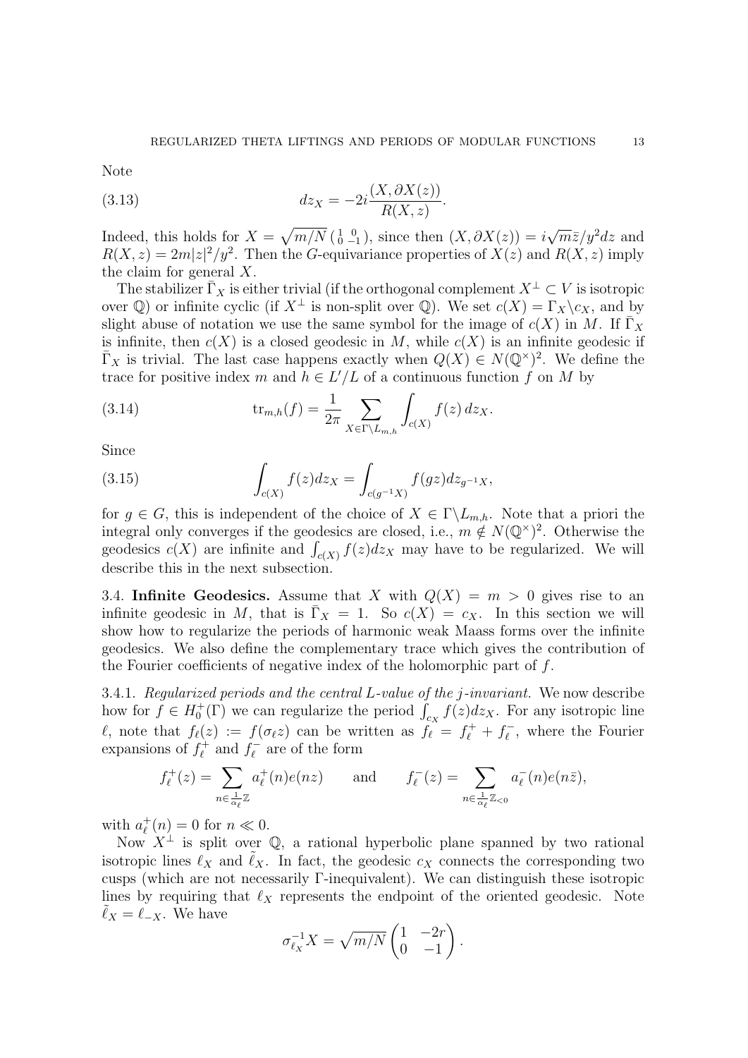Note

$$dz_X = -2i\frac{(X, \partial X(z))}{R(X,z)}. \tag{3.13}$$

Indeed, this holds for $X = \sqrt{m/N}\left(\begin{smallmatrix} 1 & 0 \\ 0 & -1 \end{smallmatrix}\right)$, since then $(X, \partial X(z)) = i\sqrt{m}\bar{z}/y^2 dz$ and $R(X,z) = 2m|z|^2/y^2$. Then the $G$-equivariance properties of $X(z)$ and $R(X,z)$ imply the claim for general $X$.

The stabilizer $\bar{\Gamma}_X$ is either trivial (if the orthogonal complement $X^\perp \subset V$ is isotropic over $\mathbb{Q}$) or infinite cyclic (if $X^\perp$ is non-split over $\mathbb{Q}$). We set $c(X) = \Gamma_X \backslash c_X$, and by slight abuse of notation we use the same symbol for the image of $c(X)$ in $M$. If $\bar{\Gamma}_X$ is infinite, then $c(X)$ is a closed geodesic in $M$, while $c(X)$ is an infinite geodesic if $\bar{\Gamma}_X$ is trivial. The last case happens exactly when $Q(X) \in N(\mathbb{Q}^\times)^2$. We define the trace for positive index $m$ and $h \in L'/L$ of a continuous function $f$ on $M$ by

$$\operatorname{tr}_{m,h}(f) = \frac{1}{2\pi} \sum_{X \in \Gamma \backslash L_{m,h}} \int_{c(X)} f(z)\, dz_X. \tag{3.14}$$

Since

$$\int_{c(X)} f(z) dz_X = \int_{c(g^{-1}X)} f(gz) dz_{g^{-1}X}, \tag{3.15}$$

for $g \in G$, this is independent of the choice of $X \in \Gamma \backslash L_{m,h}$. Note that a priori the integral only converges if the geodesics are closed, i.e., $m \notin N(\mathbb{Q}^\times)^2$. Otherwise the geodesics $c(X)$ are infinite and $\int_{c(X)} f(z)dz_X$ may have to be regularized. We will describe this in the next subsection.

## 3.4. Infinite Geodesics.

Assume that $X$ with $Q(X) = m > 0$ gives rise to an infinite geodesic in $M$, that is $\bar{\Gamma}_X = 1$. So $c(X) = c_X$. In this section we will show how to regularize the periods of harmonic weak Maass forms over the infinite geodesics. We also define the complementary trace which gives the contribution of the Fourier coefficients of negative index of the holomorphic part of $f$.

### 3.4.1. *Regularized periods and the central $L$-value of the $j$-invariant.*

We now describe how for $f \in H_0^+(\Gamma)$ we can regularize the period $\int_{c_X} f(z)dz_X$. For any isotropic line $\ell$, note that $f_\ell(z) := f(\sigma_\ell z)$ can be written as $f_\ell = f_\ell^+ + f_\ell^-$, where the Fourier expansions of $f_\ell^+$ and $f_\ell^-$ are of the form

$$f_\ell^+(z) = \sum_{n \in \frac{1}{\alpha_\ell}\mathbb{Z}} a_\ell^+(n) e(nz) \qquad \text{and} \qquad f_\ell^-(z) = \sum_{n \in \frac{1}{\alpha_\ell}\mathbb{Z}_{<0}} a_\ell^-(n) e(n\bar{z}),$$

with $a_\ell^+(n) = 0$ for $n \ll 0$.

Now $X^\perp$ is split over $\mathbb{Q}$, a rational hyperbolic plane spanned by two rational isotropic lines $\ell_X$ and $\tilde{\ell}_X$. In fact, the geodesic $c_X$ connects the corresponding two cusps (which are not necessarily $\Gamma$-inequivalent). We can distinguish these isotropic lines by requiring that $\ell_X$ represents the endpoint of the oriented geodesic. Note $\tilde{\ell}_X = \ell_{-X}$. We have

$$\sigma_{\ell_X}^{-1} X = \sqrt{m/N}\begin{pmatrix} 1 & -2r \\ 0 & -1 \end{pmatrix}.$$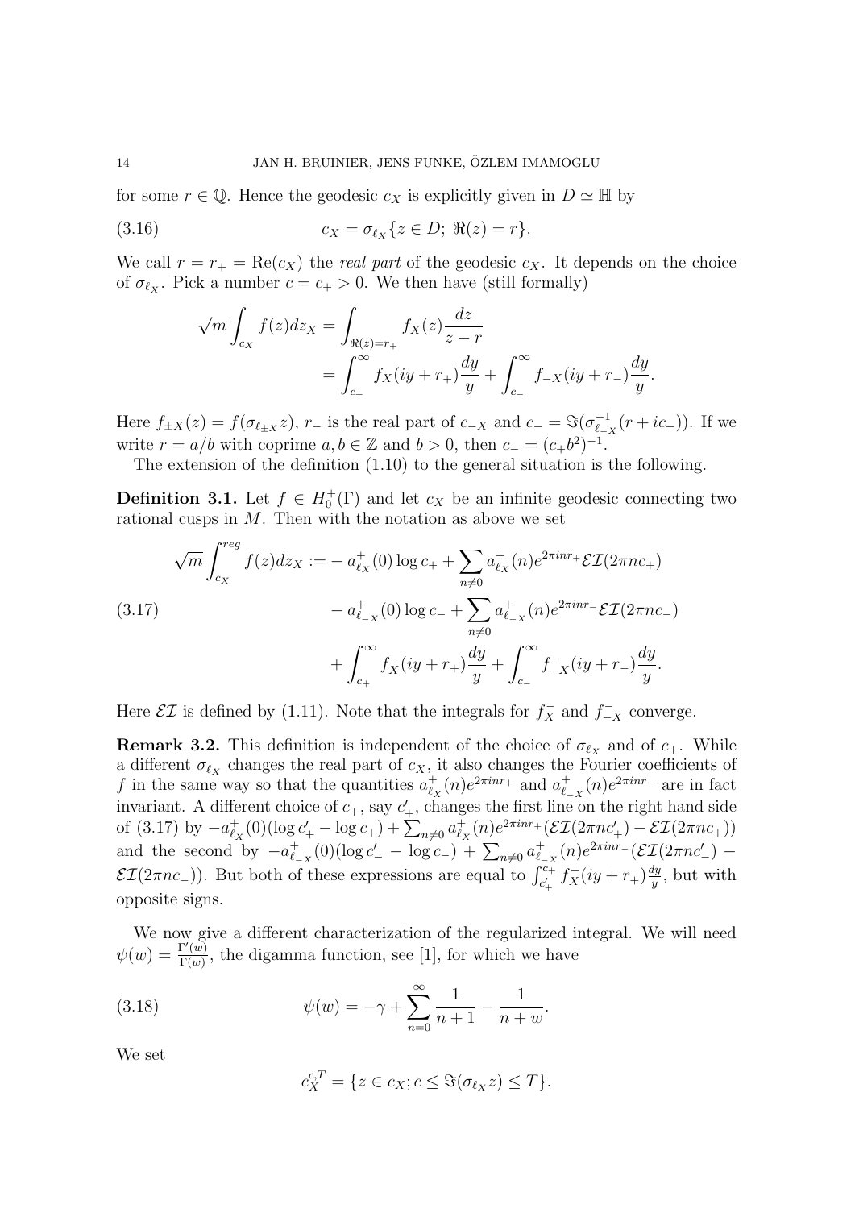for some $r \in \mathbb{Q}$. Hence the geodesic $c_X$ is explicitly given in $D \simeq \mathbb{H}$ by

$$c_X = \sigma_{\ell_X}\{z \in D;\ \Re(z) = r\}. \tag{3.16}$$

We call $r = r_+ = \mathrm{Re}(c_X)$ the *real part* of the geodesic $c_X$. It depends on the choice of $\sigma_{\ell_X}$. Pick a number $c = c_+ > 0$. We then have (still formally)

$$\begin{aligned}
\sqrt{m}\int_{c_X} f(z)dz_X &= \int_{\Re(z)=r_+} f_X(z)\frac{dz}{z-r} \\
&= \int_{c_+}^{\infty} f_X(iy+r_+)\frac{dy}{y} + \int_{c_-}^{\infty} f_{-X}(iy+r_-)\frac{dy}{y}.
\end{aligned}$$

Here $f_{\pm X}(z) = f(\sigma_{\ell_{\pm X}} z)$, $r_-$ is the real part of $c_{-X}$ and $c_- = \Im(\sigma_{\ell_{-X}}^{-1}(r+ic_+))$. If we write $r = a/b$ with coprime $a, b \in \mathbb{Z}$ and $b > 0$, then $c_- = (c_+ b^2)^{-1}$.

The extension of the definition (1.10) to the general situation is the following.

**Definition 3.1.** Let $f \in H_0^+(\Gamma)$ and let $c_X$ be an infinite geodesic connecting two rational cusps in $M$. Then with the notation as above we set

$$\begin{aligned}
\sqrt{m}\int_{c_X}^{reg} f(z)dz_X := &- a_{\ell_X}^+(0)\log c_+ + \sum_{n\neq 0} a_{\ell_X}^+(n)e^{2\pi i n r_+}\mathcal{EI}(2\pi n c_+) \\
&- a_{\ell_{-X}}^+(0)\log c_- + \sum_{n\neq 0} a_{\ell_{-X}}^+(n)e^{2\pi i n r_-}\mathcal{EI}(2\pi n c_-) \\
&+ \int_{c_+}^{\infty} f_X^-(iy+r_+)\frac{dy}{y} + \int_{c_-}^{\infty} f_{-X}^-(iy+r_-)\frac{dy}{y}.
\end{aligned} \tag{3.17}$$

Here $\mathcal{EI}$ is defined by (1.11). Note that the integrals for $f_X^-$ and $f_{-X}^-$ converge.

**Remark 3.2.** This definition is independent of the choice of $\sigma_{\ell_X}$ and of $c_+$. While a different $\sigma_{\ell_X}$ changes the real part of $c_X$, it also changes the Fourier coefficients of $f$ in the same way so that the quantities $a_{\ell_X}^+(n)e^{2\pi i n r_+}$ and $a_{\ell_{-X}}^+(n)e^{2\pi i n r_-}$ are in fact invariant. A different choice of $c_+$, say $c_+'$, changes the first line on the right hand side of (3.17) by $-a_{\ell_X}^+(0)(\log c_+' - \log c_+) + \sum_{n\neq 0} a_{\ell_X}^+(n)e^{2\pi i n r_+}(\mathcal{EI}(2\pi n c_+') - \mathcal{EI}(2\pi n c_+))$ and the second by $-a_{\ell_{-X}}^+(0)(\log c_-' - \log c_-) + \sum_{n\neq 0} a_{\ell_{-X}}^+(n)e^{2\pi i n r_-}(\mathcal{EI}(2\pi n c_-') - \mathcal{EI}(2\pi n c_-))$. But both of these expressions are equal to $\int_{c_+'}^{c_+} f_X^+(iy+r_+)\frac{dy}{y}$, but with opposite signs.

We now give a different characterization of the regularized integral. We will need $\psi(w) = \frac{\Gamma'(w)}{\Gamma(w)}$, the digamma function, see [1], for which we have

$$\psi(w) = -\gamma + \sum_{n=0}^{\infty} \frac{1}{n+1} - \frac{1}{n+w}. \tag{3.18}$$

We set

$$c_X^{c,T} = \{z \in c_X; c \leq \Im(\sigma_{\ell_X} z) \leq T\}.$$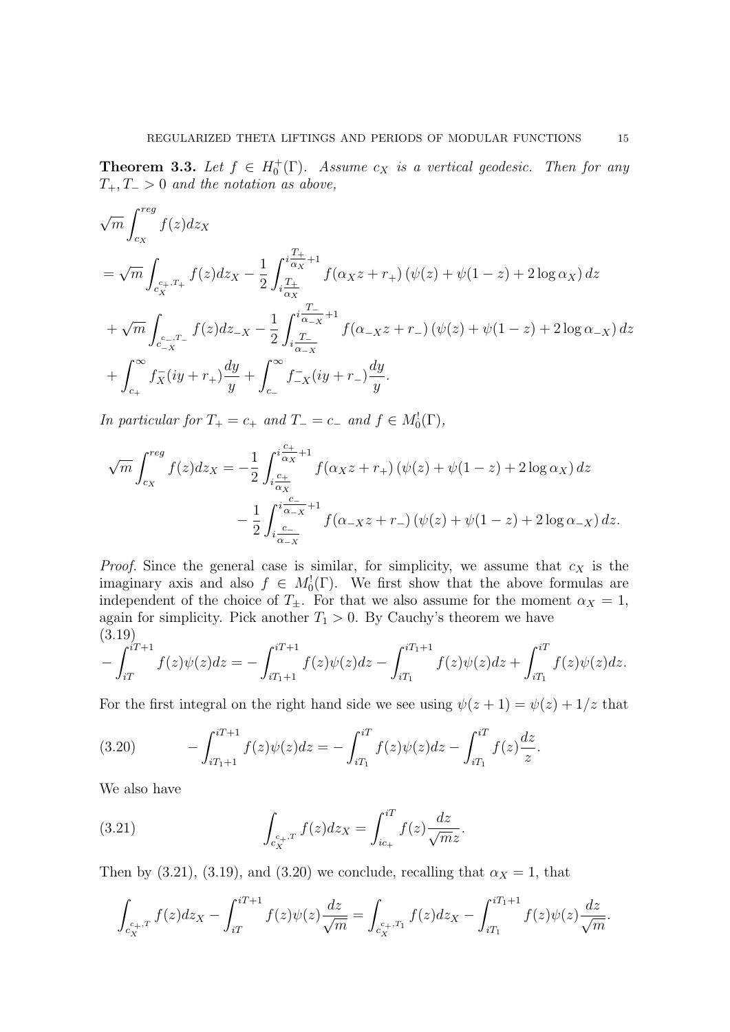**Theorem 3.3.** *Let $f \in H_0^+(\Gamma)$. Assume $c_X$ is a vertical geodesic. Then for any $T_+, T_- > 0$ and the notation as above,*

$$
\begin{aligned}
&\sqrt{m}\int_{c_X}^{reg} f(z)dz_X \\
&= \sqrt{m}\int_{c_X^{c_+,T_+}} f(z)dz_X - \frac{1}{2}\int_{i\frac{T_+}{\alpha_X}}^{i\frac{T_+}{\alpha_X}+1} f(\alpha_X z + r_+)\left(\psi(z)+\psi(1-z)+2\log\alpha_X\right)dz \\
&+ \sqrt{m}\int_{c_{-X}^{c_-,T_-}} f(z)dz_{-X} - \frac{1}{2}\int_{i\frac{T_-}{\alpha_{-X}}}^{i\frac{T_-}{\alpha_{-X}}+1} f(\alpha_{-X} z + r_-)\left(\psi(z)+\psi(1-z)+2\log\alpha_{-X}\right)dz \\
&+ \int_{c_+}^{\infty} f_X^-(iy+r_+)\frac{dy}{y} + \int_{c_-}^{\infty} f_{-X}^-(iy+r_-)\frac{dy}{y}.
\end{aligned}
$$

*In particular for $T_+ = c_+$ and $T_- = c_-$ and $f \in M_0^!(\Gamma)$,*

$$
\begin{aligned}
\sqrt{m}\int_{c_X}^{reg} f(z)dz_X &= -\frac{1}{2}\int_{i\frac{c_+}{\alpha_X}}^{i\frac{c_+}{\alpha_X}+1} f(\alpha_X z + r_+)\left(\psi(z)+\psi(1-z)+2\log\alpha_X\right)dz \\
&\quad - \frac{1}{2}\int_{i\frac{c_-}{\alpha_{-X}}}^{i\frac{c_-}{\alpha_{-X}}+1} f(\alpha_{-X} z + r_-)\left(\psi(z)+\psi(1-z)+2\log\alpha_{-X}\right)dz.
\end{aligned}
$$

*Proof.* Since the general case is similar, for simplicity, we assume that $c_X$ is the imaginary axis and also $f \in M_0^!(\Gamma)$. We first show that the above formulas are independent of the choice of $T_\pm$. For that we also assume for the moment $\alpha_X = 1$, again for simplicity. Pick another $T_1 > 0$. By Cauchy's theorem we have

$$
-\int_{iT}^{iT+1} f(z)\psi(z)dz = -\int_{iT_1+1}^{iT+1} f(z)\psi(z)dz - \int_{iT_1}^{iT_1+1} f(z)\psi(z)dz + \int_{iT_1}^{iT} f(z)\psi(z)dz. \tag{3.19}
$$

For the first integral on the right hand side we see using $\psi(z+1) = \psi(z) + 1/z$ that

$$
-\int_{iT_1+1}^{iT+1} f(z)\psi(z)dz = -\int_{iT_1}^{iT} f(z)\psi(z)dz - \int_{iT_1}^{iT} f(z)\frac{dz}{z}. \tag{3.20}
$$

We also have

$$
\int_{c_X^{c_+,T}} f(z)dz_X = \int_{ic_+}^{iT} f(z)\frac{dz}{\sqrt{m}z}. \tag{3.21}
$$

Then by (3.21), (3.19), and (3.20) we conclude, recalling that $\alpha_X = 1$, that

$$
\int_{c_X^{c_+,T}} f(z)dz_X - \int_{iT}^{iT+1} f(z)\psi(z)\frac{dz}{\sqrt{m}} = \int_{c_X^{c_+,T_1}} f(z)dz_X - \int_{iT_1}^{iT_1+1} f(z)\psi(z)\frac{dz}{\sqrt{m}}.
$$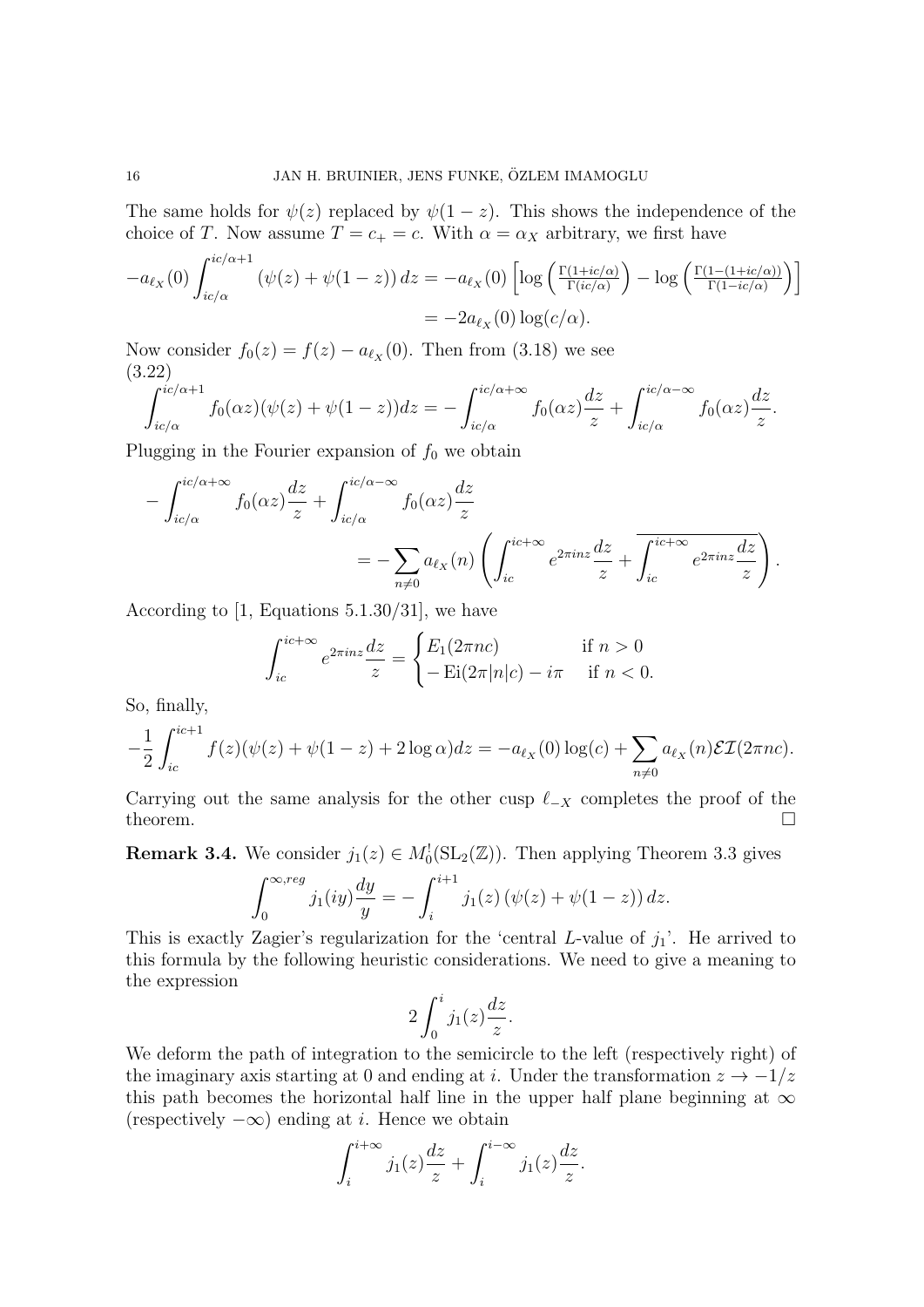The same holds for $\psi(z)$ replaced by $\psi(1-z)$. This shows the independence of the choice of $T$. Now assume $T = c_+ = c$. With $\alpha = \alpha_X$ arbitrary, we first have

$$-a_{\ell_X}(0) \int_{ic/\alpha}^{ic/\alpha+1} (\psi(z) + \psi(1-z))\, dz = -a_{\ell_X}(0) \left[ \log\left( \tfrac{\Gamma(1+ic/\alpha)}{\Gamma(ic/\alpha)} \right) - \log\left( \tfrac{\Gamma(1-(1+ic/\alpha))}{\Gamma(1-ic/\alpha)} \right) \right]$$
$$= -2a_{\ell_X}(0) \log(c/\alpha).$$

Now consider $f_0(z) = f(z) - a_{\ell_X}(0)$. Then from (3.18) we see

(3.22)
$$\int_{ic/\alpha}^{ic/\alpha+1} f_0(\alpha z)(\psi(z) + \psi(1-z))dz = -\int_{ic/\alpha}^{ic/\alpha+\infty} f_0(\alpha z)\frac{dz}{z} + \int_{ic/\alpha}^{ic/\alpha-\infty} f_0(\alpha z)\frac{dz}{z}.$$

Plugging in the Fourier expansion of $f_0$ we obtain

$$-\int_{ic/\alpha}^{ic/\alpha+\infty} f_0(\alpha z)\frac{dz}{z} + \int_{ic/\alpha}^{ic/\alpha-\infty} f_0(\alpha z)\frac{dz}{z}$$
$$= -\sum_{n\neq 0} a_{\ell_X}(n) \left( \int_{ic}^{ic+\infty} e^{2\pi i n z}\frac{dz}{z} + \overline{\int_{ic}^{ic+\infty} e^{2\pi i n z}\frac{dz}{z}} \right).$$

According to [1, Equations 5.1.30/31], we have

$$\int_{ic}^{ic+\infty} e^{2\pi i n z}\frac{dz}{z} = \begin{cases} E_1(2\pi n c) & \text{if } n > 0 \\ -\operatorname{Ei}(2\pi |n| c) - i\pi & \text{if } n < 0. \end{cases}$$

So, finally,

$$-\frac{1}{2}\int_{ic}^{ic+1} f(z)(\psi(z) + \psi(1-z) + 2\log\alpha)dz = -a_{\ell_X}(0)\log(c) + \sum_{n\neq 0} a_{\ell_X}(n)\mathcal{EI}(2\pi n c).$$

Carrying out the same analysis for the other cusp $\ell_{-X}$ completes the proof of the theorem. $\square$

**Remark 3.4.** We consider $j_1(z) \in M_0^!(\mathrm{SL}_2(\mathbb{Z}))$. Then applying Theorem 3.3 gives

$$\int_0^{\infty, reg} j_1(iy)\frac{dy}{y} = -\int_i^{i+1} j_1(z)\left(\psi(z) + \psi(1-z)\right)dz.$$

This is exactly Zagier's regularization for the 'central $L$-value of $j_1$'. He arrived to this formula by the following heuristic considerations. We need to give a meaning to the expression

$$2\int_0^i j_1(z)\frac{dz}{z}.$$

We deform the path of integration to the semicircle to the left (respectively right) of the imaginary axis starting at 0 and ending at $i$. Under the transformation $z \to -1/z$ this path becomes the horizontal half line in the upper half plane beginning at $\infty$ (respectively $-\infty$) ending at $i$. Hence we obtain

$$\int_i^{i+\infty} j_1(z)\frac{dz}{z} + \int_i^{i-\infty} j_1(z)\frac{dz}{z}.$$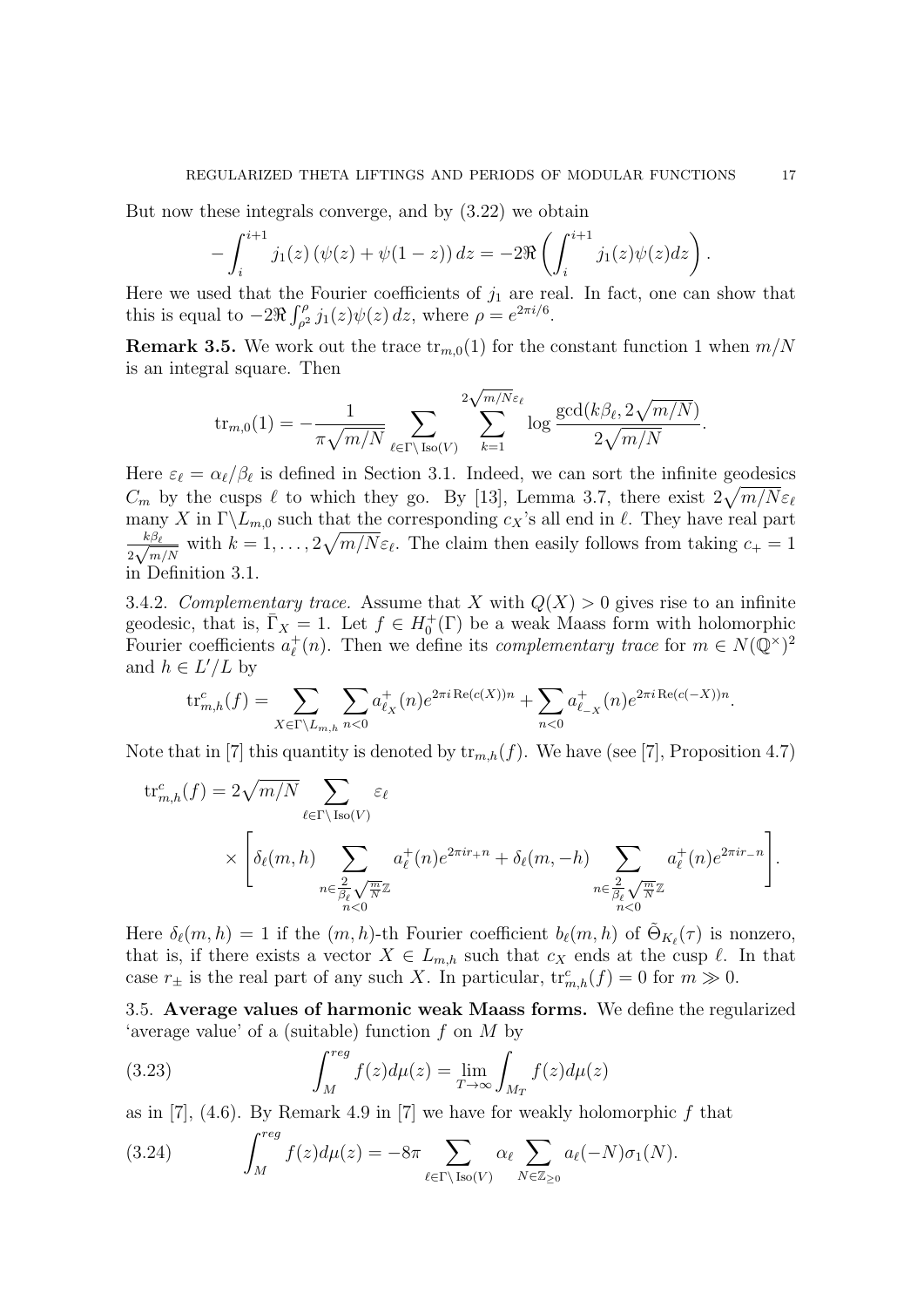But now these integrals converge, and by (3.22) we obtain

$$-\int_i^{i+1} j_1(z)\left(\psi(z)+\psi(1-z)\right)dz = -2\Re\left(\int_i^{i+1} j_1(z)\psi(z)dz\right).$$

Here we used that the Fourier coefficients of $j_1$ are real. In fact, one can show that this is equal to $-2\Re\int_{\rho^2}^{\rho} j_1(z)\psi(z)\,dz$, where $\rho = e^{2\pi i/6}$.

**Remark 3.5.** We work out the trace $\mathrm{tr}_{m,0}(1)$ for the constant function 1 when $m/N$ is an integral square. Then

$$\mathrm{tr}_{m,0}(1) = -\frac{1}{\pi\sqrt{m/N}}\sum_{\ell\in\Gamma\backslash\mathrm{Iso}(V)}\sum_{k=1}^{2\sqrt{m/N}\varepsilon_\ell}\log\frac{\gcd(k\beta_\ell, 2\sqrt{m/N})}{2\sqrt{m/N}}.$$

Here $\varepsilon_\ell = \alpha_\ell/\beta_\ell$ is defined in Section 3.1. Indeed, we can sort the infinite geodesics $C_m$ by the cusps $\ell$ to which they go. By [13], Lemma 3.7, there exist $2\sqrt{m/N}\varepsilon_\ell$ many $X$ in $\Gamma\backslash L_{m,0}$ such that the corresponding $c_X$'s all end in $\ell$. They have real part $\frac{k\beta_\ell}{2\sqrt{m/N}}$ with $k = 1,\ldots,2\sqrt{m/N}\varepsilon_\ell$. The claim then easily follows from taking $c_+ = 1$ in Definition 3.1.

3.4.2. *Complementary trace.* Assume that $X$ with $Q(X) > 0$ gives rise to an infinite geodesic, that is, $\bar{\Gamma}_X = 1$. Let $f \in H_0^+(\Gamma)$ be a weak Maass form with holomorphic Fourier coefficients $a_\ell^+(n)$. Then we define its *complementary trace* for $m \in N(\mathbb{Q}^\times)^2$ and $h \in L'/L$ by

$$\mathrm{tr}^c_{m,h}(f) = \sum_{X\in\Gamma\backslash L_{m,h}}\sum_{n<0} a^+_{\ell_X}(n)e^{2\pi i\,\mathrm{Re}(c(X))n} + \sum_{n<0} a^+_{\ell_{-X}}(n)e^{2\pi i\,\mathrm{Re}(c(-X))n}.$$

Note that in [7] this quantity is denoted by $\mathrm{tr}_{m,h}(f)$. We have (see [7], Proposition 4.7)

$$\mathrm{tr}^c_{m,h}(f) = 2\sqrt{m/N}\sum_{\ell\in\Gamma\backslash\mathrm{Iso}(V)}\varepsilon_\ell \times\left[\delta_\ell(m,h)\sum_{\substack{n\in\frac{2}{\beta_\ell}\sqrt{\frac{m}{N}}\mathbb{Z}\\ n<0}} a^+_\ell(n)e^{2\pi i r_+ n} + \delta_\ell(m,-h)\sum_{\substack{n\in\frac{2}{\beta_\ell}\sqrt{\frac{m}{N}}\mathbb{Z}\\ n<0}} a^+_\ell(n)e^{2\pi i r_- n}\right].$$

Here $\delta_\ell(m,h) = 1$ if the $(m,h)$-th Fourier coefficient $b_\ell(m,h)$ of $\tilde{\Theta}_{K_\ell}(\tau)$ is nonzero, that is, if there exists a vector $X \in L_{m,h}$ such that $c_X$ ends at the cusp $\ell$. In that case $r_\pm$ is the real part of any such $X$. In particular, $\mathrm{tr}^c_{m,h}(f) = 0$ for $m \gg 0$.

## 3.5. Average values of harmonic weak Maass forms.

We define the regularized 'average value' of a (suitable) function $f$ on $M$ by

$$\int_M^{reg} f(z)d\mu(z) = \lim_{T\to\infty}\int_{M_T} f(z)d\mu(z) \tag{3.23}$$

as in [7], (4.6). By Remark 4.9 in [7] we have for weakly holomorphic $f$ that

$$\int_M^{reg} f(z)d\mu(z) = -8\pi\sum_{\ell\in\Gamma\backslash\mathrm{Iso}(V)}\alpha_\ell\sum_{N\in\mathbb{Z}_{\geq 0}} a_\ell(-N)\sigma_1(N). \tag{3.24}$$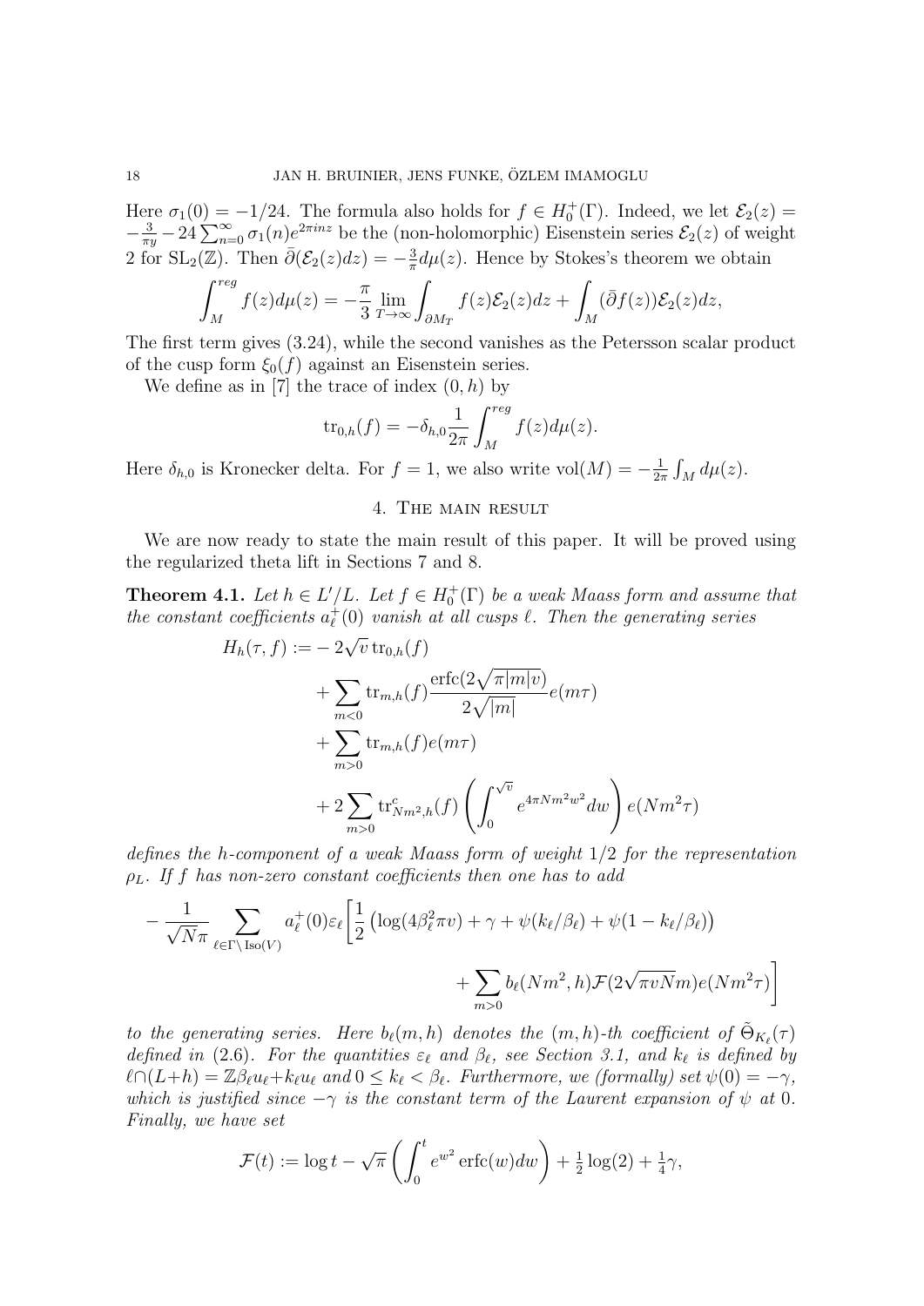Here $\sigma_1(0) = -1/24$. The formula also holds for $f \in H_0^+(\Gamma)$. Indeed, we let $\mathcal{E}_2(z) = -\frac{3}{\pi y} - 24\sum_{n=0}^\infty \sigma_1(n) e^{2\pi i n z}$ be the (non-holomorphic) Eisenstein series $\mathcal{E}_2(z)$ of weight 2 for $\mathrm{SL}_2(\mathbb{Z})$. Then $\bar\partial(\mathcal{E}_2(z)dz) = -\frac{3}{\pi} d\mu(z)$. Hence by Stokes's theorem we obtain

$$\int_M^{reg} f(z) d\mu(z) = -\frac{\pi}{3} \lim_{T\to\infty} \int_{\partial M_T} f(z)\mathcal{E}_2(z)dz + \int_M (\bar\partial f(z))\mathcal{E}_2(z)dz,$$

The first term gives (3.24), while the second vanishes as the Petersson scalar product of the cusp form $\xi_0(f)$ against an Eisenstein series.

We define as in [7] the trace of index $(0,h)$ by

$$\mathrm{tr}_{0,h}(f) = -\delta_{h,0}\frac{1}{2\pi}\int_M^{reg} f(z)d\mu(z).$$

Here $\delta_{h,0}$ is Kronecker delta. For $f=1$, we also write $\mathrm{vol}(M) = -\frac{1}{2\pi}\int_M d\mu(z)$.

## 4. The main result

We are now ready to state the main result of this paper. It will be proved using the regularized theta lift in Sections 7 and 8.

**Theorem 4.1.** *Let $h \in L'/L$. Let $f \in H_0^+(\Gamma)$ be a weak Maass form and assume that the constant coefficients $a_\ell^+(0)$ vanish at all cusps $\ell$. Then the generating series*

$$\begin{aligned} H_h(\tau, f) := &-2\sqrt{v}\,\mathrm{tr}_{0,h}(f) \\ &+ \sum_{m<0} \mathrm{tr}_{m,h}(f)\frac{\mathrm{erfc}(2\sqrt{\pi|m|v})}{2\sqrt{|m|}} e(m\tau) \\ &+ \sum_{m>0}\mathrm{tr}_{m,h}(f)e(m\tau) \\ &+ 2\sum_{m>0}\mathrm{tr}^c_{Nm^2,h}(f)\left(\int_0^{\sqrt{v}} e^{4\pi N m^2 w^2}dw\right)e(Nm^2\tau) \end{aligned}$$

*defines the $h$-component of a weak Maass form of weight $1/2$ for the representation $\rho_L$. If $f$ has non-zero constant coefficients then one has to add*

$$\begin{aligned} -\frac{1}{\sqrt{N}\pi}\sum_{\ell\in\Gamma\backslash\mathrm{Iso}(V)} a_\ell^+(0)\varepsilon_\ell\Bigg[&\frac{1}{2}\left(\log(4\beta_\ell^2\pi v) + \gamma + \psi(k_\ell/\beta_\ell) + \psi(1-k_\ell/\beta_\ell)\right) \\ &+ \sum_{m>0} b_\ell(Nm^2,h)\mathcal{F}(2\sqrt{\pi v N}m)e(Nm^2\tau)\Bigg] \end{aligned}$$

*to the generating series. Here $b_\ell(m,h)$ denotes the $(m,h)$-th coefficient of $\tilde\Theta_{K_\ell}(\tau)$ defined in (2.6). For the quantities $\varepsilon_\ell$ and $\beta_\ell$, see Section 3.1, and $k_\ell$ is defined by $\ell\cap(L+h) = \mathbb{Z}\beta_\ell u_\ell + k_\ell u_\ell$ and $0 \le k_\ell < \beta_\ell$. Furthermore, we (formally) set $\psi(0) = -\gamma$, which is justified since $-\gamma$ is the constant term of the Laurent expansion of $\psi$ at 0. Finally, we have set*

$$\mathcal{F}(t) := \log t - \sqrt{\pi}\left(\int_0^t e^{w^2}\mathrm{erfc}(w)dw\right) + \tfrac{1}{2}\log(2) + \tfrac{1}{4}\gamma,$$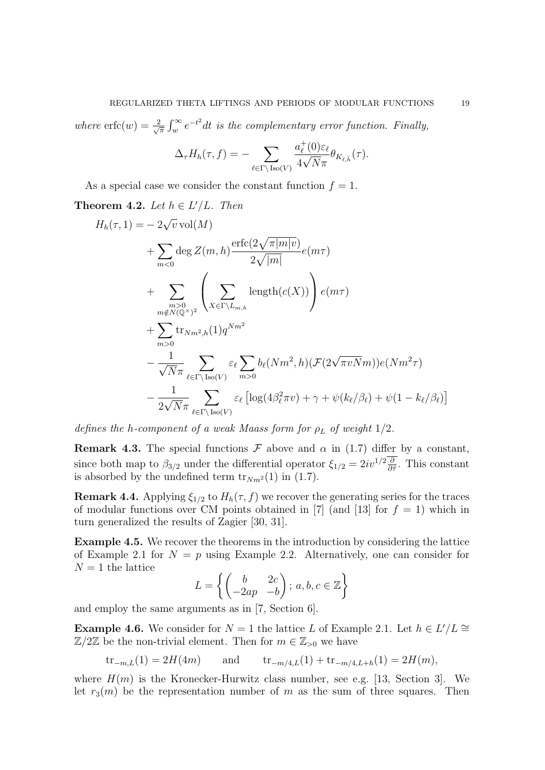*where* $\operatorname{erfc}(w) = \frac{2}{\sqrt{\pi}} \int_w^\infty e^{-t^2} dt$ *is the complementary error function. Finally,*

$$\Delta_\tau H_h(\tau, f) = - \sum_{\ell \in \Gamma \backslash \operatorname{Iso}(V)} \frac{a_\ell^+(0)\varepsilon_\ell}{4\sqrt{N}\pi} \theta_{K_{\ell,\bar{h}}}(\tau).$$

As a special case we consider the constant function $f = 1$.

**Theorem 4.2.** *Let* $h \in L'/L$. *Then*

$$\begin{aligned}
H_h(\tau, 1) = &- 2\sqrt{v}\operatorname{vol}(M) \\
&+ \sum_{m<0} \deg Z(m,h) \frac{\operatorname{erfc}(2\sqrt{\pi|m|v})}{2\sqrt{|m|}} e(m\tau) \\
&+ \sum_{\substack{m>0 \\ m \notin N(\mathbb{Q}^\times)^2}} \left( \sum_{X \in \Gamma \backslash L_{m,h}} \operatorname{length}(c(X)) \right) e(m\tau) \\
&+ \sum_{m>0} \operatorname{tr}_{Nm^2,h}(1) q^{Nm^2} \\
&- \frac{1}{\sqrt{N}\pi} \sum_{\ell \in \Gamma \backslash \operatorname{Iso}(V)} \varepsilon_\ell \sum_{m>0} b_\ell(Nm^2, h)(\mathcal{F}(2\sqrt{\pi v N}m)) e(Nm^2\tau) \\
&- \frac{1}{2\sqrt{N}\pi} \sum_{\ell \in \Gamma \backslash \operatorname{Iso}(V)} \varepsilon_\ell \left[ \log(4\beta_\ell^2 \pi v) + \gamma + \psi(k_\ell/\beta_\ell) + \psi(1 - k_\ell/\beta_\ell) \right]
\end{aligned}$$

*defines the* $h$*-component of a weak Maass form for* $\rho_L$ *of weight* $1/2$.

**Remark 4.3.** The special functions $\mathcal{F}$ above and $\alpha$ in (1.7) differ by a constant, since both map to $\beta_{3/2}$ under the differential operator $\xi_{1/2} = 2iv^{1/2}\overline{\frac{\partial}{\partial \bar{\tau}}}$. This constant is absorbed by the undefined term $\operatorname{tr}_{Nm^2}(1)$ in (1.7).

**Remark 4.4.** Applying $\xi_{1/2}$ to $H_h(\tau, f)$ we recover the generating series for the traces of modular functions over CM points obtained in [7] (and [13] for $f = 1$) which in turn generalized the results of Zagier [30, 31].

**Example 4.5.** We recover the theorems in the introduction by considering the lattice of Example 2.1 for $N = p$ using Example 2.2. Alternatively, one can consider for $N = 1$ the lattice

$$L = \left\{ \begin{pmatrix} b & 2c \\ -2ap & -b \end{pmatrix}; \, a, b, c \in \mathbb{Z} \right\}$$

and employ the same arguments as in [7, Section 6].

**Example 4.6.** We consider for $N = 1$ the lattice $L$ of Example 2.1. Let $h \in L'/L \cong \mathbb{Z}/2\mathbb{Z}$ be the non-trivial element. Then for $m \in \mathbb{Z}_{>0}$ we have

$$\operatorname{tr}_{-m,L}(1) = 2H(4m) \qquad \text{and} \qquad \operatorname{tr}_{-m/4,L}(1) + \operatorname{tr}_{-m/4,L+h}(1) = 2H(m),$$

where $H(m)$ is the Kronecker-Hurwitz class number, see e.g. [13, Section 3]. We let $r_3(m)$ be the representation number of $m$ as the sum of three squares. Then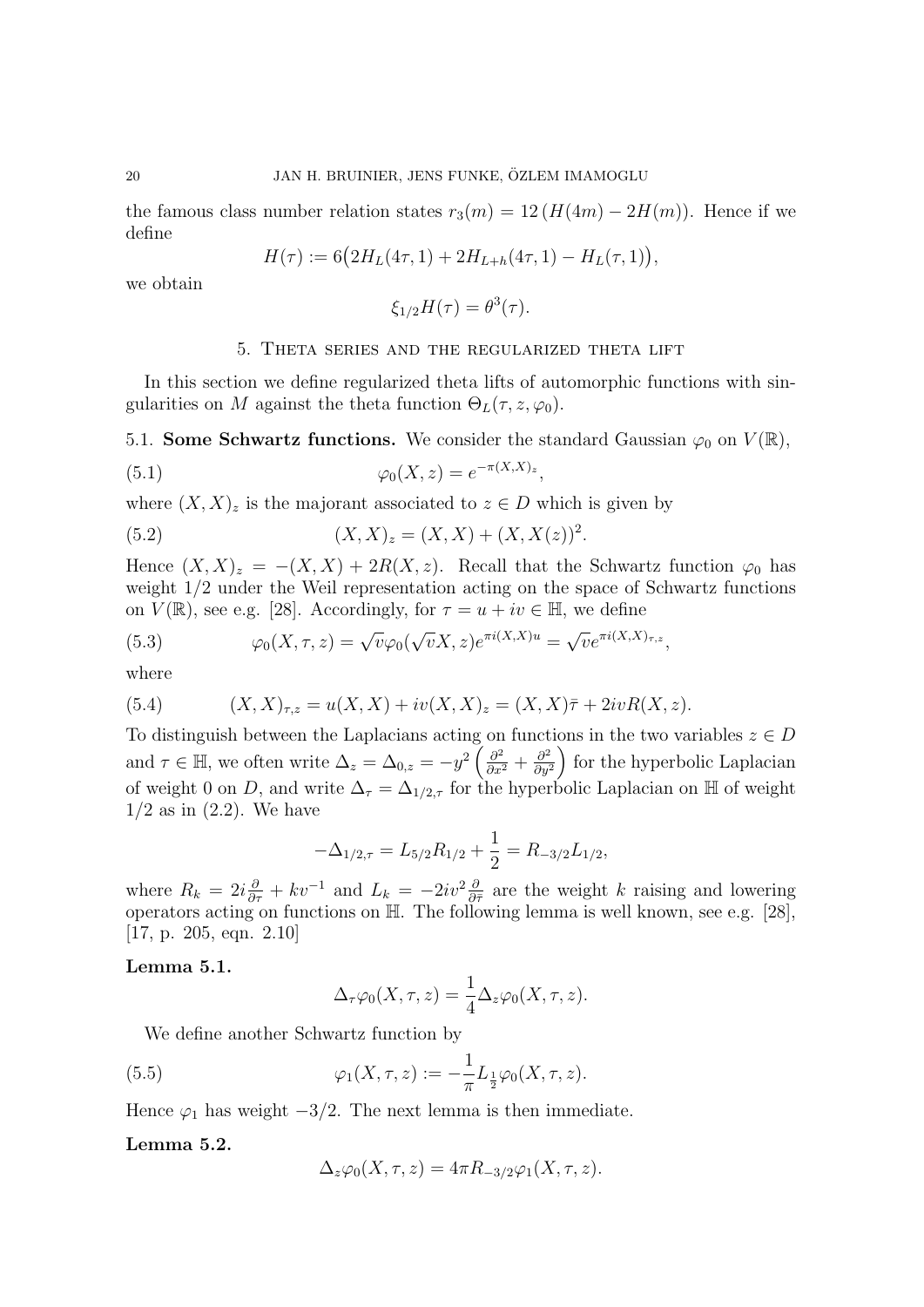the famous class number relation states $r_3(m) = 12\,(H(4m) - 2H(m))$. Hence if we define

$$H(\tau) := 6\big(2H_L(4\tau, 1) + 2H_{L+h}(4\tau, 1) - H_L(\tau, 1)\big),$$

we obtain

$$\xi_{1/2} H(\tau) = \theta^3(\tau).$$

## 5. Theta series and the regularized theta lift

In this section we define regularized theta lifts of automorphic functions with singularities on $M$ against the theta function $\Theta_L(\tau, z, \varphi_0)$.

**5.1. Some Schwartz functions.** We consider the standard Gaussian $\varphi_0$ on $V(\mathbb{R})$,

$$\varphi_0(X, z) = e^{-\pi(X,X)_z}, \tag{5.1}$$

where $(X, X)_z$ is the majorant associated to $z \in D$ which is given by

$$(X, X)_z = (X, X) + (X, X(z))^2. \tag{5.2}$$

Hence $(X, X)_z = -(X, X) + 2R(X, z)$. Recall that the Schwartz function $\varphi_0$ has weight $1/2$ under the Weil representation acting on the space of Schwartz functions on $V(\mathbb{R})$, see e.g. [28]. Accordingly, for $\tau = u + iv \in \mathbb{H}$, we define

$$\varphi_0(X, \tau, z) = \sqrt{v}\varphi_0(\sqrt{v}X, z)e^{\pi i(X,X)u} = \sqrt{v}e^{\pi i(X,X)_{\tau,z}}, \tag{5.3}$$

where

$$(X, X)_{\tau,z} = u(X, X) + iv(X, X)_z = (X, X)\bar{\tau} + 2ivR(X, z). \tag{5.4}$$

To distinguish between the Laplacians acting on functions in the two variables $z \in D$ and $\tau \in \mathbb{H}$, we often write $\Delta_z = \Delta_{0,z} = -y^2\left(\frac{\partial^2}{\partial x^2} + \frac{\partial^2}{\partial y^2}\right)$ for the hyperbolic Laplacian of weight 0 on $D$, and write $\Delta_\tau = \Delta_{1/2,\tau}$ for the hyperbolic Laplacian on $\mathbb{H}$ of weight $1/2$ as in (2.2). We have

$$-\Delta_{1/2,\tau} = L_{5/2}R_{1/2} + \frac{1}{2} = R_{-3/2}L_{1/2},$$

where $R_k = 2i\frac{\partial}{\partial\tau} + kv^{-1}$ and $L_k = -2iv^2\frac{\partial}{\partial\bar{\tau}}$ are the weight $k$ raising and lowering operators acting on functions on $\mathbb{H}$. The following lemma is well known, see e.g. [28], [17, p. 205, eqn. 2.10]

**Lemma 5.1.**

$$\Delta_\tau\varphi_0(X, \tau, z) = \frac{1}{4}\Delta_z\varphi_0(X, \tau, z).$$

We define another Schwartz function by

$$\varphi_1(X, \tau, z) := -\frac{1}{\pi}L_{\frac{1}{2}}\varphi_0(X, \tau, z). \tag{5.5}$$

Hence $\varphi_1$ has weight $-3/2$. The next lemma is then immediate.

**Lemma 5.2.**

$$\Delta_z\varphi_0(X, \tau, z) = 4\pi R_{-3/2}\varphi_1(X, \tau, z).$$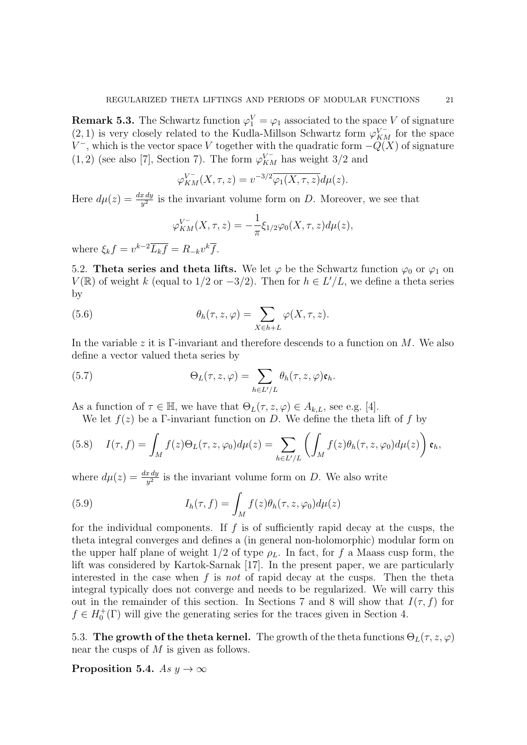**Remark 5.3.** The Schwartz function $\varphi_1^V = \varphi_1$ associated to the space $V$ of signature $(2,1)$ is very closely related to the Kudla-Millson Schwartz form $\varphi_{KM}^{V^-}$ for the space $V^-$, which is the vector space $V$ together with the quadratic form $-Q(X)$ of signature $(1,2)$ (see also [7], Section 7). The form $\varphi_{KM}^{V^-}$ has weight $3/2$ and

$$\varphi_{KM}^{V^-}(X,\tau,z) = v^{-3/2}\overline{\varphi_1(X,\tau,z)}d\mu(z).$$

Here $d\mu(z) = \frac{dx\,dy}{y^2}$ is the invariant volume form on $D$. Moreover, we see that

$$\varphi_{KM}^{V^-}(X,\tau,z) = -\frac{1}{\pi}\xi_{1/2}\varphi_0(X,\tau,z)d\mu(z),$$

where $\xi_k f = v^{k-2}\overline{L_k f} = R_{-k}v^k\overline{f}$.

## 5.2. Theta series and theta lifts.

We let $\varphi$ be the Schwartz function $\varphi_0$ or $\varphi_1$ on $V(\mathbb{R})$ of weight $k$ (equal to $1/2$ or $-3/2$). Then for $h \in L'/L$, we define a theta series by

$$\theta_h(\tau,z,\varphi) = \sum_{X \in h+L} \varphi(X,\tau,z). \tag{5.6}$$

In the variable $z$ it is $\Gamma$-invariant and therefore descends to a function on $M$. We also define a vector valued theta series by

$$\Theta_L(\tau,z,\varphi) = \sum_{h \in L'/L} \theta_h(\tau,z,\varphi)\mathfrak{e}_h. \tag{5.7}$$

As a function of $\tau \in \mathbb{H}$, we have that $\Theta_L(\tau,z,\varphi) \in A_{k,L}$, see e.g. [4].

We let $f(z)$ be a $\Gamma$-invariant function on $D$. We define the theta lift of $f$ by

$$I(\tau,f) = \int_M f(z)\Theta_L(\tau,z,\varphi_0)d\mu(z) = \sum_{h\in L'/L}\left(\int_M f(z)\theta_h(\tau,z,\varphi_0)d\mu(z)\right)\mathfrak{e}_h, \tag{5.8}$$

where $d\mu(z) = \frac{dx\,dy}{y^2}$ is the invariant volume form on $D$. We also write

$$I_h(\tau,f) = \int_M f(z)\theta_h(\tau,z,\varphi_0)d\mu(z) \tag{5.9}$$

for the individual components. If $f$ is of sufficiently rapid decay at the cusps, the theta integral converges and defines a (in general non-holomorphic) modular form on the upper half plane of weight $1/2$ of type $\rho_L$. In fact, for $f$ a Maass cusp form, the lift was considered by Kartok-Sarnak [17]. In the present paper, we are particularly interested in the case when $f$ is *not* of rapid decay at the cusps. Then the theta integral typically does not converge and needs to be regularized. We will carry this out in the remainder of this section. In Sections 7 and 8 will show that $I(\tau,f)$ for $f \in H_0^+(\Gamma)$ will give the generating series for the traces given in Section 4.

## 5.3. The growth of the theta kernel.

The growth of the theta functions $\Theta_L(\tau,z,\varphi)$ near the cusps of $M$ is given as follows.

**Proposition 5.4.** *As* $y \to \infty$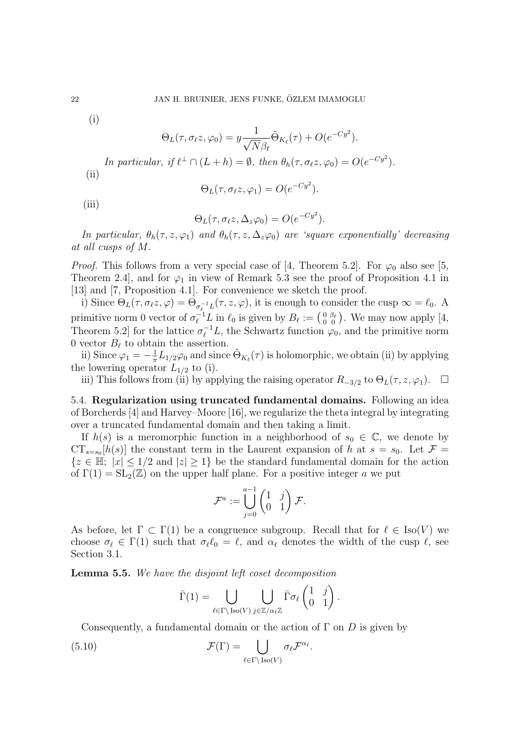(i)

$$\Theta_L(\tau, \sigma_\ell z, \varphi_0) = y \frac{1}{\sqrt{N}\beta_\ell} \tilde{\Theta}_{K_\ell}(\tau) + O(e^{-Cy^2}).$$

*In particular, if $\ell^\perp \cap (L+h) = \emptyset$, then $\theta_h(\tau, \sigma_\ell z, \varphi_0) = O(e^{-Cy^2})$.*

(ii)

$$\Theta_L(\tau, \sigma_\ell z, \varphi_1) = O(e^{-Cy^2}).$$

(iii)

$$\Theta_L(\tau, \sigma_\ell z, \Delta_z \varphi_0) = O(e^{-Cy^2}).$$

*In particular, $\theta_h(\tau, z, \varphi_1)$ and $\theta_h(\tau, z, \Delta_z \varphi_0)$ are 'square exponentially' decreasing at all cusps of $M$.*

*Proof.* This follows from a very special case of [4, Theorem 5.2]. For $\varphi_0$ also see [5, Theorem 2.4], and for $\varphi_1$ in view of Remark 5.3 see the proof of Proposition 4.1 in [13] and [7, Proposition 4.1]. For convenience we sketch the proof.

i) Since $\Theta_L(\tau, \sigma_\ell z, \varphi) = \Theta_{\sigma_\ell^{-1}L}(\tau, z, \varphi)$, it is enough to consider the cusp $\infty = \ell_0$. A primitive norm 0 vector of $\sigma_\ell^{-1}L$ in $\ell_0$ is given by $B_\ell := \left(\begin{smallmatrix} 0 & \beta_\ell \\ 0 & 0 \end{smallmatrix}\right)$. We may now apply [4, Theorem 5.2] for the lattice $\sigma_\ell^{-1}L$, the Schwartz function $\varphi_0$, and the primitive norm 0 vector $B_\ell$ to obtain the assertion.

ii) Since $\varphi_1 = -\frac{1}{\pi} L_{1/2} \varphi_0$ and since $\tilde{\Theta}_{K_\ell}(\tau)$ is holomorphic, we obtain (ii) by applying the lowering operator $L_{1/2}$ to (i).

iii) This follows from (ii) by applying the raising operator $R_{-3/2}$ to $\Theta_L(\tau, z, \varphi_1)$. $\square$

## 5.4. Regularization using truncated fundamental domains.

Following an idea of Borcherds [4] and Harvey–Moore [16], we regularize the theta integral by integrating over a truncated fundamental domain and then taking a limit.

If $h(s)$ is a meromorphic function in a neighborhood of $s_0 \in \mathbb{C}$, we denote by $\mathrm{CT}_{s=s_0}[h(s)]$ the constant term in the Laurent expansion of $h$ at $s = s_0$. Let $\mathcal{F} = \{z \in \mathbb{H};\ |x| \leq 1/2 \text{ and } |z| \geq 1\}$ be the standard fundamental domain for the action of $\Gamma(1) = \mathrm{SL}_2(\mathbb{Z})$ on the upper half plane. For a positive integer $a$ we put

$$\mathcal{F}^a := \bigcup_{j=0}^{a-1} \begin{pmatrix} 1 & j \\ 0 & 1 \end{pmatrix} \mathcal{F}.$$

As before, let $\Gamma \subset \Gamma(1)$ be a congruence subgroup. Recall that for $\ell \in \mathrm{Iso}(V)$ we choose $\sigma_\ell \in \Gamma(1)$ such that $\sigma_\ell \ell_0 = \ell$, and $\alpha_\ell$ denotes the width of the cusp $\ell$, see Section 3.1.

**Lemma 5.5.** *We have the disjoint left coset decomposition*

$$\bar{\Gamma}(1) = \bigcup_{\ell \in \Gamma \backslash \mathrm{Iso}(V)} \bigcup_{j \in \mathbb{Z}/\alpha_\ell \mathbb{Z}} \bar{\Gamma} \sigma_\ell \begin{pmatrix} 1 & j \\ 0 & 1 \end{pmatrix}.$$

Consequently, a fundamental domain or the action of $\Gamma$ on $D$ is given by

$$\mathcal{F}(\Gamma) = \bigcup_{\ell \in \Gamma \backslash \mathrm{Iso}(V)} \sigma_\ell \mathcal{F}^{\alpha_\ell}. \tag{5.10}$$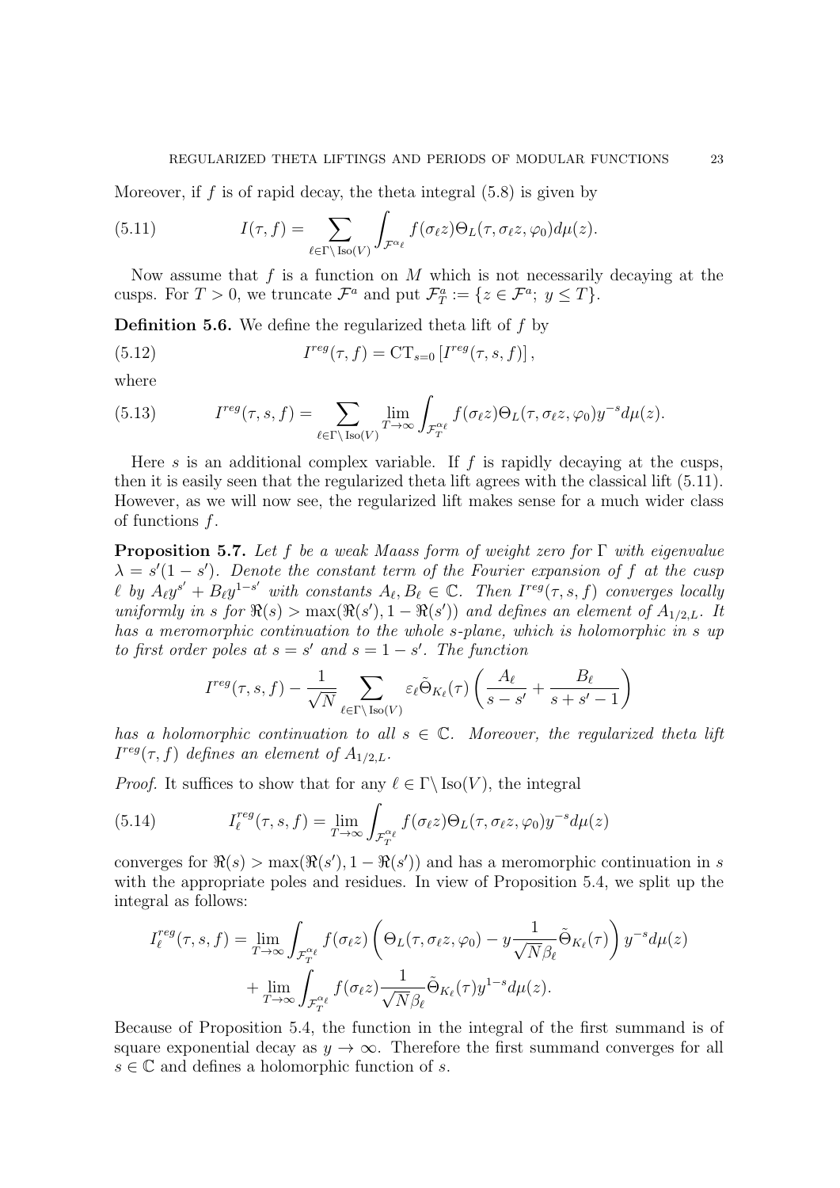Moreover, if $f$ is of rapid decay, the theta integral (5.8) is given by

$$I(\tau, f) = \sum_{\ell \in \Gamma \backslash \operatorname{Iso}(V)} \int_{\mathcal{F}^{\alpha_\ell}} f(\sigma_\ell z) \Theta_L(\tau, \sigma_\ell z, \varphi_0) d\mu(z). \tag{5.11}$$

Now assume that $f$ is a function on $M$ which is not necessarily decaying at the cusps. For $T > 0$, we truncate $\mathcal{F}^a$ and put $\mathcal{F}^a_T := \{z \in \mathcal{F}^a;\ y \leq T\}$.

**Definition 5.6.** We define the regularized theta lift of $f$ by

$$I^{reg}(\tau, f) = \mathrm{CT}_{s=0}\left[I^{reg}(\tau, s, f)\right], \tag{5.12}$$

where

$$I^{reg}(\tau, s, f) = \sum_{\ell \in \Gamma \backslash \operatorname{Iso}(V)} \lim_{T \to \infty} \int_{\mathcal{F}^{\alpha_\ell}_T} f(\sigma_\ell z) \Theta_L(\tau, \sigma_\ell z, \varphi_0) y^{-s} d\mu(z). \tag{5.13}$$

Here $s$ is an additional complex variable. If $f$ is rapidly decaying at the cusps, then it is easily seen that the regularized theta lift agrees with the classical lift (5.11). However, as we will now see, the regularized lift makes sense for a much wider class of functions $f$.

**Proposition 5.7.** *Let $f$ be a weak Maass form of weight zero for $\Gamma$ with eigenvalue $\lambda = s'(1-s')$. Denote the constant term of the Fourier expansion of $f$ at the cusp $\ell$ by $A_\ell y^{s'} + B_\ell y^{1-s'}$ with constants $A_\ell, B_\ell \in \mathbb{C}$. Then $I^{reg}(\tau, s, f)$ converges locally uniformly in $s$ for $\Re(s) > \max(\Re(s'), 1 - \Re(s'))$ and defines an element of $A_{1/2,L}$. It has a meromorphic continuation to the whole $s$-plane, which is holomorphic in $s$ up to first order poles at $s = s'$ and $s = 1 - s'$. The function*

$$I^{reg}(\tau, s, f) - \frac{1}{\sqrt{N}} \sum_{\ell \in \Gamma \backslash \operatorname{Iso}(V)} \varepsilon_\ell \tilde{\Theta}_{K_\ell}(\tau) \left( \frac{A_\ell}{s - s'} + \frac{B_\ell}{s + s' - 1} \right)$$

*has a holomorphic continuation to all $s \in \mathbb{C}$. Moreover, the regularized theta lift $I^{reg}(\tau, f)$ defines an element of $A_{1/2,L}$.*

*Proof.* It suffices to show that for any $\ell \in \Gamma \backslash \operatorname{Iso}(V)$, the integral

$$I^{reg}_\ell(\tau, s, f) = \lim_{T \to \infty} \int_{\mathcal{F}^{\alpha_\ell}_T} f(\sigma_\ell z) \Theta_L(\tau, \sigma_\ell z, \varphi_0) y^{-s} d\mu(z) \tag{5.14}$$

converges for $\Re(s) > \max(\Re(s'), 1 - \Re(s'))$ and has a meromorphic continuation in $s$ with the appropriate poles and residues. In view of Proposition 5.4, we split up the integral as follows:

$$\begin{aligned}
I^{reg}_\ell(\tau, s, f) = \lim_{T \to \infty} &\int_{\mathcal{F}^{\alpha_\ell}_T} f(\sigma_\ell z) \left( \Theta_L(\tau, \sigma_\ell z, \varphi_0) - y \frac{1}{\sqrt{N}\beta_\ell} \tilde{\Theta}_{K_\ell}(\tau) \right) y^{-s} d\mu(z) \\
&+ \lim_{T \to \infty} \int_{\mathcal{F}^{\alpha_\ell}_T} f(\sigma_\ell z) \frac{1}{\sqrt{N}\beta_\ell} \tilde{\Theta}_{K_\ell}(\tau) y^{1-s} d\mu(z).
\end{aligned}$$

Because of Proposition 5.4, the function in the integral of the first summand is of square exponential decay as $y \to \infty$. Therefore the first summand converges for all $s \in \mathbb{C}$ and defines a holomorphic function of $s$.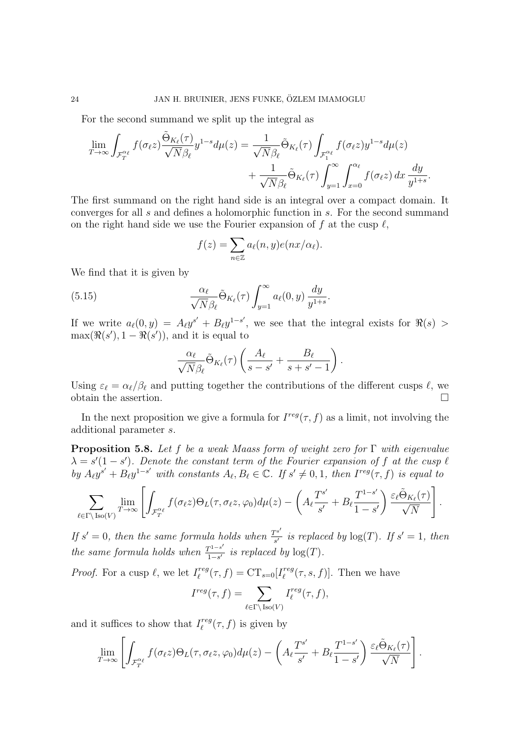For the second summand we split up the integral as

$$\lim_{T\to\infty}\int_{\mathcal{F}_T^{\alpha_\ell}} f(\sigma_\ell z)\frac{\tilde{\Theta}_{K_\ell}(\tau)}{\sqrt{N}\beta_\ell}y^{1-s}d\mu(z) = \frac{1}{\sqrt{N}\beta_\ell}\tilde{\Theta}_{K_\ell}(\tau)\int_{\mathcal{F}_1^{\alpha_\ell}} f(\sigma_\ell z)y^{1-s}d\mu(z) + \frac{1}{\sqrt{N}\beta_\ell}\tilde{\Theta}_{K_\ell}(\tau)\int_{y=1}^{\infty}\int_{x=0}^{\alpha_\ell} f(\sigma_\ell z)\,dx\,\frac{dy}{y^{1+s}}.$$

The first summand on the right hand side is an integral over a compact domain. It converges for all $s$ and defines a holomorphic function in $s$. For the second summand on the right hand side we use the Fourier expansion of $f$ at the cusp $\ell$,

$$f(z) = \sum_{n\in\mathbb{Z}} a_\ell(n,y)e(nx/\alpha_\ell).$$

We find that it is given by

$$\frac{\alpha_\ell}{\sqrt{N}\beta_\ell}\tilde{\Theta}_{K_\ell}(\tau)\int_{y=1}^{\infty} a_\ell(0,y)\,\frac{dy}{y^{1+s}}. \tag{5.15}$$

If we write $a_\ell(0,y) = A_\ell y^{s'} + B_\ell y^{1-s'}$, we see that the integral exists for $\Re(s) > \max(\Re(s'), 1-\Re(s'))$, and it is equal to

$$\frac{\alpha_\ell}{\sqrt{N}\beta_\ell}\tilde{\Theta}_{K_\ell}(\tau)\left(\frac{A_\ell}{s-s'} + \frac{B_\ell}{s+s'-1}\right).$$

Using $\varepsilon_\ell = \alpha_\ell/\beta_\ell$ and putting together the contributions of the different cusps $\ell$, we obtain the assertion. $\square$

In the next proposition we give a formula for $I^{reg}(\tau, f)$ as a limit, not involving the additional parameter $s$.

**Proposition 5.8.** *Let $f$ be a weak Maass form of weight zero for $\Gamma$ with eigenvalue $\lambda = s'(1-s')$. Denote the constant term of the Fourier expansion of $f$ at the cusp $\ell$ by $A_\ell y^{s'} + B_\ell y^{1-s'}$ with constants $A_\ell, B_\ell \in \mathbb{C}$. If $s' \neq 0, 1$, then $I^{reg}(\tau, f)$ is equal to*

$$\sum_{\ell\in\Gamma\setminus\operatorname{Iso}(V)}\lim_{T\to\infty}\left[\int_{\mathcal{F}_T^{\alpha_\ell}} f(\sigma_\ell z)\Theta_L(\tau,\sigma_\ell z,\varphi_0)d\mu(z) - \left(A_\ell\frac{T^{s'}}{s'} + B_\ell\frac{T^{1-s'}}{1-s'}\right)\frac{\varepsilon_\ell\tilde{\Theta}_{K_\ell}(\tau)}{\sqrt{N}}\right].$$

*If $s' = 0$, then the same formula holds when $\frac{T^{s'}}{s'}$ is replaced by $\log(T)$. If $s' = 1$, then the same formula holds when $\frac{T^{1-s'}}{1-s'}$ is replaced by $\log(T)$.*

*Proof.* For a cusp $\ell$, we let $I_\ell^{reg}(\tau, f) = \mathrm{CT}_{s=0}[I_\ell^{reg}(\tau, s, f)]$. Then we have

$$I^{reg}(\tau, f) = \sum_{\ell\in\Gamma\setminus\operatorname{Iso}(V)} I_\ell^{reg}(\tau, f),$$

and it suffices to show that $I_\ell^{reg}(\tau, f)$ is given by

$$\lim_{T\to\infty}\left[\int_{\mathcal{F}_T^{\alpha_\ell}} f(\sigma_\ell z)\Theta_L(\tau,\sigma_\ell z,\varphi_0)d\mu(z) - \left(A_\ell\frac{T^{s'}}{s'} + B_\ell\frac{T^{1-s'}}{1-s'}\right)\frac{\varepsilon_\ell\tilde{\Theta}_{K_\ell}(\tau)}{\sqrt{N}}\right].$$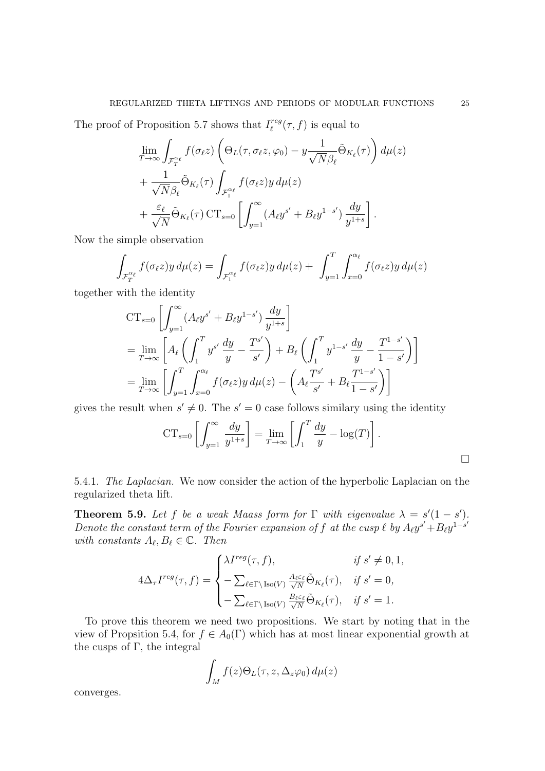The proof of Proposition 5.7 shows that $I_\ell^{reg}(\tau, f)$ is equal to

$$\begin{aligned}
&\lim_{T\to\infty} \int_{\mathcal{F}_T^{\alpha_\ell}} f(\sigma_\ell z) \left( \Theta_L(\tau, \sigma_\ell z, \varphi_0) - y \frac{1}{\sqrt{N}\beta_\ell} \tilde{\Theta}_{K_\ell}(\tau) \right) d\mu(z) \\
&+ \frac{1}{\sqrt{N}\beta_\ell} \tilde{\Theta}_{K_\ell}(\tau) \int_{\mathcal{F}_1^{\alpha_\ell}} f(\sigma_\ell z) y \, d\mu(z) \\
&+ \frac{\varepsilon_\ell}{\sqrt{N}} \tilde{\Theta}_{K_\ell}(\tau) \, \mathrm{CT}_{s=0} \left[ \int_{y=1}^{\infty} (A_\ell y^{s'} + B_\ell y^{1-s'}) \frac{dy}{y^{1+s}} \right].
\end{aligned}$$

Now the simple observation

$$\int_{\mathcal{F}_T^{\alpha_\ell}} f(\sigma_\ell z) y \, d\mu(z) = \int_{\mathcal{F}_1^{\alpha_\ell}} f(\sigma_\ell z) y \, d\mu(z) + \int_{y=1}^{T} \int_{x=0}^{\alpha_\ell} f(\sigma_\ell z) y \, d\mu(z)$$

together with the identity

$$\begin{aligned}
&\mathrm{CT}_{s=0} \left[ \int_{y=1}^{\infty} (A_\ell y^{s'} + B_\ell y^{1-s'}) \frac{dy}{y^{1+s}} \right] \\
&= \lim_{T\to\infty} \left[ A_\ell \left( \int_1^T y^{s'} \frac{dy}{y} - \frac{T^{s'}}{s'} \right) + B_\ell \left( \int_1^T y^{1-s'} \frac{dy}{y} - \frac{T^{1-s'}}{1-s'} \right) \right] \\
&= \lim_{T\to\infty} \left[ \int_{y=1}^{T} \int_{x=0}^{\alpha_\ell} f(\sigma_\ell z) y \, d\mu(z) - \left( A_\ell \frac{T^{s'}}{s'} + B_\ell \frac{T^{1-s'}}{1-s'} \right) \right]
\end{aligned}$$

gives the result when $s' \neq 0$. The $s' = 0$ case follows similary using the identity

$$\mathrm{CT}_{s=0} \left[ \int_{y=1}^{\infty} \frac{dy}{y^{1+s}} \right] = \lim_{T\to\infty} \left[ \int_1^T \frac{dy}{y} - \log(T) \right].$$

□

5.4.1. *The Laplacian.* We now consider the action of the hyperbolic Laplacian on the regularized theta lift.

**Theorem 5.9.** *Let $f$ be a weak Maass form for $\Gamma$ with eigenvalue $\lambda = s'(1-s')$. Denote the constant term of the Fourier expansion of $f$ at the cusp $\ell$ by $A_\ell y^{s'} + B_\ell y^{1-s'}$ with constants $A_\ell, B_\ell \in \mathbb{C}$. Then*

$$4\Delta_\tau I^{reg}(\tau, f) = \begin{cases} \lambda I^{reg}(\tau, f), & \text{if } s' \neq 0, 1, \\ -\sum_{\ell \in \Gamma \backslash \mathrm{Iso}(V)} \frac{A_\ell \varepsilon_\ell}{\sqrt{N}} \tilde{\Theta}_{K_\ell}(\tau), & \text{if } s' = 0, \\ -\sum_{\ell \in \Gamma \backslash \mathrm{Iso}(V)} \frac{B_\ell \varepsilon_\ell}{\sqrt{N}} \tilde{\Theta}_{K_\ell}(\tau), & \text{if } s' = 1. \end{cases}$$

To prove this theorem we need two propositions. We start by noting that in the view of Propsition 5.4, for $f \in A_0(\Gamma)$ which has at most linear exponential growth at the cusps of $\Gamma$, the integral

$$\int_M f(z) \Theta_L(\tau, z, \Delta_z \varphi_0) \, d\mu(z)$$

converges.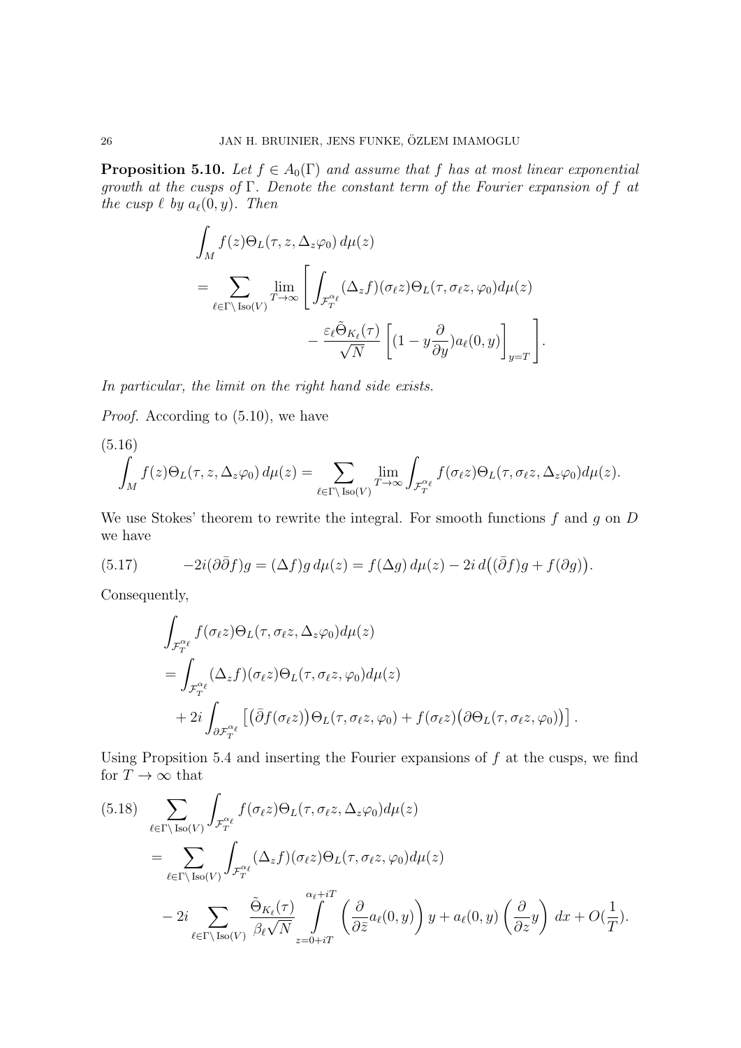**Proposition 5.10.** *Let $f \in A_0(\Gamma)$ and assume that $f$ has at most linear exponential growth at the cusps of $\Gamma$. Denote the constant term of the Fourier expansion of $f$ at the cusp $\ell$ by $a_\ell(0,y)$. Then*

$$\int_M f(z)\Theta_L(\tau, z, \Delta_z\varphi_0)\, d\mu(z)$$
$$= \sum_{\ell \in \Gamma\setminus \operatorname{Iso}(V)} \lim_{T\to\infty} \left[ \int_{\mathcal{F}_T^{\alpha_\ell}} (\Delta_z f)(\sigma_\ell z)\Theta_L(\tau, \sigma_\ell z, \varphi_0) d\mu(z) - \frac{\varepsilon_\ell \tilde{\Theta}_{K_\ell}(\tau)}{\sqrt{N}} \left[ (1 - y\frac{\partial}{\partial y}) a_\ell(0,y) \right]_{y=T} \right].$$

*In particular, the limit on the right hand side exists.*

*Proof.* According to (5.10), we have

$$\int_M f(z)\Theta_L(\tau, z, \Delta_z\varphi_0)\, d\mu(z) = \sum_{\ell \in \Gamma\setminus \operatorname{Iso}(V)} \lim_{T\to\infty} \int_{\mathcal{F}_T^{\alpha_\ell}} f(\sigma_\ell z)\Theta_L(\tau, \sigma_\ell z, \Delta_z\varphi_0) d\mu(z). \tag{5.16}$$

We use Stokes' theorem to rewrite the integral. For smooth functions $f$ and $g$ on $D$ we have

$$-2i(\partial\bar{\partial} f)g = (\Delta f) g\, d\mu(z) = f(\Delta g)\, d\mu(z) - 2i\, d\big((\bar{\partial} f)g + f(\partial g)\big). \tag{5.17}$$

Consequently,

$$\int_{\mathcal{F}_T^{\alpha_\ell}} f(\sigma_\ell z)\Theta_L(\tau, \sigma_\ell z, \Delta_z\varphi_0) d\mu(z)$$
$$= \int_{\mathcal{F}_T^{\alpha_\ell}} (\Delta_z f)(\sigma_\ell z)\Theta_L(\tau, \sigma_\ell z, \varphi_0) d\mu(z)$$
$$+ 2i \int_{\partial\mathcal{F}_T^{\alpha_\ell}} \left[ \big(\bar{\partial} f(\sigma_\ell z)\big)\Theta_L(\tau, \sigma_\ell z, \varphi_0) + f(\sigma_\ell z)\big(\partial\Theta_L(\tau, \sigma_\ell z, \varphi_0)\big) \right].$$

Using Propsition 5.4 and inserting the Fourier expansions of $f$ at the cusps, we find for $T \to \infty$ that

$$\sum_{\ell \in \Gamma\setminus \operatorname{Iso}(V)} \int_{\mathcal{F}_T^{\alpha_\ell}} f(\sigma_\ell z)\Theta_L(\tau, \sigma_\ell z, \Delta_z\varphi_0) d\mu(z)$$
$$= \sum_{\ell \in \Gamma\setminus \operatorname{Iso}(V)} \int_{\mathcal{F}_T^{\alpha_\ell}} (\Delta_z f)(\sigma_\ell z)\Theta_L(\tau, \sigma_\ell z, \varphi_0) d\mu(z)$$
$$- 2i \sum_{\ell \in \Gamma\setminus \operatorname{Iso}(V)} \frac{\tilde{\Theta}_{K_\ell}(\tau)}{\beta_\ell \sqrt{N}} \int_{z=0+iT}^{\alpha_\ell + iT} \left(\frac{\partial}{\partial \bar{z}} a_\ell(0,y)\right) y + a_\ell(0,y)\left(\frac{\partial}{\partial z} y\right)\, dx + O(\frac{1}{T}). \tag{5.18}$$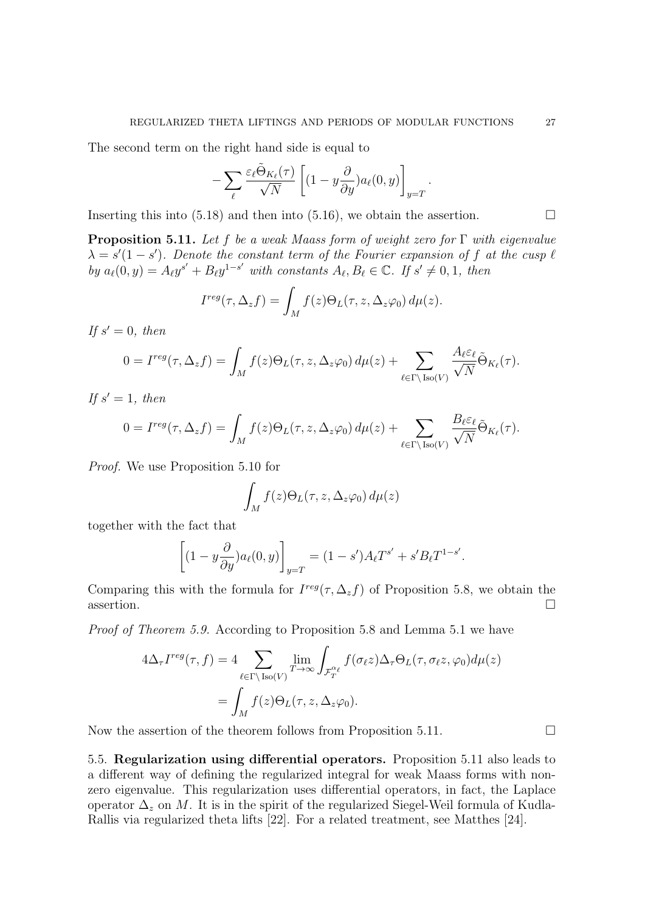The second term on the right hand side is equal to

$$-\sum_{\ell} \frac{\varepsilon_\ell \tilde{\Theta}_{K_\ell}(\tau)}{\sqrt{N}} \left[ (1 - y\frac{\partial}{\partial y}) a_\ell(0,y) \right]_{y=T}.$$

Inserting this into (5.18) and then into (5.16), we obtain the assertion. $\square$

**Proposition 5.11.** *Let $f$ be a weak Maass form of weight zero for $\Gamma$ with eigenvalue $\lambda = s'(1-s')$. Denote the constant term of the Fourier expansion of $f$ at the cusp $\ell$ by $a_\ell(0,y) = A_\ell y^{s'} + B_\ell y^{1-s'}$ with constants $A_\ell, B_\ell \in \mathbb{C}$. If $s' \neq 0, 1$, then*

$$I^{reg}(\tau, \Delta_z f) = \int_M f(z) \Theta_L(\tau, z, \Delta_z \varphi_0)\, d\mu(z).$$

*If $s' = 0$, then*

$$0 = I^{reg}(\tau, \Delta_z f) = \int_M f(z) \Theta_L(\tau, z, \Delta_z \varphi_0)\, d\mu(z) + \sum_{\ell \in \Gamma \backslash \operatorname{Iso}(V)} \frac{A_\ell \varepsilon_\ell}{\sqrt{N}} \tilde{\Theta}_{K_\ell}(\tau).$$

*If $s' = 1$, then*

$$0 = I^{reg}(\tau, \Delta_z f) = \int_M f(z) \Theta_L(\tau, z, \Delta_z \varphi_0)\, d\mu(z) + \sum_{\ell \in \Gamma \backslash \operatorname{Iso}(V)} \frac{B_\ell \varepsilon_\ell}{\sqrt{N}} \tilde{\Theta}_{K_\ell}(\tau).$$

*Proof.* We use Proposition 5.10 for

$$\int_M f(z) \Theta_L(\tau, z, \Delta_z \varphi_0)\, d\mu(z)$$

together with the fact that

$$\left[ (1 - y\frac{\partial}{\partial y}) a_\ell(0,y) \right]_{y=T} = (1-s') A_\ell T^{s'} + s' B_\ell T^{1-s'}.$$

Comparing this with the formula for $I^{reg}(\tau, \Delta_z f)$ of Proposition 5.8, we obtain the assertion. $\square$

*Proof of Theorem 5.9.* According to Proposition 5.8 and Lemma 5.1 we have

$$\begin{aligned} 4\Delta_\tau I^{reg}(\tau, f) &= 4 \sum_{\ell \in \Gamma \backslash \operatorname{Iso}(V)} \lim_{T \to \infty} \int_{\mathcal{F}_T^{\alpha_\ell}} f(\sigma_\ell z) \Delta_\tau \Theta_L(\tau, \sigma_\ell z, \varphi_0) d\mu(z) \\ &= \int_M f(z) \Theta_L(\tau, z, \Delta_z \varphi_0). \end{aligned}$$

Now the assertion of the theorem follows from Proposition 5.11. $\square$

5.5. **Regularization using differential operators.** Proposition 5.11 also leads to a different way of defining the regularized integral for weak Maass forms with nonzero eigenvalue. This regularization uses differential operators, in fact, the Laplace operator $\Delta_z$ on $M$. It is in the spirit of the regularized Siegel-Weil formula of Kudla-Rallis via regularized theta lifts [22]. For a related treatment, see Matthes [24].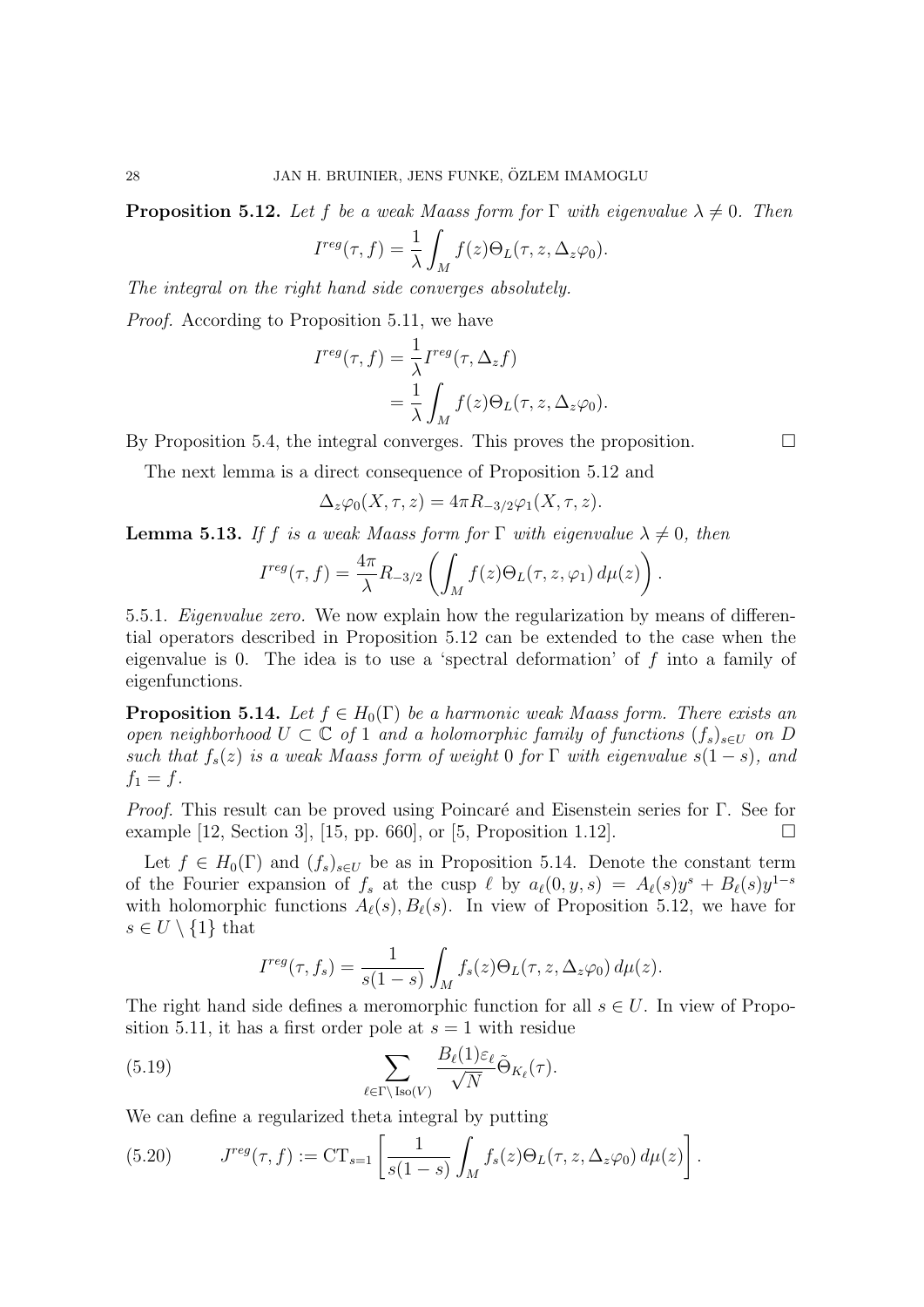**Proposition 5.12.** *Let $f$ be a weak Maass form for $\Gamma$ with eigenvalue $\lambda \neq 0$. Then*

$$I^{reg}(\tau, f) = \frac{1}{\lambda} \int_M f(z) \Theta_L(\tau, z, \Delta_z \varphi_0).$$

*The integral on the right hand side converges absolutely.*

*Proof.* According to Proposition 5.11, we have

$$\begin{aligned} I^{reg}(\tau, f) &= \frac{1}{\lambda} I^{reg}(\tau, \Delta_z f) \\ &= \frac{1}{\lambda} \int_M f(z) \Theta_L(\tau, z, \Delta_z \varphi_0). \end{aligned}$$

By Proposition 5.4, the integral converges. This proves the proposition. □

The next lemma is a direct consequence of Proposition 5.12 and

$$\Delta_z \varphi_0(X, \tau, z) = 4\pi R_{-3/2} \varphi_1(X, \tau, z).$$

**Lemma 5.13.** *If $f$ is a weak Maass form for $\Gamma$ with eigenvalue $\lambda \neq 0$, then*

$$I^{reg}(\tau, f) = \frac{4\pi}{\lambda} R_{-3/2} \left( \int_M f(z) \Theta_L(\tau, z, \varphi_1) \, d\mu(z) \right).$$

5.5.1. *Eigenvalue zero.* We now explain how the regularization by means of differential operators described in Proposition 5.12 can be extended to the case when the eigenvalue is 0. The idea is to use a 'spectral deformation' of $f$ into a family of eigenfunctions.

**Proposition 5.14.** *Let $f \in H_0(\Gamma)$ be a harmonic weak Maass form. There exists an open neighborhood $U \subset \mathbb{C}$ of 1 and a holomorphic family of functions $(f_s)_{s \in U}$ on $D$ such that $f_s(z)$ is a weak Maass form of weight 0 for $\Gamma$ with eigenvalue $s(1-s)$, and $f_1 = f$.*

*Proof.* This result can be proved using Poincaré and Eisenstein series for $\Gamma$. See for example [12, Section 3], [15, pp. 660], or [5, Proposition 1.12]. □

Let $f \in H_0(\Gamma)$ and $(f_s)_{s \in U}$ be as in Proposition 5.14. Denote the constant term of the Fourier expansion of $f_s$ at the cusp $\ell$ by $a_\ell(0, y, s) = A_\ell(s) y^s + B_\ell(s) y^{1-s}$ with holomorphic functions $A_\ell(s), B_\ell(s)$. In view of Proposition 5.12, we have for $s \in U \setminus \{1\}$ that

$$I^{reg}(\tau, f_s) = \frac{1}{s(1-s)} \int_M f_s(z) \Theta_L(\tau, z, \Delta_z \varphi_0) \, d\mu(z).$$

The right hand side defines a meromorphic function for all $s \in U$. In view of Proposition 5.11, it has a first order pole at $s = 1$ with residue

$$\sum_{\ell \in \Gamma \setminus \mathrm{Iso}(V)} \frac{B_\ell(1) \varepsilon_\ell}{\sqrt{N}} \tilde{\Theta}_{K_\ell}(\tau). \tag{5.19}$$

We can define a regularized theta integral by putting

$$J^{reg}(\tau, f) := \mathrm{CT}_{s=1} \left[ \frac{1}{s(1-s)} \int_M f_s(z) \Theta_L(\tau, z, \Delta_z \varphi_0) \, d\mu(z) \right]. \tag{5.20}$$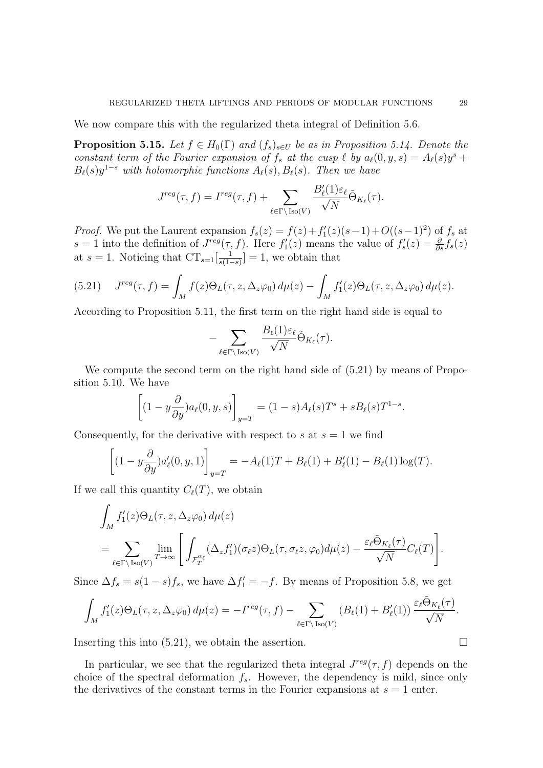We now compare this with the regularized theta integral of Definition 5.6.

**Proposition 5.15.** *Let $f \in H_0(\Gamma)$ and $(f_s)_{s\in U}$ be as in Proposition 5.14. Denote the constant term of the Fourier expansion of $f_s$ at the cusp $\ell$ by $a_\ell(0,y,s) = A_\ell(s)y^s + B_\ell(s)y^{1-s}$ with holomorphic functions $A_\ell(s), B_\ell(s)$. Then we have*

$$J^{reg}(\tau, f) = I^{reg}(\tau, f) + \sum_{\ell \in \Gamma\setminus \mathrm{Iso}(V)} \frac{B_\ell'(1)\varepsilon_\ell}{\sqrt{N}} \tilde{\Theta}_{K_\ell}(\tau).$$

*Proof.* We put the Laurent expansion $f_s(z) = f(z) + f_1'(z)(s-1) + O((s-1)^2)$ of $f_s$ at $s=1$ into the definition of $J^{reg}(\tau, f)$. Here $f_1'(z)$ means the value of $f_s'(z) = \frac{\partial}{\partial s} f_s(z)$ at $s=1$. Noticing that $\mathrm{CT}_{s=1}[\frac{1}{s(1-s)}] = 1$, we obtain that

$$J^{reg}(\tau, f) = \int_M f(z)\Theta_L(\tau, z, \Delta_z\varphi_0)\, d\mu(z) - \int_M f_1'(z)\Theta_L(\tau, z, \Delta_z\varphi_0)\, d\mu(z). \tag{5.21}$$

According to Proposition 5.11, the first term on the right hand side is equal to

$$-\sum_{\ell \in \Gamma\setminus \mathrm{Iso}(V)} \frac{B_\ell(1)\varepsilon_\ell}{\sqrt{N}} \tilde{\Theta}_{K_\ell}(\tau).$$

We compute the second term on the right hand side of (5.21) by means of Proposition 5.10. We have

$$\left[(1 - y\frac{\partial}{\partial y}) a_\ell(0,y,s)\right]_{y=T} = (1-s)A_\ell(s)T^s + sB_\ell(s)T^{1-s}.$$

Consequently, for the derivative with respect to $s$ at $s=1$ we find

$$\left[(1 - y\frac{\partial}{\partial y}) a_\ell'(0,y,1)\right]_{y=T} = -A_\ell(1)T + B_\ell(1) + B_\ell'(1) - B_\ell(1)\log(T).$$

If we call this quantity $C_\ell(T)$, we obtain

$$\begin{aligned}
&\int_M f_1'(z)\Theta_L(\tau, z, \Delta_z\varphi_0)\, d\mu(z) \\
&= \sum_{\ell \in \Gamma\setminus \mathrm{Iso}(V)} \lim_{T\to\infty} \left[ \int_{\mathcal{F}_T^{\alpha_\ell}} (\Delta_z f_1')(\sigma_\ell z)\Theta_L(\tau, \sigma_\ell z, \varphi_0) d\mu(z) - \frac{\varepsilon_\ell \tilde{\Theta}_{K_\ell}(\tau)}{\sqrt{N}} C_\ell(T)\right].
\end{aligned}$$

Since $\Delta f_s = s(1-s)f_s$, we have $\Delta f_1' = -f$. By means of Proposition 5.8, we get

$$\int_M f_1'(z)\Theta_L(\tau, z, \Delta_z\varphi_0)\, d\mu(z) = -I^{reg}(\tau, f) - \sum_{\ell \in \Gamma\setminus \mathrm{Iso}(V)} \left(B_\ell(1) + B_\ell'(1)\right) \frac{\varepsilon_\ell \tilde{\Theta}_{K_\ell}(\tau)}{\sqrt{N}}.$$

Inserting this into (5.21), we obtain the assertion. □

In particular, we see that the regularized theta integral $J^{reg}(\tau, f)$ depends on the choice of the spectral deformation $f_s$. However, the dependency is mild, since only the derivatives of the constant terms in the Fourier expansions at $s=1$ enter.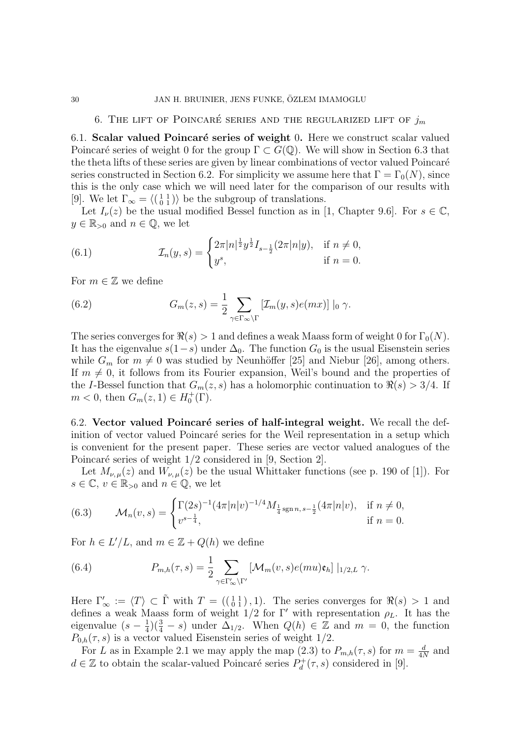## 6. The lift of Poincaré series and the regularized lift of $j_m$

### 6.1. Scalar valued Poincaré series of weight 0.

**6.1. Scalar valued Poincaré series of weight 0.** Here we construct scalar valued Poincaré series of weight 0 for the group $\Gamma \subset G(\mathbb{Q})$. We will show in Section 6.3 that the theta lifts of these series are given by linear combinations of vector valued Poincaré series constructed in Section 6.2. For simplicity we assume here that $\Gamma = \Gamma_0(N)$, since this is the only case which we will need later for the comparison of our results with [9]. We let $\Gamma_\infty = \langle \left(\begin{smallmatrix} 1 & 1 \\ 0 & 1 \end{smallmatrix}\right) \rangle$ be the subgroup of translations.

Let $I_\nu(z)$ be the usual modified Bessel function as in [1, Chapter 9.6]. For $s \in \mathbb{C}$, $y \in \mathbb{R}_{>0}$ and $n \in \mathbb{Q}$, we let

$$\mathcal{I}_n(y, s) = \begin{cases} 2\pi |n|^{\frac{1}{2}} y^{\frac{1}{2}} I_{s-\frac{1}{2}}(2\pi |n| y), & \text{if } n \neq 0, \\ y^s, & \text{if } n = 0. \end{cases} \tag{6.1}$$

For $m \in \mathbb{Z}$ we define

$$G_m(z, s) = \frac{1}{2} \sum_{\gamma \in \Gamma_\infty \backslash \Gamma} \left[\mathcal{I}_m(y, s) e(mx)\right] \mid_0 \gamma. \tag{6.2}$$

The series converges for $\Re(s) > 1$ and defines a weak Maass form of weight 0 for $\Gamma_0(N)$. It has the eigenvalue $s(1-s)$ under $\Delta_0$. The function $G_0$ is the usual Eisenstein series while $G_m$ for $m \neq 0$ was studied by Neunhöffer [25] and Niebur [26], among others. If $m \neq 0$, it follows from its Fourier expansion, Weil's bound and the properties of the $I$-Bessel function that $G_m(z, s)$ has a holomorphic continuation to $\Re(s) > 3/4$. If $m < 0$, then $G_m(z, 1) \in H_0^+(\Gamma)$.

### 6.2. Vector valued Poincaré series of half-integral weight.

**6.2. Vector valued Poincaré series of half-integral weight.** We recall the definition of vector valued Poincaré series for the Weil representation in a setup which is convenient for the present paper. These series are vector valued analogues of the Poincaré series of weight 1/2 considered in [9, Section 2].

Let $M_{\nu,\mu}(z)$ and $W_{\nu,\mu}(z)$ be the usual Whittaker functions (see p. 190 of [1]). For $s \in \mathbb{C}$, $v \in \mathbb{R}_{>0}$ and $n \in \mathbb{Q}$, we let

$$\mathcal{M}_n(v, s) = \begin{cases} \Gamma(2s)^{-1} (4\pi |n| v)^{-1/4} M_{\frac{1}{4} \operatorname{sgn} n,\, s-\frac{1}{2}}(4\pi |n| v), & \text{if } n \neq 0, \\ v^{s-\frac{1}{4}}, & \text{if } n = 0. \end{cases} \tag{6.3}$$

For $h \in L'/L$, and $m \in \mathbb{Z} + Q(h)$ we define

$$P_{m,h}(\tau, s) = \frac{1}{2} \sum_{\gamma \in \Gamma'_\infty \backslash \Gamma'} \left[\mathcal{M}_m(v, s) e(mu) \mathfrak{e}_h\right] \mid_{1/2, L} \gamma. \tag{6.4}$$

Here $\Gamma'_\infty := \langle T \rangle \subset \tilde{\Gamma}$ with $T = (\left(\begin{smallmatrix} 1 & 1 \\ 0 & 1 \end{smallmatrix}\right), 1)$. The series converges for $\Re(s) > 1$ and defines a weak Maass form of weight 1/2 for $\Gamma'$ with representation $\rho_L$. It has the eigenvalue $(s - \frac{1}{4})(\frac{3}{4} - s)$ under $\Delta_{1/2}$. When $Q(h) \in \mathbb{Z}$ and $m = 0$, the function $P_{0,h}(\tau, s)$ is a vector valued Eisenstein series of weight 1/2.

For $L$ as in Example 2.1 we may apply the map (2.3) to $P_{m,h}(\tau, s)$ for $m = \frac{d}{4N}$ and $d \in \mathbb{Z}$ to obtain the scalar-valued Poincaré series $P_d^+(\tau, s)$ considered in [9].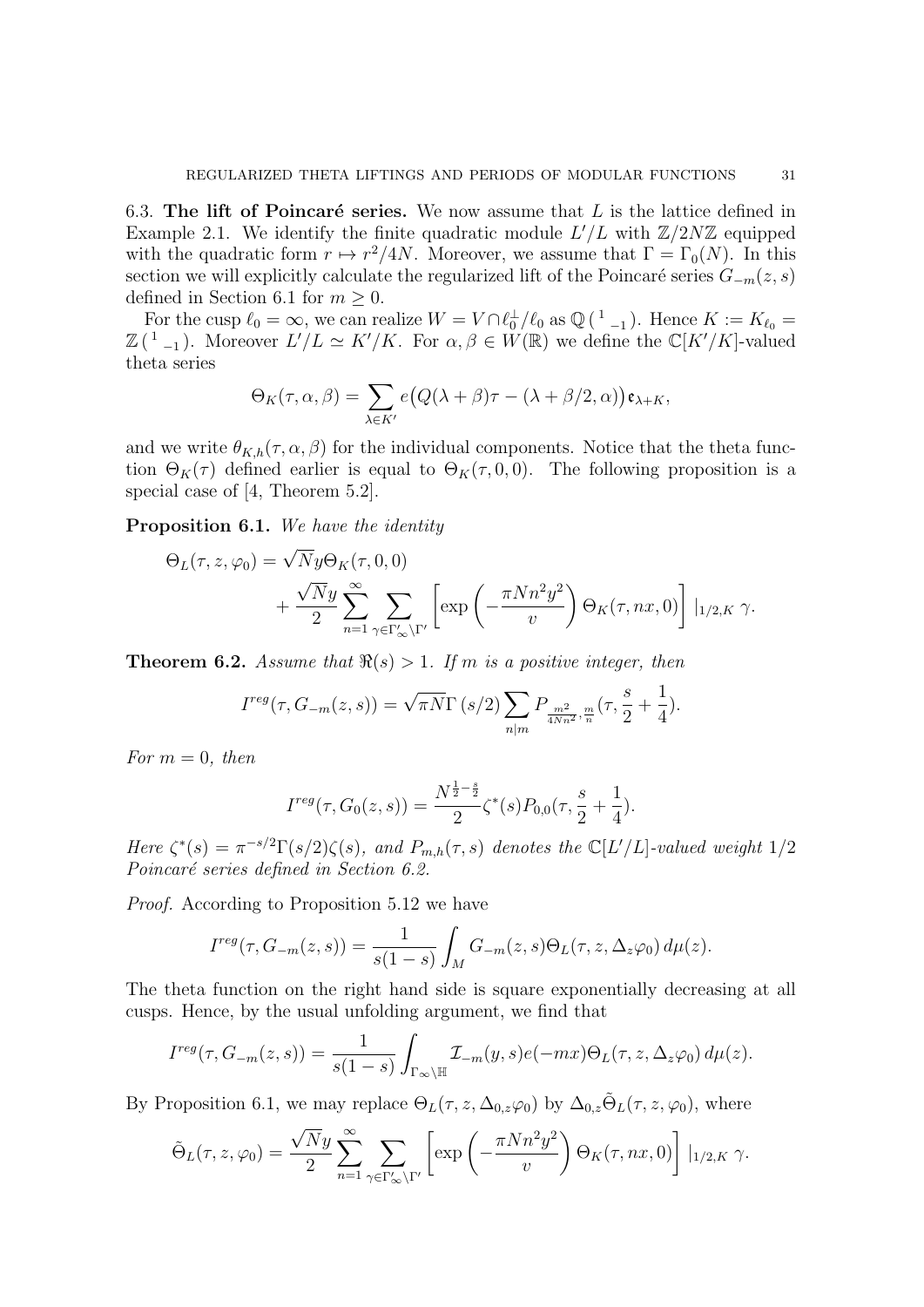6.3. **The lift of Poincaré series.** We now assume that $L$ is the lattice defined in Example 2.1. We identify the finite quadratic module $L'/L$ with $\mathbb{Z}/2N\mathbb{Z}$ equipped with the quadratic form $r \mapsto r^2/4N$. Moreover, we assume that $\Gamma = \Gamma_0(N)$. In this section we will explicitly calculate the regularized lift of the Poincaré series $G_{-m}(z,s)$ defined in Section 6.1 for $m \geq 0$.

For the cusp $\ell_0 = \infty$, we can realize $W = V \cap \ell_0^\perp / \ell_0$ as $\mathbb{Q}\left(\begin{smallmatrix} 1 & \\ & -1 \end{smallmatrix}\right)$. Hence $K := K_{\ell_0} = \mathbb{Z}\left(\begin{smallmatrix} 1 & \\ & -1 \end{smallmatrix}\right)$. Moreover $L'/L \simeq K'/K$. For $\alpha, \beta \in W(\mathbb{R})$ we define the $\mathbb{C}[K'/K]$-valued theta series

$$\Theta_K(\tau, \alpha, \beta) = \sum_{\lambda \in K'} e\big(Q(\lambda + \beta)\tau - (\lambda + \beta/2, \alpha)\big)\mathfrak{e}_{\lambda + K},$$

and we write $\theta_{K,h}(\tau, \alpha, \beta)$ for the individual components. Notice that the theta function $\Theta_K(\tau)$ defined earlier is equal to $\Theta_K(\tau, 0, 0)$. The following proposition is a special case of [4, Theorem 5.2].

**Proposition 6.1.** *We have the identity*

$$\begin{aligned}\Theta_L(\tau, z, \varphi_0) = \sqrt{N} y \Theta_K(\tau, 0, 0) \\ + \frac{\sqrt{N} y}{2} \sum_{n=1}^{\infty} \sum_{\gamma \in \Gamma'_\infty \backslash \Gamma'} \left[ \exp\left( - \frac{\pi N n^2 y^2}{v} \right) \Theta_K(\tau, nx, 0) \right] |_{1/2,K}\, \gamma.\end{aligned}$$

**Theorem 6.2.** *Assume that $\Re(s) > 1$. If $m$ is a positive integer, then*

$$I^{reg}(\tau, G_{-m}(z,s)) = \sqrt{\pi N} \Gamma\left(s/2\right) \sum_{n | m} P_{\frac{m^2}{4Nn^2}, \frac{m}{n}}(\tau, \frac{s}{2} + \frac{1}{4}).$$

*For $m = 0$, then*

$$I^{reg}(\tau, G_0(z,s)) = \frac{N^{\frac{1}{2} - \frac{s}{2}}}{2} \zeta^*(s) P_{0,0}(\tau, \frac{s}{2} + \frac{1}{4}).$$

*Here $\zeta^*(s) = \pi^{-s/2}\Gamma(s/2)\zeta(s)$, and $P_{m,h}(\tau, s)$ denotes the $\mathbb{C}[L'/L]$-valued weight $1/2$ Poincaré series defined in Section 6.2.*

*Proof.* According to Proposition 5.12 we have

$$I^{reg}(\tau, G_{-m}(z,s)) = \frac{1}{s(1-s)} \int_M G_{-m}(z,s) \Theta_L(\tau, z, \Delta_z \varphi_0)\, d\mu(z).$$

The theta function on the right hand side is square exponentially decreasing at all cusps. Hence, by the usual unfolding argument, we find that

$$I^{reg}(\tau, G_{-m}(z,s)) = \frac{1}{s(1-s)} \int_{\Gamma_\infty \backslash \mathbb{H}} \mathcal{I}_{-m}(y,s) e(-mx) \Theta_L(\tau, z, \Delta_z \varphi_0)\, d\mu(z).$$

By Proposition 6.1, we may replace $\Theta_L(\tau, z, \Delta_{0,z}\varphi_0)$ by $\Delta_{0,z}\tilde{\Theta}_L(\tau, z, \varphi_0)$, where

$$\tilde{\Theta}_L(\tau, z, \varphi_0) = \frac{\sqrt{N} y}{2} \sum_{n=1}^{\infty} \sum_{\gamma \in \Gamma'_\infty \backslash \Gamma'} \left[ \exp\left( - \frac{\pi N n^2 y^2}{v} \right) \Theta_K(\tau, nx, 0) \right] |_{1/2,K}\, \gamma.$$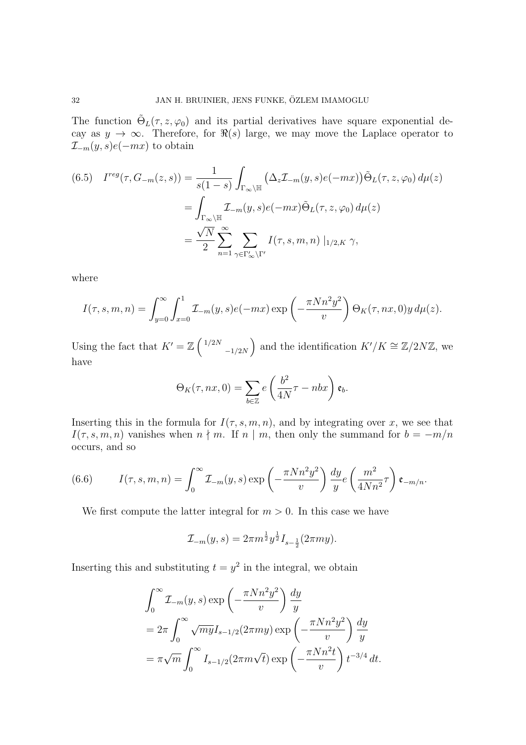The function $\tilde{\Theta}_L(\tau, z, \varphi_0)$ and its partial derivatives have square exponential decay as $y \to \infty$. Therefore, for $\Re(s)$ large, we may move the Laplace operator to $\mathcal{I}_{-m}(y,s)e(-mx)$ to obtain

$$
\begin{aligned}
(6.5)\quad I^{reg}(\tau, G_{-m}(z,s)) &= \frac{1}{s(1-s)} \int_{\Gamma_\infty \backslash \mathbb{H}} \big(\Delta_z \mathcal{I}_{-m}(y,s)e(-mx)\big)\tilde{\Theta}_L(\tau, z, \varphi_0)\, d\mu(z) \\
&= \int_{\Gamma_\infty \backslash \mathbb{H}} \mathcal{I}_{-m}(y,s)e(-mx)\tilde{\Theta}_L(\tau, z, \varphi_0)\, d\mu(z) \\
&= \frac{\sqrt{N}}{2} \sum_{n=1}^{\infty} \sum_{\gamma \in \Gamma'_\infty \backslash \Gamma'} I(\tau, s, m, n) \mid_{1/2,K} \gamma,
\end{aligned}
$$

where

$$
I(\tau, s, m, n) = \int_{y=0}^{\infty} \int_{x=0}^{1} \mathcal{I}_{-m}(y,s)e(-mx) \exp\left(-\frac{\pi N n^2 y^2}{v}\right) \Theta_K(\tau, nx, 0) y\, d\mu(z).
$$

Using the fact that $K' = \mathbb{Z}\begin{pmatrix} 1/2N & \\ & -1/2N \end{pmatrix}$ and the identification $K'/K \cong \mathbb{Z}/2N\mathbb{Z}$, we have

$$
\Theta_K(\tau, nx, 0) = \sum_{b \in \mathbb{Z}} e\left(\frac{b^2}{4N}\tau - nbx\right)\mathfrak{e}_b.
$$

Inserting this in the formula for $I(\tau, s, m, n)$, and by integrating over $x$, we see that $I(\tau, s, m, n)$ vanishes when $n \nmid m$. If $n \mid m$, then only the summand for $b = -m/n$ occurs, and so

$$
(6.6)\qquad I(\tau, s, m, n) = \int_0^{\infty} \mathcal{I}_{-m}(y,s) \exp\left(-\frac{\pi N n^2 y^2}{v}\right) \frac{dy}{y} e\left(\frac{m^2}{4Nn^2}\tau\right)\mathfrak{e}_{-m/n}.
$$

We first compute the latter integral for $m > 0$. In this case we have

$$
\mathcal{I}_{-m}(y,s) = 2\pi m^{\frac{1}{2}} y^{\frac{1}{2}} I_{s-\frac{1}{2}}(2\pi m y).
$$

Inserting this and substituting $t = y^2$ in the integral, we obtain

$$
\begin{aligned}
&\int_0^{\infty} \mathcal{I}_{-m}(y,s) \exp\left(-\frac{\pi N n^2 y^2}{v}\right) \frac{dy}{y} \\
&= 2\pi \int_0^{\infty} \sqrt{my} I_{s-1/2}(2\pi m y) \exp\left(-\frac{\pi N n^2 y^2}{v}\right) \frac{dy}{y} \\
&= \pi\sqrt{m} \int_0^{\infty} I_{s-1/2}(2\pi m\sqrt{t}) \exp\left(-\frac{\pi N n^2 t}{v}\right) t^{-3/4}\, dt.
\end{aligned}
$$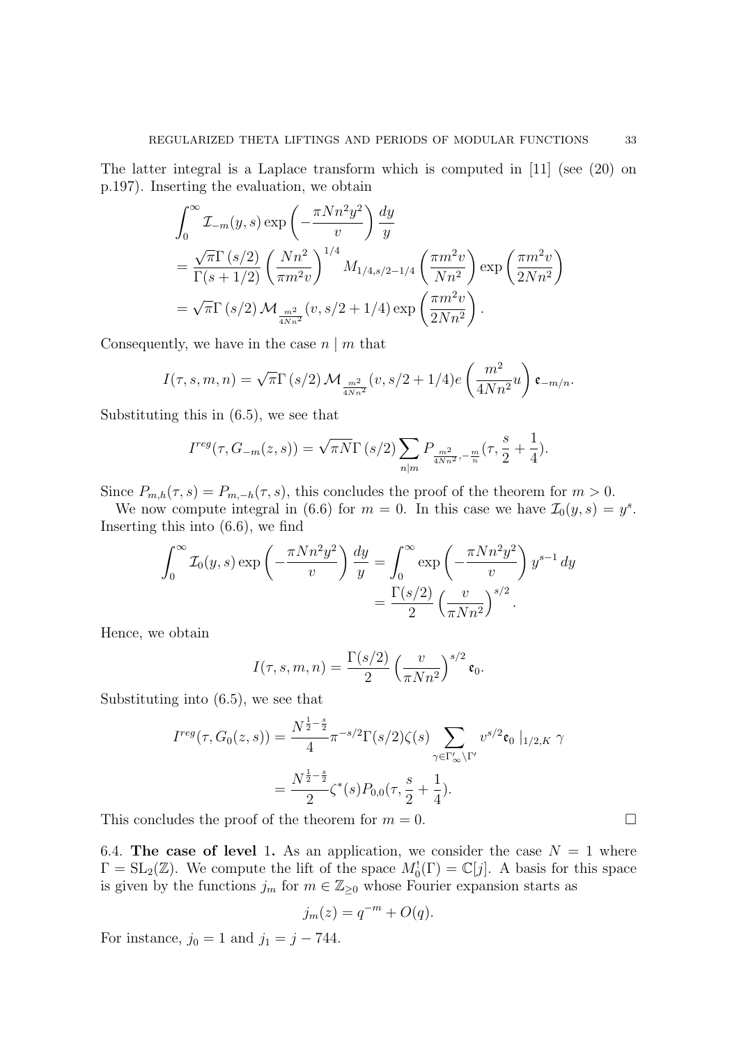The latter integral is a Laplace transform which is computed in [11] (see (20) on p.197). Inserting the evaluation, we obtain

$$\begin{aligned}
&\int_0^\infty \mathcal{I}_{-m}(y,s) \exp\left(-\frac{\pi N n^2 y^2}{v}\right) \frac{dy}{y} \\
&= \frac{\sqrt{\pi}\Gamma(s/2)}{\Gamma(s+1/2)} \left(\frac{Nn^2}{\pi m^2 v}\right)^{1/4} M_{1/4, s/2-1/4}\left(\frac{\pi m^2 v}{Nn^2}\right) \exp\left(\frac{\pi m^2 v}{2Nn^2}\right) \\
&= \sqrt{\pi}\Gamma(s/2)\, \mathcal{M}_{\frac{m^2}{4Nn^2}}(v, s/2+1/4) \exp\left(\frac{\pi m^2 v}{2Nn^2}\right).
\end{aligned}$$

Consequently, we have in the case $n \mid m$ that

$$I(\tau, s, m, n) = \sqrt{\pi}\Gamma(s/2)\, \mathcal{M}_{\frac{m^2}{4Nn^2}}(v, s/2+1/4) e\left(\frac{m^2}{4Nn^2}u\right) \mathfrak{e}_{-m/n}.$$

Substituting this in (6.5), we see that

$$I^{reg}(\tau, G_{-m}(z,s)) = \sqrt{\pi N}\Gamma(s/2) \sum_{n \mid m} P_{\frac{m^2}{4Nn^2}, -\frac{m}{n}}(\tau, \frac{s}{2}+\frac{1}{4}).$$

Since $P_{m,h}(\tau,s) = P_{m,-h}(\tau,s)$, this concludes the proof of the theorem for $m>0$.

We now compute integral in (6.6) for $m=0$. In this case we have $\mathcal{I}_0(y,s) = y^s$. Inserting this into (6.6), we find

$$\begin{aligned}
\int_0^\infty \mathcal{I}_0(y,s) \exp\left(-\frac{\pi N n^2 y^2}{v}\right) \frac{dy}{y} &= \int_0^\infty \exp\left(-\frac{\pi N n^2 y^2}{v}\right) y^{s-1}\, dy \\
&= \frac{\Gamma(s/2)}{2} \left(\frac{v}{\pi N n^2}\right)^{s/2}.
\end{aligned}$$

Hence, we obtain

$$I(\tau, s, m, n) = \frac{\Gamma(s/2)}{2} \left(\frac{v}{\pi N n^2}\right)^{s/2} \mathfrak{e}_0.$$

Substituting into (6.5), we see that

$$\begin{aligned}
I^{reg}(\tau, G_0(z,s)) &= \frac{N^{\frac{1}{2}-\frac{s}{2}}}{4} \pi^{-s/2}\Gamma(s/2)\zeta(s) \sum_{\gamma \in \Gamma'_\infty \backslash \Gamma'} v^{s/2}\mathfrak{e}_0 \mid_{1/2,K} \gamma \\
&= \frac{N^{\frac{1}{2}-\frac{s}{2}}}{2} \zeta^*(s) P_{0,0}(\tau, \frac{s}{2}+\frac{1}{4}).
\end{aligned}$$

This concludes the proof of the theorem for $m=0$. □

6.4. **The case of level 1.** As an application, we consider the case $N=1$ where $\Gamma = \mathrm{SL}_2(\mathbb{Z})$. We compute the lift of the space $M_0^!(\Gamma) = \mathbb{C}[j]$. A basis for this space is given by the functions $j_m$ for $m \in \mathbb{Z}_{\geq 0}$ whose Fourier expansion starts as

$$j_m(z) = q^{-m} + O(q).$$

For instance, $j_0 = 1$ and $j_1 = j - 744$.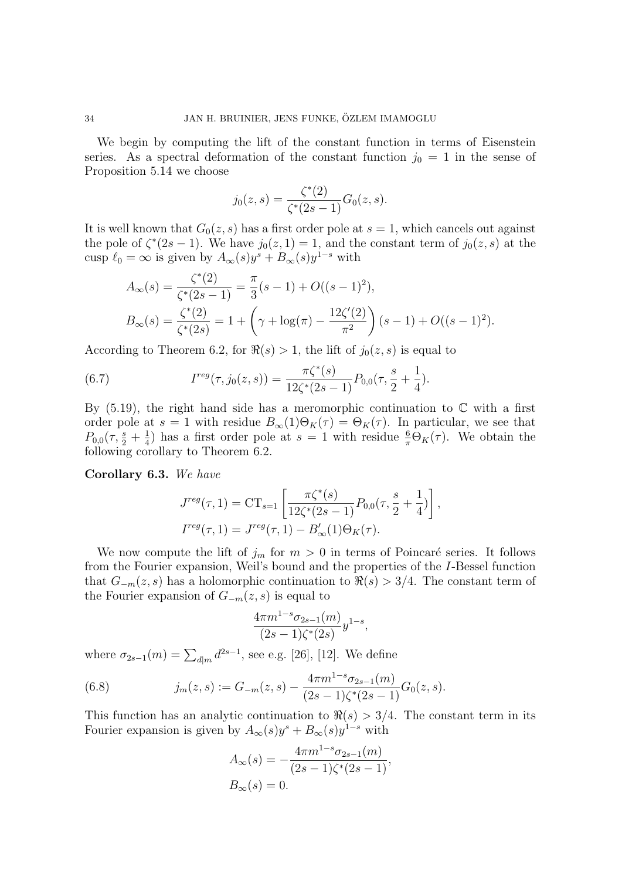We begin by computing the lift of the constant function in terms of Eisenstein series. As a spectral deformation of the constant function $j_0 = 1$ in the sense of Proposition 5.14 we choose

$$j_0(z,s) = \frac{\zeta^*(2)}{\zeta^*(2s-1)} G_0(z,s).$$

It is well known that $G_0(z,s)$ has a first order pole at $s=1$, which cancels out against the pole of $\zeta^*(2s-1)$. We have $j_0(z,1) = 1$, and the constant term of $j_0(z,s)$ at the cusp $\ell_0 = \infty$ is given by $A_\infty(s)y^s + B_\infty(s)y^{1-s}$ with

$$\begin{aligned}
A_\infty(s) &= \frac{\zeta^*(2)}{\zeta^*(2s-1)} = \frac{\pi}{3}(s-1) + O((s-1)^2),\\
B_\infty(s) &= \frac{\zeta^*(2)}{\zeta^*(2s)} = 1 + \left(\gamma + \log(\pi) - \frac{12\zeta'(2)}{\pi^2}\right)(s-1) + O((s-1)^2).
\end{aligned}$$

According to Theorem 6.2, for $\Re(s) > 1$, the lift of $j_0(z,s)$ is equal to

$$I^{reg}(\tau, j_0(z,s)) = \frac{\pi\zeta^*(s)}{12\zeta^*(2s-1)} P_{0,0}(\tau, \frac{s}{2} + \frac{1}{4}). \tag{6.7}$$

By (5.19), the right hand side has a meromorphic continuation to $\mathbb{C}$ with a first order pole at $s=1$ with residue $B_\infty(1)\Theta_K(\tau) = \Theta_K(\tau)$. In particular, we see that $P_{0,0}(\tau, \frac{s}{2} + \frac{1}{4})$ has a first order pole at $s=1$ with residue $\frac{6}{\pi}\Theta_K(\tau)$. We obtain the following corollary to Theorem 6.2.

**Corollary 6.3.** *We have*

$$\begin{aligned}
J^{reg}(\tau,1) &= \mathrm{CT}_{s=1}\left[\frac{\pi\zeta^*(s)}{12\zeta^*(2s-1)} P_{0,0}(\tau, \frac{s}{2} + \frac{1}{4})\right],\\
I^{reg}(\tau,1) &= J^{reg}(\tau,1) - B_\infty'(1)\Theta_K(\tau).
\end{aligned}$$

We now compute the lift of $j_m$ for $m > 0$ in terms of Poincaré series. It follows from the Fourier expansion, Weil's bound and the properties of the $I$-Bessel function that $G_{-m}(z,s)$ has a holomorphic continuation to $\Re(s) > 3/4$. The constant term of the Fourier expansion of $G_{-m}(z,s)$ is equal to

$$\frac{4\pi m^{1-s}\sigma_{2s-1}(m)}{(2s-1)\zeta^*(2s)} y^{1-s},$$

where $\sigma_{2s-1}(m) = \sum_{d|m} d^{2s-1}$, see e.g. [26], [12]. We define

$$j_m(z,s) := G_{-m}(z,s) - \frac{4\pi m^{1-s}\sigma_{2s-1}(m)}{(2s-1)\zeta^*(2s-1)} G_0(z,s). \tag{6.8}$$

This function has an analytic continuation to $\Re(s) > 3/4$. The constant term in its Fourier expansion is given by $A_\infty(s)y^s + B_\infty(s)y^{1-s}$ with

$$\begin{aligned}
A_\infty(s) &= -\frac{4\pi m^{1-s}\sigma_{2s-1}(m)}{(2s-1)\zeta^*(2s-1)},\\
B_\infty(s) &= 0.
\end{aligned}$$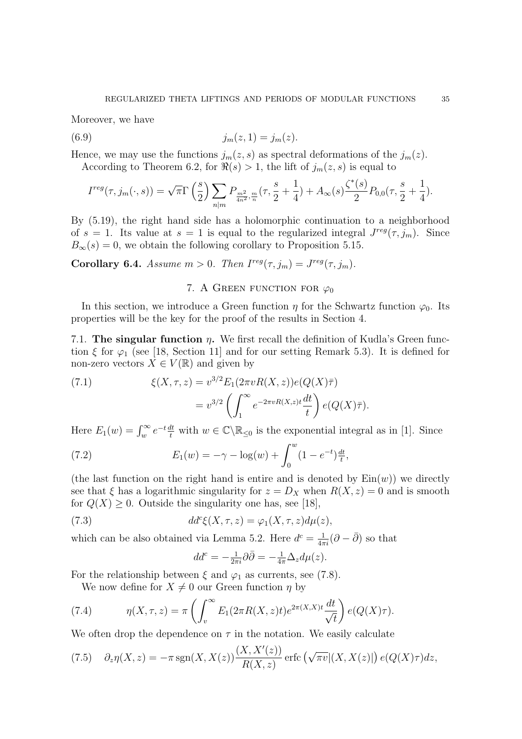Moreover, we have

$$j_m(z,1) = j_m(z). \tag{6.9}$$

Hence, we may use the functions $j_m(z,s)$ as spectral deformations of the $j_m(z)$.

According to Theorem 6.2, for $\Re(s) > 1$, the lift of $j_m(z,s)$ is equal to

$$I^{reg}(\tau, j_m(\cdot, s)) = \sqrt{\pi}\Gamma\left(\frac{s}{2}\right) \sum_{n|m} P_{\frac{m^2}{4n^2}, \frac{m}{n}}(\tau, \frac{s}{2} + \frac{1}{4}) + A_\infty(s) \frac{\zeta^*(s)}{2} P_{0,0}(\tau, \frac{s}{2} + \frac{1}{4}).$$

By (5.19), the right hand side has a holomorphic continuation to a neighborhood of $s = 1$. Its value at $s = 1$ is equal to the regularized integral $J^{reg}(\tau, j_m)$. Since $B_\infty(s) = 0$, we obtain the following corollary to Proposition 5.15.

**Corollary 6.4.** *Assume $m > 0$. Then $I^{reg}(\tau, j_m) = J^{reg}(\tau, j_m)$.*

## 7. A Green function for $\varphi_0$

In this section, we introduce a Green function $\eta$ for the Schwartz function $\varphi_0$. Its properties will be the key for the proof of the results in Section 4.

### 7.1. The singular function $\eta$.

We first recall the definition of Kudla's Green function $\xi$ for $\varphi_1$ (see [18, Section 11] and for our setting Remark 5.3). It is defined for non-zero vectors $X \in V(\mathbb{R})$ and given by

$$\begin{aligned} \xi(X, \tau, z) &= v^{3/2} E_1(2\pi v R(X,z)) e(Q(X)\bar{\tau}) \\ &= v^{3/2} \left( \int_1^\infty e^{-2\pi v R(X,z) t} \frac{dt}{t} \right) e(Q(X)\bar{\tau}). \end{aligned} \tag{7.1}$$

Here $E_1(w) = \int_w^\infty e^{-t} \frac{dt}{t}$ with $w \in \mathbb{C} \backslash \mathbb{R}_{\leq 0}$ is the exponential integral as in [1]. Since

$$E_1(w) = -\gamma - \log(w) + \int_0^w (1 - e^{-t}) \tfrac{dt}{t}, \tag{7.2}$$

(the last function on the right hand is entire and is denoted by $\mathrm{Ein}(w)$) we directly see that $\xi$ has a logarithmic singularity for $z = D_X$ when $R(X,z) = 0$ and is smooth for $Q(X) \geq 0$. Outside the singularity one has, see [18],

$$dd^c \xi(X, \tau, z) = \varphi_1(X, \tau, z) d\mu(z), \tag{7.3}$$

which can be also obtained via Lemma 5.2. Here $d^c = \frac{1}{4\pi i}(\partial - \bar{\partial})$ so that

$$dd^c = -\tfrac{1}{2\pi i} \partial \bar{\partial} = -\tfrac{1}{4\pi} \Delta_z d\mu(z).$$

For the relationship between $\xi$ and $\varphi_1$ as currents, see (7.8).

We now define for $X \neq 0$ our Green function $\eta$ by

$$\eta(X, \tau, z) = \pi \left( \int_v^\infty E_1(2\pi R(X,z) t) e^{2\pi (X,X) t} \frac{dt}{\sqrt{t}} \right) e(Q(X)\tau). \tag{7.4}$$

We often drop the dependence on $\tau$ in the notation. We easily calculate

$$\partial_z \eta(X, z) = -\pi \operatorname{sgn}(X, X(z)) \frac{(X, X'(z))}{R(X,z)} \operatorname{erfc}\left(\sqrt{\pi v} |(X, X(z))|\right) e(Q(X)\tau) dz, \tag{7.5}$$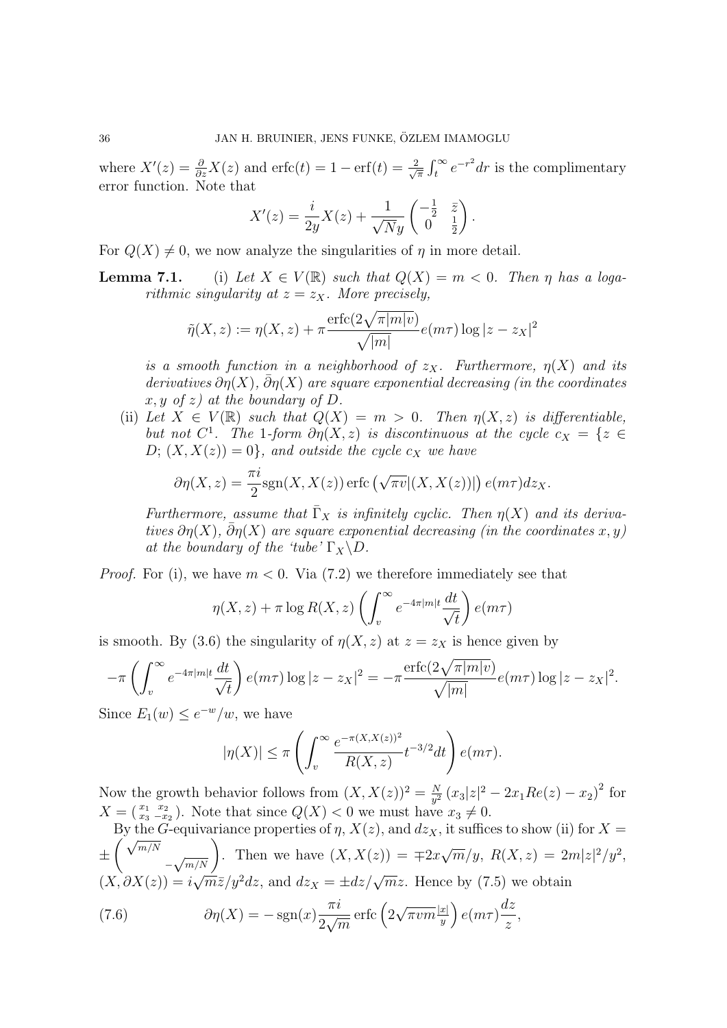where $X'(z) = \frac{\partial}{\partial z} X(z)$ and $\operatorname{erfc}(t) = 1 - \operatorname{erf}(t) = \frac{2}{\sqrt{\pi}} \int_t^\infty e^{-r^2} dr$ is the complimentary error function. Note that

$$X'(z) = \frac{i}{2y} X(z) + \frac{1}{\sqrt{N} y} \begin{pmatrix} -\frac{1}{2} & \bar{z} \\ 0 & \frac{1}{2} \end{pmatrix}.$$

For $Q(X) \neq 0$, we now analyze the singularities of $\eta$ in more detail.

**Lemma 7.1.** *(i) Let $X \in V(\mathbb{R})$ such that $Q(X) = m < 0$. Then $\eta$ has a logarithmic singularity at $z = z_X$. More precisely,*

$$\tilde{\eta}(X, z) := \eta(X, z) + \pi \frac{\operatorname{erfc}(2\sqrt{\pi |m| v})}{\sqrt{|m|}} e(m\tau) \log |z - z_X|^2$$

*is a smooth function in a neighborhood of $z_X$. Furthermore, $\eta(X)$ and its derivatives $\partial \eta(X)$, $\bar{\partial}\eta(X)$ are square exponential decreasing (in the coordinates $x, y$ of $z$) at the boundary of $D$.*

*(ii) Let $X \in V(\mathbb{R})$ such that $Q(X) = m > 0$. Then $\eta(X, z)$ is differentiable, but not $C^1$. The 1-form $\partial\eta(X, z)$ is discontinuous at the cycle $c_X = \{z \in D; (X, X(z)) = 0\}$, and outside the cycle $c_X$ we have*

$$\partial \eta(X, z) = \frac{\pi i}{2} \operatorname{sgn}(X, X(z)) \operatorname{erfc}\left(\sqrt{\pi v} |(X, X(z))|\right) e(m\tau) dz_X.$$

*Furthermore, assume that $\bar{\Gamma}_X$ is infinitely cyclic. Then $\eta(X)$ and its derivatives $\partial\eta(X)$, $\bar{\partial}\eta(X)$ are square exponential decreasing (in the coordinates $x, y$) at the boundary of the 'tube' $\Gamma_X \backslash D$.*

*Proof.* For (i), we have $m < 0$. Via (7.2) we therefore immediately see that

$$\eta(X, z) + \pi \log R(X, z) \left( \int_v^\infty e^{-4\pi |m| t} \frac{dt}{\sqrt{t}} \right) e(m\tau)$$

is smooth. By (3.6) the singularity of $\eta(X, z)$ at $z = z_X$ is hence given by

$$-\pi \left( \int_v^\infty e^{-4\pi |m| t} \frac{dt}{\sqrt{t}} \right) e(m\tau) \log |z - z_X|^2 = -\pi \frac{\operatorname{erfc}(2\sqrt{\pi |m| v})}{\sqrt{|m|}} e(m\tau) \log |z - z_X|^2.$$

Since $E_1(w) \leq e^{-w}/w$, we have

$$|\eta(X)| \leq \pi \left( \int_v^\infty \frac{e^{-\pi (X, X(z))^2}}{R(X, z)} t^{-3/2} dt \right) e(m\tau).$$

Now the growth behavior follows from $(X, X(z))^2 = \frac{N}{y^2} \left(x_3 |z|^2 - 2x_1 Re(z) - x_2\right)^2$ for $X = \left(\begin{smallmatrix} x_1 & x_2 \\ x_3 & -x_2 \end{smallmatrix}\right)$. Note that since $Q(X) < 0$ we must have $x_3 \neq 0$.

By the $G$-equivariance properties of $\eta$, $X(z)$, and $dz_X$, it suffices to show (ii) for $X = \pm \begin{pmatrix} \sqrt{m/N} & \\ & -\sqrt{m/N} \end{pmatrix}$. Then we have $(X, X(z)) = \mp 2x\sqrt{m}/y$, $R(X, z) = 2m|z|^2/y^2$, $(X, \partial X(z)) = i\sqrt{m}\bar{z}/y^2 dz$, and $dz_X = \pm dz/\sqrt{m} z$. Hence by (7.5) we obtain

$$\partial \eta(X) = -\operatorname{sgn}(x) \frac{\pi i}{2\sqrt{m}} \operatorname{erfc}\left(2\sqrt{\pi v m} \tfrac{|x|}{y}\right) e(m\tau) \frac{dz}{z}, \tag{7.6}$$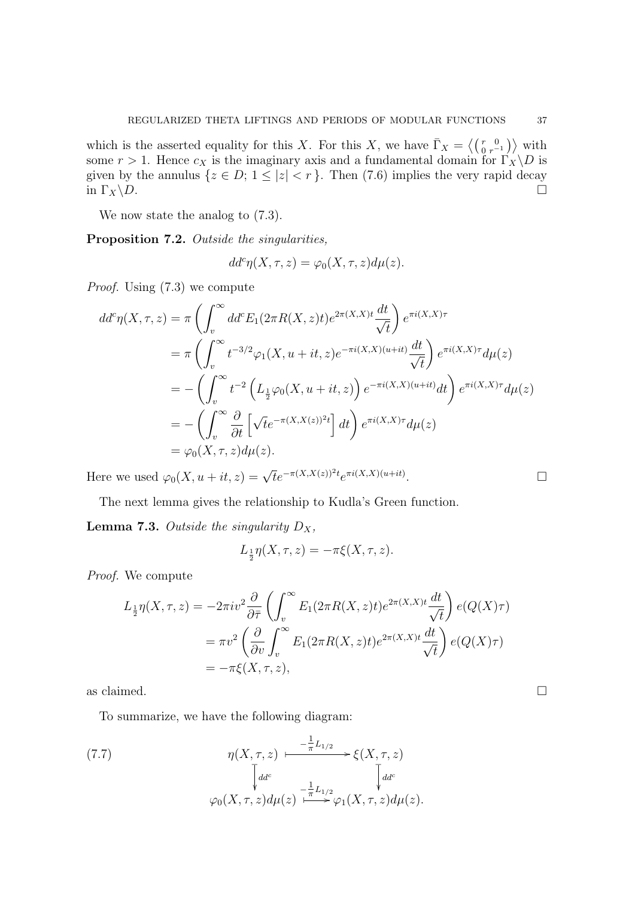which is the asserted equality for this $X$. For this $X$, we have $\bar{\Gamma}_X = \left\langle \left( \begin{smallmatrix} r & 0 \\ 0 & r^{-1} \end{smallmatrix} \right) \right\rangle$ with some $r > 1$. Hence $c_X$ is the imaginary axis and a fundamental domain for $\Gamma_X \backslash D$ is given by the annulus $\{z \in D;\ 1 \leq |z| < r\}$. Then (7.6) implies the very rapid decay in $\Gamma_X \backslash D$. $\square$

We now state the analog to (7.3).

**Proposition 7.2.** *Outside the singularities,*

$$dd^c \eta(X, \tau, z) = \varphi_0(X, \tau, z) d\mu(z).$$

*Proof.* Using (7.3) we compute

$$\begin{aligned}
dd^c \eta(X, \tau, z) &= \pi \left( \int_v^\infty dd^c E_1(2\pi R(X, z)t) e^{2\pi(X,X)t} \frac{dt}{\sqrt{t}} \right) e^{\pi i(X,X)\tau} \\
&= \pi \left( \int_v^\infty t^{-3/2} \varphi_1(X, u + it, z) e^{-\pi i(X,X)(u+it)} \frac{dt}{\sqrt{t}} \right) e^{\pi i(X,X)\tau} d\mu(z) \\
&= -\left( \int_v^\infty t^{-2} \left( L_{\frac{1}{2}} \varphi_0(X, u + it, z) \right) e^{-\pi i(X,X)(u+it)} dt \right) e^{\pi i(X,X)\tau} d\mu(z) \\
&= -\left( \int_v^\infty \frac{\partial}{\partial t} \left[ \sqrt{t} e^{-\pi(X,X(z))^2 t} \right] dt \right) e^{\pi i(X,X)\tau} d\mu(z) \\
&= \varphi_0(X, \tau, z) d\mu(z).
\end{aligned}$$

Here we used $\varphi_0(X, u + it, z) = \sqrt{t} e^{-\pi(X,X(z))^2 t} e^{\pi i(X,X)(u+it)}$. $\square$

The next lemma gives the relationship to Kudla's Green function.

**Lemma 7.3.** *Outside the singularity $D_X$,*

$$L_{\frac{1}{2}} \eta(X, \tau, z) = -\pi \xi(X, \tau, z).$$

*Proof.* We compute

$$\begin{aligned}
L_{\frac{1}{2}} \eta(X, \tau, z) &= -2\pi i v^2 \frac{\partial}{\partial \bar{\tau}} \left( \int_v^\infty E_1(2\pi R(X, z)t) e^{2\pi(X,X)t} \frac{dt}{\sqrt{t}} \right) e(Q(X)\tau) \\
&= \pi v^2 \left( \frac{\partial}{\partial v} \int_v^\infty E_1(2\pi R(X, z)t) e^{2\pi(X,X)t} \frac{dt}{\sqrt{t}} \right) e(Q(X)\tau) \\
&= -\pi \xi(X, \tau, z),
\end{aligned}$$

as claimed. $\square$

To summarize, we have the following diagram:

$$\begin{array}{ccc}
\eta(X, \tau, z) & \xrightarrow{\ -\frac{1}{\pi} L_{1/2}\ } & \xi(X, \tau, z) \\
\Big\downarrow {\scriptstyle dd^c} & & \Big\downarrow {\scriptstyle dd^c} \\
\varphi_0(X, \tau, z) d\mu(z) & \xrightarrow{\ -\frac{1}{\pi} L_{1/2}\ } & \varphi_1(X, \tau, z) d\mu(z).
\end{array} \tag{7.7}$$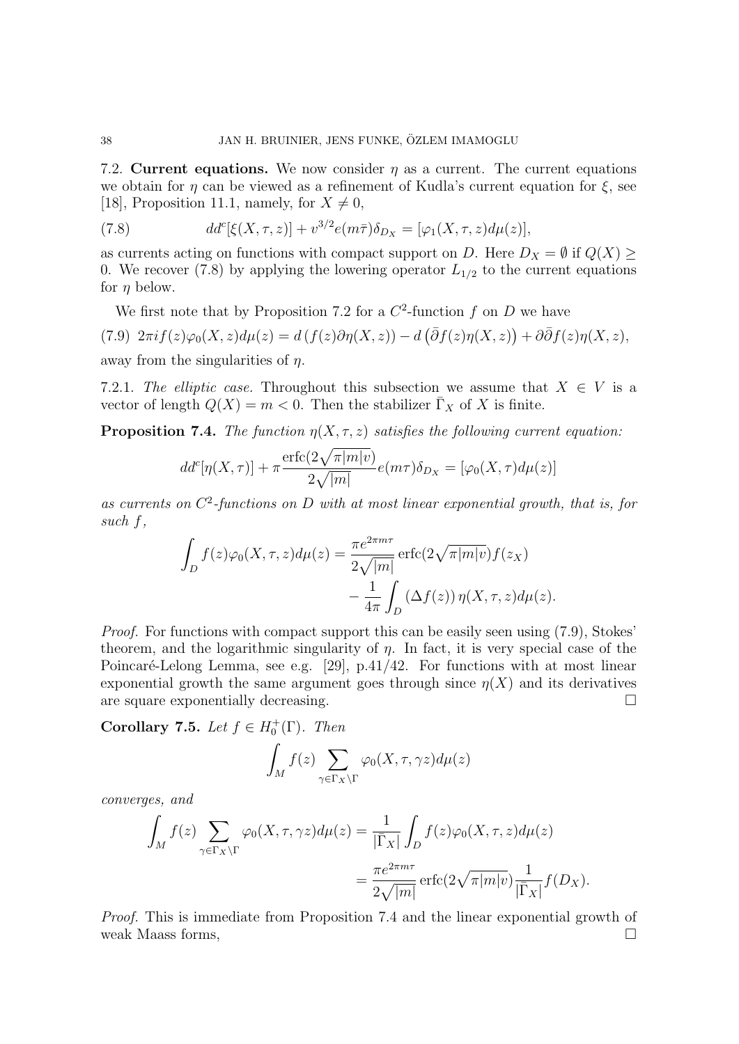7.2. **Current equations.** We now consider $\eta$ as a current. The current equations we obtain for $\eta$ can be viewed as a refinement of Kudla's current equation for $\xi$, see [18], Proposition 11.1, namely, for $X \neq 0$,

$$dd^c[\xi(X,\tau,z)] + v^{3/2} e(m\bar{\tau})\delta_{D_X} = [\varphi_1(X,\tau,z)d\mu(z)], \tag{7.8}$$

as currents acting on functions with compact support on $D$. Here $D_X = \emptyset$ if $Q(X) \geq 0$. We recover (7.8) by applying the lowering operator $L_{1/2}$ to the current equations for $\eta$ below.

We first note that by Proposition 7.2 for a $C^2$-function $f$ on $D$ we have

$$2\pi i f(z)\varphi_0(X,z)d\mu(z) = d\left(f(z)\partial\eta(X,z)\right) - d\left(\bar{\partial}f(z)\eta(X,z)\right) + \partial\bar{\partial}f(z)\eta(X,z), \tag{7.9}$$

away from the singularities of $\eta$.

7.2.1. *The elliptic case.* Throughout this subsection we assume that $X \in V$ is a vector of length $Q(X) = m < 0$. Then the stabilizer $\bar{\Gamma}_X$ of $X$ is finite.

**Proposition 7.4.** *The function $\eta(X,\tau,z)$ satisfies the following current equation:*

$$dd^c[\eta(X,\tau)] + \pi\frac{\operatorname{erfc}(2\sqrt{\pi|m|v})}{2\sqrt{|m|}}e(m\tau)\delta_{D_X} = [\varphi_0(X,\tau)d\mu(z)]$$

*as currents on $C^2$-functions on $D$ with at most linear exponential growth, that is, for such $f$,*

$$\int_D f(z)\varphi_0(X,\tau,z)d\mu(z) = \frac{\pi e^{2\pi m\tau}}{2\sqrt{|m|}}\operatorname{erfc}(2\sqrt{\pi|m|v})f(z_X) - \frac{1}{4\pi}\int_D (\Delta f(z))\,\eta(X,\tau,z)d\mu(z).$$

*Proof.* For functions with compact support this can be easily seen using (7.9), Stokes' theorem, and the logarithmic singularity of $\eta$. In fact, it is very special case of the Poincaré-Lelong Lemma, see e.g. [29], p.41/42. For functions with at most linear exponential growth the same argument goes through since $\eta(X)$ and its derivatives are square exponentially decreasing. □

**Corollary 7.5.** *Let $f \in H_0^+(\Gamma)$. Then*

$$\int_M f(z)\sum_{\gamma\in\Gamma_X\backslash\Gamma}\varphi_0(X,\tau,\gamma z)d\mu(z)$$

*converges, and*

$$\int_M f(z)\sum_{\gamma\in\Gamma_X\backslash\Gamma}\varphi_0(X,\tau,\gamma z)d\mu(z) = \frac{1}{|\bar{\Gamma}_X|}\int_D f(z)\varphi_0(X,\tau,z)d\mu(z)$$
$$= \frac{\pi e^{2\pi m\tau}}{2\sqrt{|m|}}\operatorname{erfc}(2\sqrt{\pi|m|v})\frac{1}{|\bar{\Gamma}_X|}f(D_X).$$

*Proof.* This is immediate from Proposition 7.4 and the linear exponential growth of weak Maass forms, □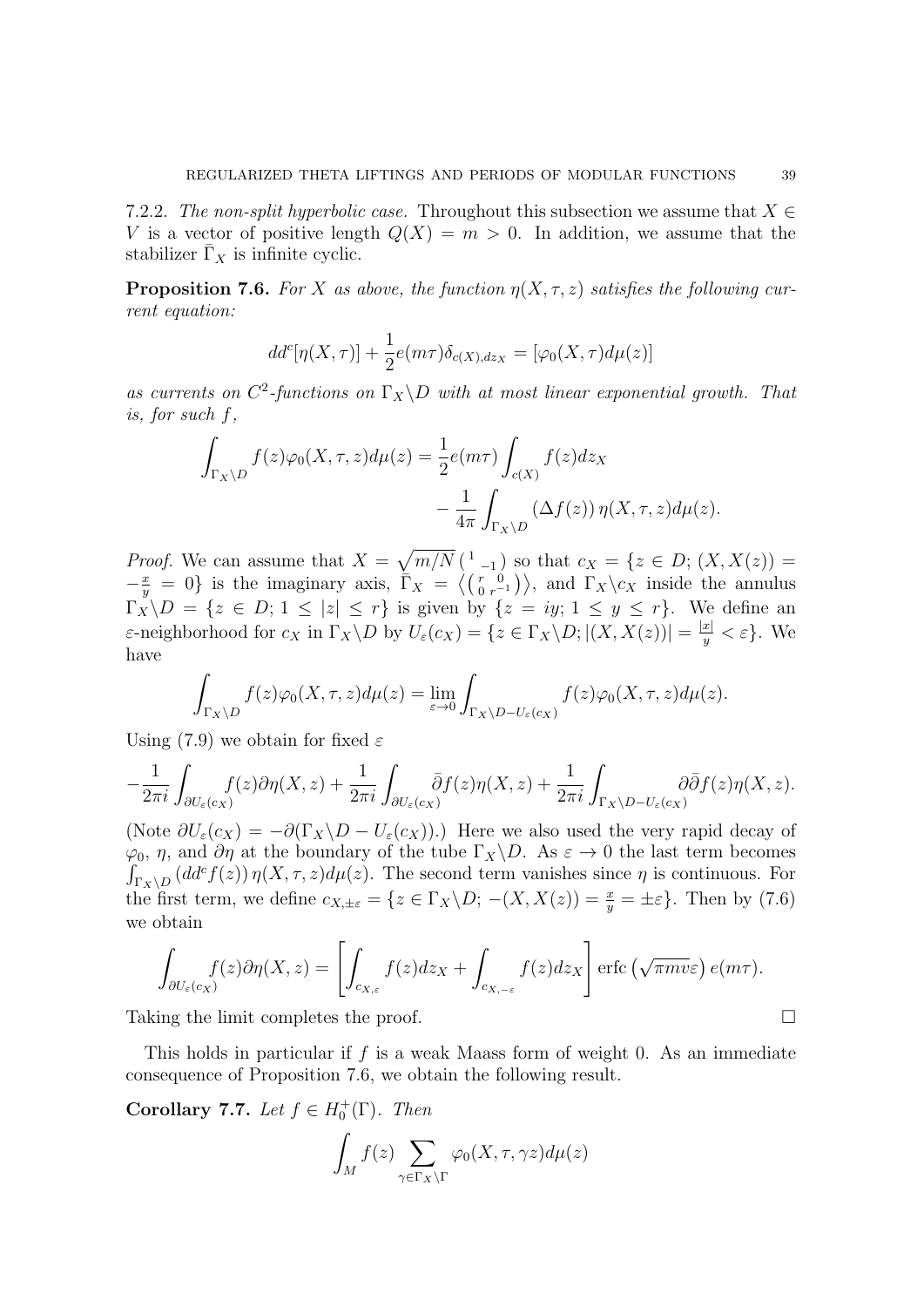7.2.2. *The non-split hyperbolic case.* Throughout this subsection we assume that $X \in V$ is a vector of positive length $Q(X) = m > 0$. In addition, we assume that the stabilizer $\bar{\Gamma}_X$ is infinite cyclic.

**Proposition 7.6.** *For $X$ as above, the function $\eta(X, \tau, z)$ satisfies the following current equation:*

$$dd^c[\eta(X,\tau)] + \frac{1}{2}e(m\tau)\delta_{c(X),dz_X} = [\varphi_0(X,\tau)d\mu(z)]$$

*as currents on $C^2$-functions on $\Gamma_X\backslash D$ with at most linear exponential growth. That is, for such $f$,*

$$\int_{\Gamma_X\backslash D} f(z)\varphi_0(X,\tau,z)d\mu(z) = \frac{1}{2}e(m\tau)\int_{c(X)} f(z)dz_X \\ - \frac{1}{4\pi}\int_{\Gamma_X\backslash D} (\Delta f(z))\,\eta(X,\tau,z)d\mu(z).$$

*Proof.* We can assume that $X = \sqrt{m/N}\left(\begin{smallmatrix} 1 & \\ & -1\end{smallmatrix}\right)$ so that $c_X = \{z \in D;\, (X, X(z)) = -\frac{x}{y} = 0\}$ is the imaginary axis, $\bar{\Gamma}_X = \left\langle\left(\begin{smallmatrix} r & 0 \\ 0 & r^{-1}\end{smallmatrix}\right)\right\rangle$, and $\Gamma_X\backslash c_X$ inside the annulus $\Gamma_X\backslash D = \{z \in D;\, 1 \le |z| \le r\}$ is given by $\{z = iy;\, 1 \le y \le r\}$. We define an $\varepsilon$-neighborhood for $c_X$ in $\Gamma_X\backslash D$ by $U_\varepsilon(c_X) = \{z \in \Gamma_X\backslash D; |(X, X(z))| = \frac{|x|}{y} < \varepsilon\}$. We have

$$\int_{\Gamma_X\backslash D} f(z)\varphi_0(X,\tau,z)d\mu(z) = \lim_{\varepsilon\to 0}\int_{\Gamma_X\backslash D - U_\varepsilon(c_X)} f(z)\varphi_0(X,\tau,z)d\mu(z).$$

Using (7.9) we obtain for fixed $\varepsilon$

$$-\frac{1}{2\pi i}\int_{\partial U_\varepsilon(c_X)} f(z)\partial\eta(X,z) + \frac{1}{2\pi i}\int_{\partial U_\varepsilon(c_X)} \bar{\partial} f(z)\eta(X,z) + \frac{1}{2\pi i}\int_{\Gamma_X\backslash D - U_\varepsilon(c_X)} \partial\bar{\partial} f(z)\eta(X,z).$$

(Note $\partial U_\varepsilon(c_X) = -\partial(\Gamma_X\backslash D - U_\varepsilon(c_X))$.) Here we also used the very rapid decay of $\varphi_0$, $\eta$, and $\partial\eta$ at the boundary of the tube $\Gamma_X\backslash D$. As $\varepsilon \to 0$ the last term becomes $\int_{\Gamma_X\backslash D}(dd^c f(z))\,\eta(X,\tau,z)d\mu(z)$. The second term vanishes since $\eta$ is continuous. For the first term, we define $c_{X,\pm\varepsilon} = \{z \in \Gamma_X\backslash D;\, -(X, X(z)) = \frac{x}{y} = \pm\varepsilon\}$. Then by (7.6) we obtain

$$\int_{\partial U_\varepsilon(c_X)} f(z)\partial\eta(X,z) = \left[\int_{c_{X,\varepsilon}} f(z)dz_X + \int_{c_{X,-\varepsilon}} f(z)dz_X\right]\operatorname{erfc}\left(\sqrt{\pi m v}\varepsilon\right)e(m\tau).$$

Taking the limit completes the proof. $\square$

This holds in particular if $f$ is a weak Maass form of weight 0. As an immediate consequence of Proposition 7.6, we obtain the following result.

**Corollary 7.7.** *Let $f \in H_0^+(\Gamma)$. Then*

$$\int_M f(z)\sum_{\gamma\in\Gamma_X\backslash\Gamma}\varphi_0(X,\tau,\gamma z)d\mu(z)$$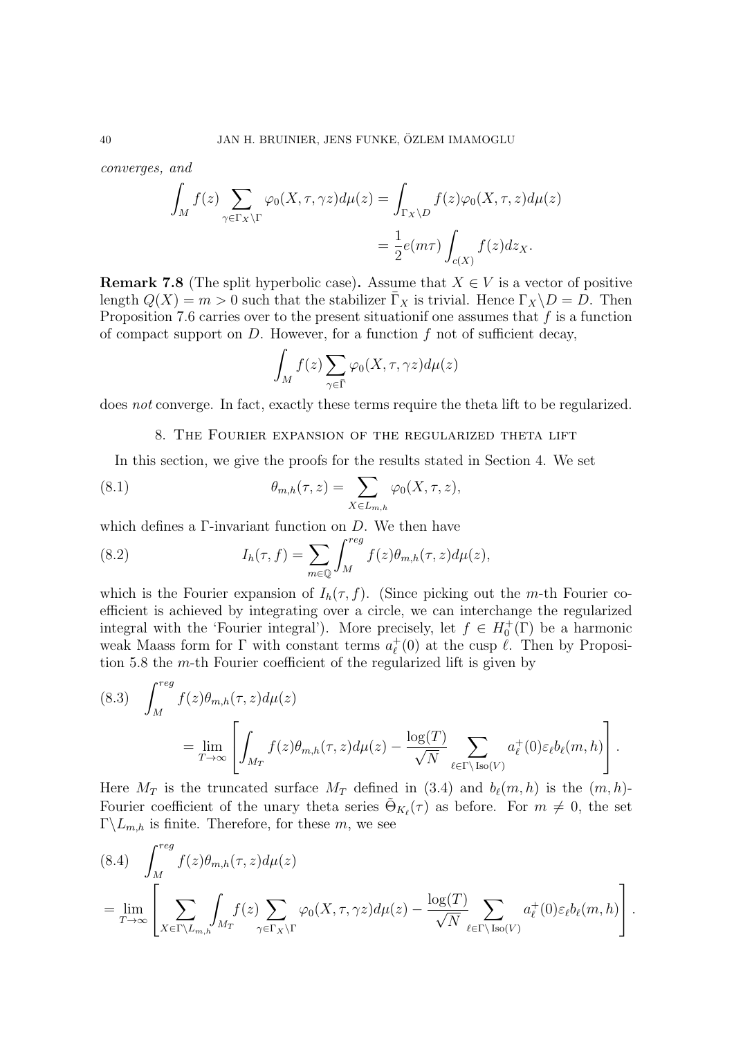*converges, and*

$$\int_M f(z) \sum_{\gamma\in\Gamma_X\backslash\Gamma} \varphi_0(X,\tau,\gamma z) d\mu(z) = \int_{\Gamma_X\backslash D} f(z)\varphi_0(X,\tau,z)d\mu(z)$$
$$= \frac{1}{2} e(m\tau) \int_{c(X)} f(z) dz_X.$$

**Remark 7.8** (The split hyperbolic case)**.** Assume that $X \in V$ is a vector of positive length $Q(X) = m > 0$ such that the stabilizer $\bar{\Gamma}_X$ is trivial. Hence $\Gamma_X\backslash D = D$. Then Proposition 7.6 carries over to the present situationif one assumes that $f$ is a function of compact support on $D$. However, for a function $f$ not of sufficient decay,

$$\int_M f(z) \sum_{\gamma\in\bar{\Gamma}} \varphi_0(X,\tau,\gamma z) d\mu(z)$$

does *not* converge. In fact, exactly these terms require the theta lift to be regularized.

## 8. The Fourier expansion of the regularized theta lift

In this section, we give the proofs for the results stated in Section 4. We set

$$\theta_{m,h}(\tau,z) = \sum_{X\in L_{m,h}} \varphi_0(X,\tau,z), \tag{8.1}$$

which defines a $\Gamma$-invariant function on $D$. We then have

$$I_h(\tau,f) = \sum_{m\in\mathbb{Q}} \int_M^{reg} f(z)\theta_{m,h}(\tau,z)d\mu(z), \tag{8.2}$$

which is the Fourier expansion of $I_h(\tau,f)$. (Since picking out the $m$-th Fourier coefficient is achieved by integrating over a circle, we can interchange the regularized integral with the 'Fourier integral'). More precisely, let $f \in H_0^+(\Gamma)$ be a harmonic weak Maass form for $\Gamma$ with constant terms $a_\ell^+(0)$ at the cusp $\ell$. Then by Proposition 5.8 the $m$-th Fourier coefficient of the regularized lift is given by

$$\begin{aligned}(8.3)\quad &\int_M^{reg} f(z)\theta_{m,h}(\tau,z)d\mu(z)\\ &\qquad= \lim_{T\to\infty}\left[\int_{M_T} f(z)\theta_{m,h}(\tau,z)d\mu(z) - \frac{\log(T)}{\sqrt{N}} \sum_{\ell\in\Gamma\backslash \mathrm{Iso}(V)} a_\ell^+(0)\varepsilon_\ell b_\ell(m,h)\right].\end{aligned}$$

Here $M_T$ is the truncated surface $M_T$ defined in (3.4) and $b_\ell(m,h)$ is the $(m,h)$-Fourier coefficient of the unary theta series $\tilde{\Theta}_{K_\ell}(\tau)$ as before. For $m \neq 0$, the set $\Gamma\backslash L_{m,h}$ is finite. Therefore, for these $m$, we see

$$\begin{aligned}(8.4)\quad &\int_M^{reg} f(z)\theta_{m,h}(\tau,z)d\mu(z)\\ &= \lim_{T\to\infty}\left[\sum_{X\in\Gamma\backslash L_{m,h}} \int_{M_T} f(z) \sum_{\gamma\in\Gamma_X\backslash\Gamma} \varphi_0(X,\tau,\gamma z)d\mu(z) - \frac{\log(T)}{\sqrt{N}} \sum_{\ell\in\Gamma\backslash \mathrm{Iso}(V)} a_\ell^+(0)\varepsilon_\ell b_\ell(m,h)\right].\end{aligned}$$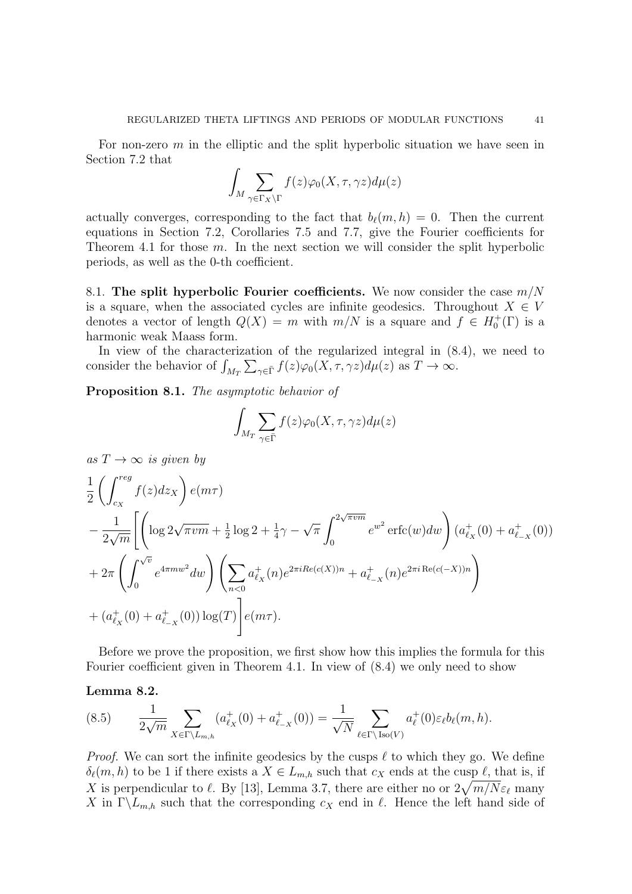For non-zero $m$ in the elliptic and the split hyperbolic situation we have seen in Section 7.2 that

$$\int_M \sum_{\gamma \in \Gamma_X \backslash \Gamma} f(z)\varphi_0(X, \tau, \gamma z) d\mu(z)$$

actually converges, corresponding to the fact that $b_\ell(m, h) = 0$. Then the current equations in Section 7.2, Corollaries 7.5 and 7.7, give the Fourier coefficients for Theorem 4.1 for those $m$. In the next section we will consider the split hyperbolic periods, as well as the 0-th coefficient.

## 8.1. The split hyperbolic Fourier coefficients.

We now consider the case $m/N$ is a square, when the associated cycles are infinite geodesics. Throughout $X \in V$ denotes a vector of length $Q(X) = m$ with $m/N$ is a square and $f \in H_0^+(\Gamma)$ is a harmonic weak Maass form.

In view of the characterization of the regularized integral in (8.4), we need to consider the behavior of $\int_{M_T} \sum_{\gamma \in \bar{\Gamma}} f(z)\varphi_0(X, \tau, \gamma z) d\mu(z)$ as $T \to \infty$.

**Proposition 8.1.** *The asymptotic behavior of*

$$\int_{M_T} \sum_{\gamma \in \bar{\Gamma}} f(z)\varphi_0(X, \tau, \gamma z) d\mu(z)$$

*as $T \to \infty$ is given by*

$$\begin{aligned}
&\frac{1}{2}\left(\int_{c_X}^{reg} f(z) dz_X\right) e(m\tau) \\
&- \frac{1}{2\sqrt{m}}\Bigg[\left(\log 2\sqrt{\pi v m} + \tfrac{1}{2}\log 2 + \tfrac{1}{4}\gamma - \sqrt{\pi}\int_0^{2\sqrt{\pi v m}} e^{w^2} \operatorname{erfc}(w) dw\right)(a^+_{\ell_X}(0) + a^+_{\ell_{-X}}(0)) \\
&+ 2\pi\left(\int_0^{\sqrt{v}} e^{4\pi m w^2} dw\right)\left(\sum_{n<0} a^+_{\ell_X}(n) e^{2\pi i Re(c(X))n} + a^+_{\ell_{-X}}(n) e^{2\pi i \operatorname{Re}(c(-X))n}\right) \\
&+ (a^+_{\ell_X}(0) + a^+_{\ell_{-X}}(0))\log(T)\Bigg] e(m\tau).
\end{aligned}$$

Before we prove the proposition, we first show how this implies the formula for this Fourier coefficient given in Theorem 4.1. In view of (8.4) we only need to show

**Lemma 8.2.**

$$\frac{1}{2\sqrt{m}} \sum_{X \in \Gamma \backslash L_{m,h}} (a^+_{\ell_X}(0) + a^+_{\ell_{-X}}(0)) = \frac{1}{\sqrt{N}} \sum_{\ell \in \Gamma \backslash \operatorname{Iso}(V)} a^+_\ell(0) \varepsilon_\ell b_\ell(m, h). \tag{8.5}$$

*Proof.* We can sort the infinite geodesics by the cusps $\ell$ to which they go. We define $\delta_\ell(m, h)$ to be 1 if there exists a $X \in L_{m,h}$ such that $c_X$ ends at the cusp $\ell$, that is, if $X$ is perpendicular to $\ell$. By [13], Lemma 3.7, there are either no or $2\sqrt{m/N}\varepsilon_\ell$ many $X$ in $\Gamma \backslash L_{m,h}$ such that the corresponding $c_X$ end in $\ell$. Hence the left hand side of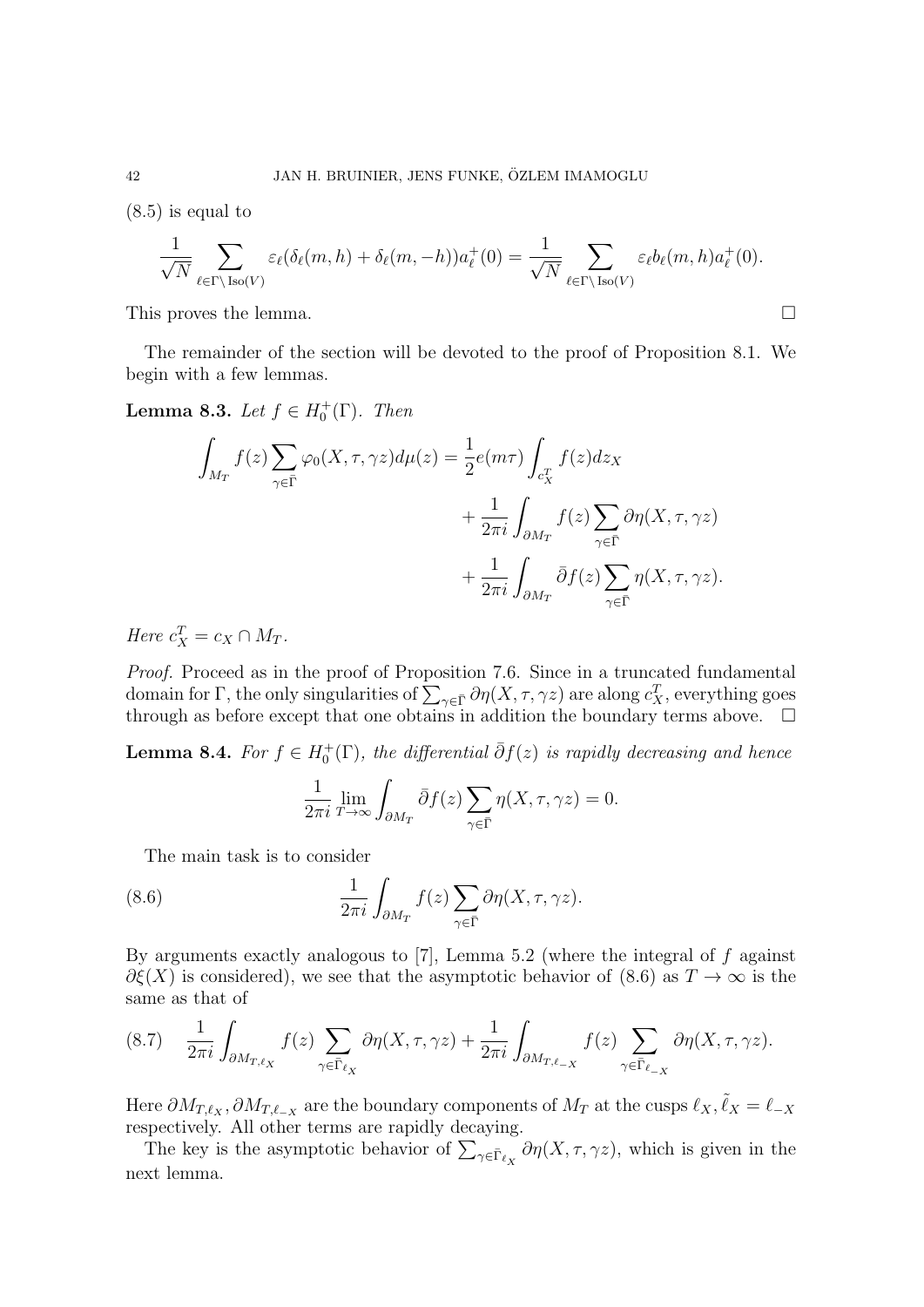(8.5) is equal to

$$\frac{1}{\sqrt{N}} \sum_{\ell \in \Gamma \backslash \operatorname{Iso}(V)} \varepsilon_\ell (\delta_\ell(m,h) + \delta_\ell(m,-h)) a_\ell^+(0) = \frac{1}{\sqrt{N}} \sum_{\ell \in \Gamma \backslash \operatorname{Iso}(V)} \varepsilon_\ell b_\ell(m,h) a_\ell^+(0).$$

This proves the lemma. $\square$

The remainder of the section will be devoted to the proof of Proposition 8.1. We begin with a few lemmas.

**Lemma 8.3.** *Let $f \in H_0^+(\Gamma)$. Then*

$$\begin{aligned}
\int_{M_T} f(z) \sum_{\gamma \in \bar{\Gamma}} \varphi_0(X, \tau, \gamma z) d\mu(z) = \frac{1}{2} e(m\tau) \int_{c_X^T} f(z) dz_X \\
+ \frac{1}{2\pi i} \int_{\partial M_T} f(z) \sum_{\gamma \in \bar{\Gamma}} \partial \eta(X, \tau, \gamma z) \\
+ \frac{1}{2\pi i} \int_{\partial M_T} \bar{\partial} f(z) \sum_{\gamma \in \bar{\Gamma}} \eta(X, \tau, \gamma z).
\end{aligned}$$

*Here $c_X^T = c_X \cap M_T$.*

*Proof.* Proceed as in the proof of Proposition 7.6. Since in a truncated fundamental domain for $\Gamma$, the only singularities of $\sum_{\gamma \in \bar{\Gamma}} \partial \eta(X, \tau, \gamma z)$ are along $c_X^T$, everything goes through as before except that one obtains in addition the boundary terms above. $\square$

**Lemma 8.4.** *For $f \in H_0^+(\Gamma)$, the differential $\bar{\partial} f(z)$ is rapidly decreasing and hence*

$$\frac{1}{2\pi i} \lim_{T \to \infty} \int_{\partial M_T} \bar{\partial} f(z) \sum_{\gamma \in \bar{\Gamma}} \eta(X, \tau, \gamma z) = 0.$$

The main task is to consider

$$\frac{1}{2\pi i} \int_{\partial M_T} f(z) \sum_{\gamma \in \bar{\Gamma}} \partial \eta(X, \tau, \gamma z). \tag{8.6}$$

By arguments exactly analogous to [7], Lemma 5.2 (where the integral of $f$ against $\partial \xi(X)$ is considered), we see that the asymptotic behavior of (8.6) as $T \to \infty$ is the same as that of

$$\frac{1}{2\pi i} \int_{\partial M_{T,\ell_X}} f(z) \sum_{\gamma \in \bar{\Gamma}_{\ell_X}} \partial \eta(X, \tau, \gamma z) + \frac{1}{2\pi i} \int_{\partial M_{T,\ell_{-X}}} f(z) \sum_{\gamma \in \bar{\Gamma}_{\ell_{-X}}} \partial \eta(X, \tau, \gamma z). \tag{8.7}$$

Here $\partial M_{T,\ell_X}, \partial M_{T,\ell_{-X}}$ are the boundary components of $M_T$ at the cusps $\ell_X, \tilde{\ell}_X = \ell_{-X}$ respectively. All other terms are rapidly decaying.

The key is the asymptotic behavior of $\sum_{\gamma \in \bar{\Gamma}_{\ell_X}} \partial \eta(X, \tau, \gamma z)$, which is given in the next lemma.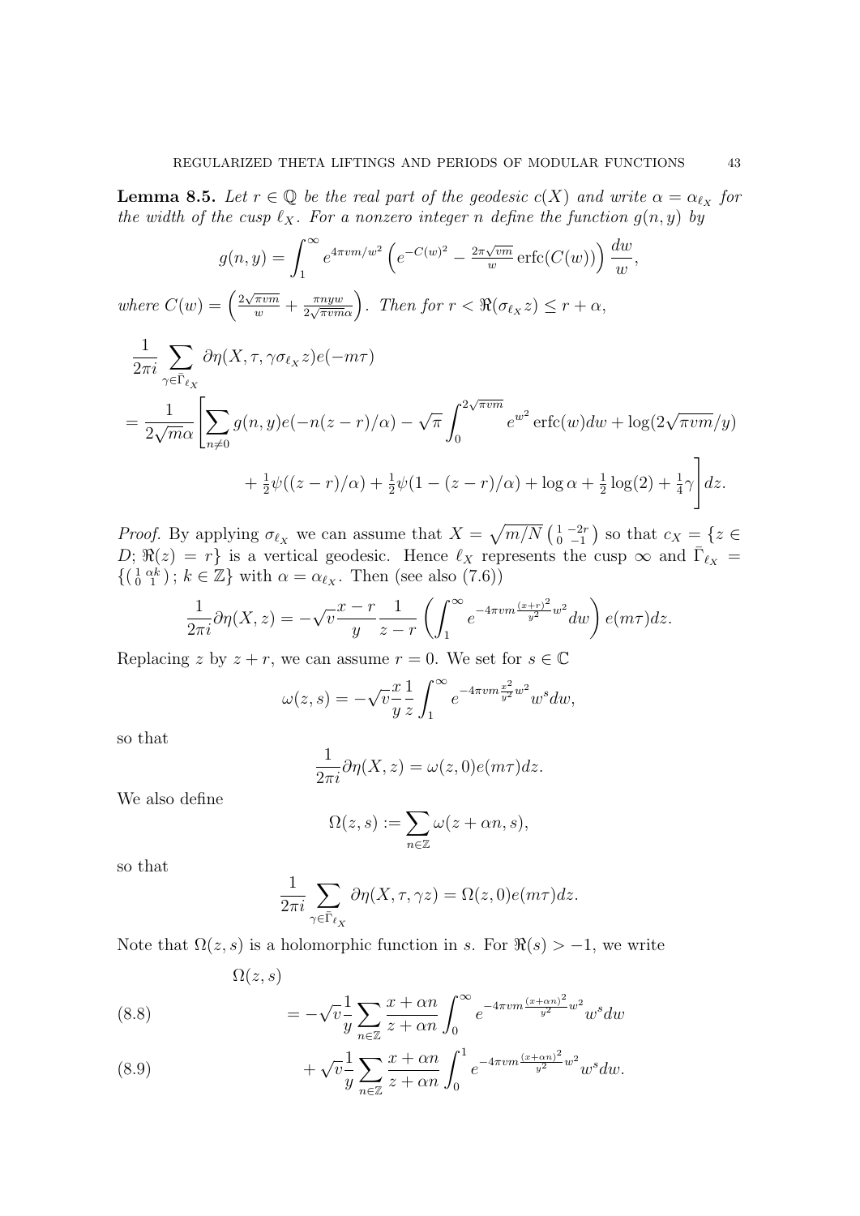**Lemma 8.5.** *Let $r \in \mathbb{Q}$ be the real part of the geodesic $c(X)$ and write $\alpha = \alpha_{\ell_X}$ for the width of the cusp $\ell_X$. For a nonzero integer $n$ define the function $g(n,y)$ by*

$$g(n,y) = \int_1^\infty e^{4\pi v m/w^2}\left(e^{-C(w)^2} - \tfrac{2\pi\sqrt{vm}}{w}\operatorname{erfc}(C(w))\right)\frac{dw}{w},$$

*where $C(w) = \left(\frac{2\sqrt{\pi v m}}{w} + \frac{\pi n y w}{2\sqrt{\pi v m}\alpha}\right)$. Then for $r < \Re(\sigma_{\ell_X} z) \leq r + \alpha$,*

$$\begin{aligned}
&\frac{1}{2\pi i}\sum_{\gamma \in \bar\Gamma_{\ell_X}} \partial\eta(X,\tau,\gamma\sigma_{\ell_X} z) e(-m\tau) \\
&= \frac{1}{2\sqrt{m}\alpha}\Bigg[\sum_{n\neq 0} g(n,y) e(-n(z-r)/\alpha) - \sqrt{\pi}\int_0^{2\sqrt{\pi v m}} e^{w^2}\operatorname{erfc}(w)dw + \log(2\sqrt{\pi v m}/y) \\
&\qquad + \tfrac{1}{2}\psi((z-r)/\alpha) + \tfrac{1}{2}\psi(1-(z-r)/\alpha) + \log\alpha + \tfrac{1}{2}\log(2) + \tfrac{1}{4}\gamma\Bigg]dz.
\end{aligned}$$

*Proof.* By applying $\sigma_{\ell_X}$ we can assume that $X = \sqrt{m/N}\left(\begin{smallmatrix} 1 & -2r \\ 0 & -1\end{smallmatrix}\right)$ so that $c_X = \{z \in D;\ \Re(z) = r\}$ is a vertical geodesic. Hence $\ell_X$ represents the cusp $\infty$ and $\bar\Gamma_{\ell_X} = \{\left(\begin{smallmatrix} 1 & \alpha k \\ 0 & 1\end{smallmatrix}\right);\ k \in \mathbb{Z}\}$ with $\alpha = \alpha_{\ell_X}$. Then (see also (7.6))

$$\frac{1}{2\pi i}\partial\eta(X,z) = -\sqrt{v}\frac{x-r}{y}\frac{1}{z-r}\left(\int_1^\infty e^{-4\pi v m\frac{(x+r)^2}{y^2}w^2}dw\right)e(m\tau)dz.$$

Replacing $z$ by $z+r$, we can assume $r=0$. We set for $s \in \mathbb{C}$

$$\omega(z,s) = -\sqrt{v}\frac{x}{y}\frac{1}{z}\int_1^\infty e^{-4\pi v m\frac{x^2}{y^2}w^2}w^s dw,$$

so that

$$\frac{1}{2\pi i}\partial\eta(X,z) = \omega(z,0)e(m\tau)dz.$$

We also define

$$\Omega(z,s) := \sum_{n\in\mathbb{Z}}\omega(z+\alpha n, s),$$

so that

$$\frac{1}{2\pi i}\sum_{\gamma\in\bar\Gamma_{\ell_X}}\partial\eta(X,\tau,\gamma z) = \Omega(z,0)e(m\tau)dz.$$

Note that $\Omega(z,s)$ is a holomorphic function in $s$. For $\Re(s) > -1$, we write

$$\Omega(z,s)$$

$$= -\sqrt{v}\frac{1}{y}\sum_{n\in\mathbb{Z}}\frac{x+\alpha n}{z+\alpha n}\int_0^\infty e^{-4\pi v m\frac{(x+\alpha n)^2}{y^2}w^2}w^s dw \tag{8.8}$$

$$+ \sqrt{v}\frac{1}{y}\sum_{n\in\mathbb{Z}}\frac{x+\alpha n}{z+\alpha n}\int_0^1 e^{-4\pi v m\frac{(x+\alpha n)^2}{y^2}w^2}w^s dw. \tag{8.9}$$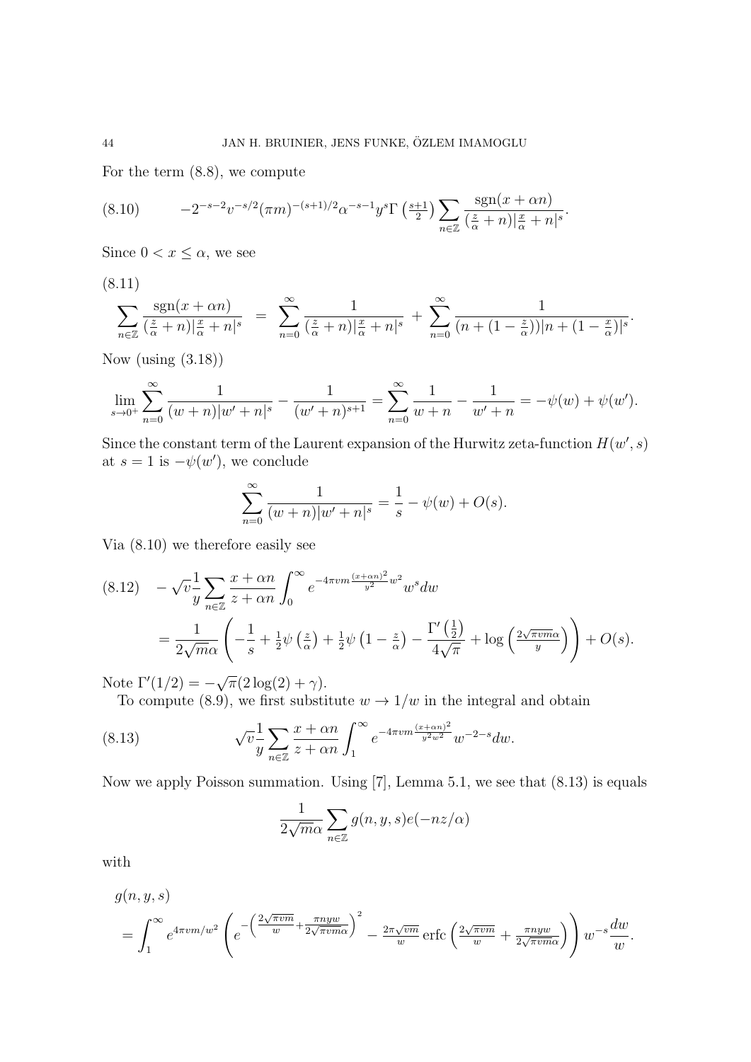For the term (8.8), we compute

$$-2^{-s-2}v^{-s/2}(\pi m)^{-(s+1)/2}\alpha^{-s-1}y^s\Gamma\left(\tfrac{s+1}{2}\right)\sum_{n\in\mathbb{Z}}\frac{\operatorname{sgn}(x+\alpha n)}{(\frac{z}{\alpha}+n)|\frac{x}{\alpha}+n|^s}. \tag{8.10}$$

Since $0<x\le\alpha$, we see

$$\sum_{n\in\mathbb{Z}}\frac{\operatorname{sgn}(x+\alpha n)}{(\frac{z}{\alpha}+n)|\frac{x}{\alpha}+n|^s} \;=\; \sum_{n=0}^{\infty}\frac{1}{\left(\frac{z}{\alpha}+n\right)|\frac{x}{\alpha}+n|^s}\;+\;\sum_{n=0}^{\infty}\frac{1}{(n+(1-\frac{z}{\alpha}))|n+(1-\frac{x}{\alpha})|^s}. \tag{8.11}$$

Now (using (3.18))

$$\lim_{s\to 0^+}\sum_{n=0}^{\infty}\frac{1}{(w+n)|w'+n|^s}-\frac{1}{(w'+n)^{s+1}}=\sum_{n=0}^{\infty}\frac{1}{w+n}-\frac{1}{w'+n}=-\psi(w)+\psi(w').$$

Since the constant term of the Laurent expansion of the Hurwitz zeta-function $H(w',s)$ at $s=1$ is $-\psi(w')$, we conclude

$$\sum_{n=0}^{\infty}\frac{1}{(w+n)|w'+n|^s}=\frac{1}{s}-\psi(w)+O(s).$$

Via (8.10) we therefore easily see

$$\begin{aligned}
&-\sqrt{v}\frac{1}{y}\sum_{n\in\mathbb{Z}}\frac{x+\alpha n}{z+\alpha n}\int_0^\infty e^{-4\pi vm\frac{(x+\alpha n)^2}{y^2}w^2}w^s dw \\
&\quad=\frac{1}{2\sqrt{m}\alpha}\left(-\frac{1}{s}+\tfrac{1}{2}\psi\left(\tfrac{z}{\alpha}\right)+\tfrac{1}{2}\psi\left(1-\tfrac{z}{\alpha}\right)-\frac{\Gamma'\left(\frac{1}{2}\right)}{4\sqrt{\pi}}+\log\left(\tfrac{2\sqrt{\pi vm}\alpha}{y}\right)\right)+O(s).
\end{aligned} \tag{8.12}$$

Note $\Gamma'(1/2)=-\sqrt{\pi}(2\log(2)+\gamma)$.

To compute (8.9), we first substitute $w\to 1/w$ in the integral and obtain

$$\sqrt{v}\frac{1}{y}\sum_{n\in\mathbb{Z}}\frac{x+\alpha n}{z+\alpha n}\int_1^\infty e^{-4\pi vm\frac{(x+\alpha n)^2}{y^2w^2}}w^{-2-s}dw. \tag{8.13}$$

Now we apply Poisson summation. Using [7], Lemma 5.1, we see that (8.13) is equals

$$\frac{1}{2\sqrt{m}\alpha}\sum_{n\in\mathbb{Z}}g(n,y,s)e(-nz/\alpha)$$

with

$$\begin{aligned}
&g(n,y,s)\\
&=\int_1^\infty e^{4\pi vm/w^2}\left(e^{-\left(\frac{2\sqrt{\pi vm}}{w}+\frac{\pi nyw}{2\sqrt{\pi vm}\alpha}\right)^2}-\tfrac{2\pi\sqrt{vm}}{w}\operatorname{erfc}\left(\tfrac{2\sqrt{\pi vm}}{w}+\tfrac{\pi nyw}{2\sqrt{\pi vm}\alpha}\right)\right)w^{-s}\frac{dw}{w}.
\end{aligned}$$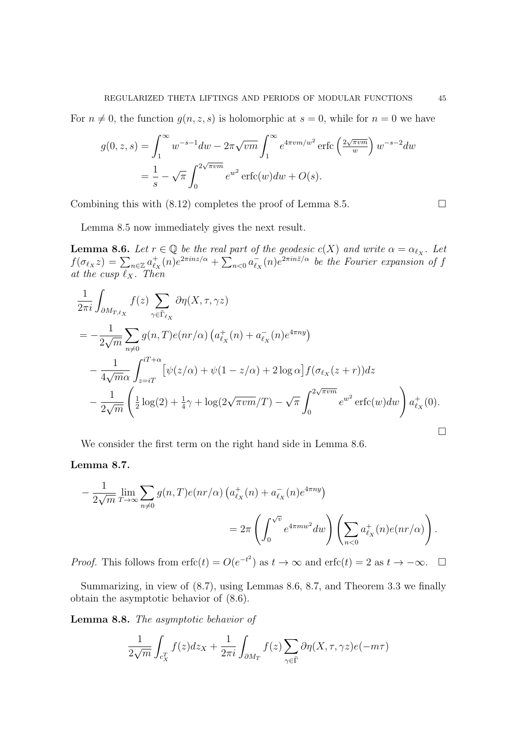For $n \neq 0$, the function $g(n, z, s)$ is holomorphic at $s = 0$, while for $n = 0$ we have

$$
\begin{aligned}
g(0, z, s) &= \int_1^\infty w^{-s-1} dw - 2\pi\sqrt{vm} \int_1^\infty e^{4\pi vm/w^2} \operatorname{erfc}\left(\tfrac{2\sqrt{\pi vm}}{w}\right) w^{-s-2} dw \\
&= \frac{1}{s} - \sqrt{\pi} \int_0^{2\sqrt{\pi vm}} e^{w^2} \operatorname{erfc}(w) dw + O(s).
\end{aligned}
$$

Combining this with (8.12) completes the proof of Lemma 8.5. $\square$

Lemma 8.5 now immediately gives the next result.

**Lemma 8.6.** *Let $r \in \mathbb{Q}$ be the real part of the geodesic $c(X)$ and write $\alpha = \alpha_{\ell_X}$. Let $f(\sigma_{\ell_X} z) = \sum_{n\in\mathbb{Z}} a_{\ell_X}^+(n) e^{2\pi i n z/\alpha} + \sum_{n<0} a_{\ell_X}^-(n) e^{2\pi i n \bar{z}/\alpha}$ be the Fourier expansion of $f$ at the cusp $\ell_X$. Then*

$$
\begin{aligned}
&\frac{1}{2\pi i} \int_{\partial M_{T,\ell_X}} f(z) \sum_{\gamma \in \bar{\Gamma}_{\ell_X}} \partial \eta(X, \tau, \gamma z) \\
&= -\frac{1}{2\sqrt{m}} \sum_{n \neq 0} g(n, T) e(nr/\alpha) \left( a_{\ell_X}^+(n) + a_{\ell_X}^-(n) e^{4\pi n y} \right) \\
&\quad - \frac{1}{4\sqrt{m}\alpha} \int_{z=iT}^{iT+\alpha} \left[ \psi(z/\alpha) + \psi(1 - z/\alpha) + 2\log\alpha \right] f(\sigma_{\ell_X}(z + r)) dz \\
&\quad - \frac{1}{2\sqrt{m}} \left( \tfrac{1}{2}\log(2) + \tfrac{1}{4}\gamma + \log(2\sqrt{\pi vm}/T) - \sqrt{\pi} \int_0^{2\sqrt{\pi vm}} e^{w^2} \operatorname{erfc}(w) dw \right) a_{\ell_X}^+(0).
\end{aligned}
$$

$\square$

We consider the first term on the right hand side in Lemma 8.6.

**Lemma 8.7.**

$$
\begin{aligned}
-\frac{1}{2\sqrt{m}} \lim_{T \to \infty} \sum_{n \neq 0} g(n, T) e(nr/\alpha) \left( a_{\ell_X}^+(n) + a_{\ell_X}^-(n) e^{4\pi n y} \right) \\
= 2\pi \left( \int_0^{\sqrt{v}} e^{4\pi m w^2} dw \right) \left( \sum_{n<0} a_{\ell_X}^+(n) e(nr/\alpha) \right).
\end{aligned}
$$

*Proof.* This follows from $\operatorname{erfc}(t) = O(e^{-t^2})$ as $t \to \infty$ and $\operatorname{erfc}(t) = 2$ as $t \to -\infty$. $\square$

Summarizing, in view of (8.7), using Lemmas 8.6, 8.7, and Theorem 3.3 we finally obtain the asymptotic behavior of (8.6).

**Lemma 8.8.** *The asymptotic behavior of*

$$
\frac{1}{2\sqrt{m}} \int_{c_X^T} f(z) dz_X + \frac{1}{2\pi i} \int_{\partial M_T} f(z) \sum_{\gamma \in \bar{\Gamma}} \partial \eta(X, \tau, \gamma z) e(-m\tau)
$$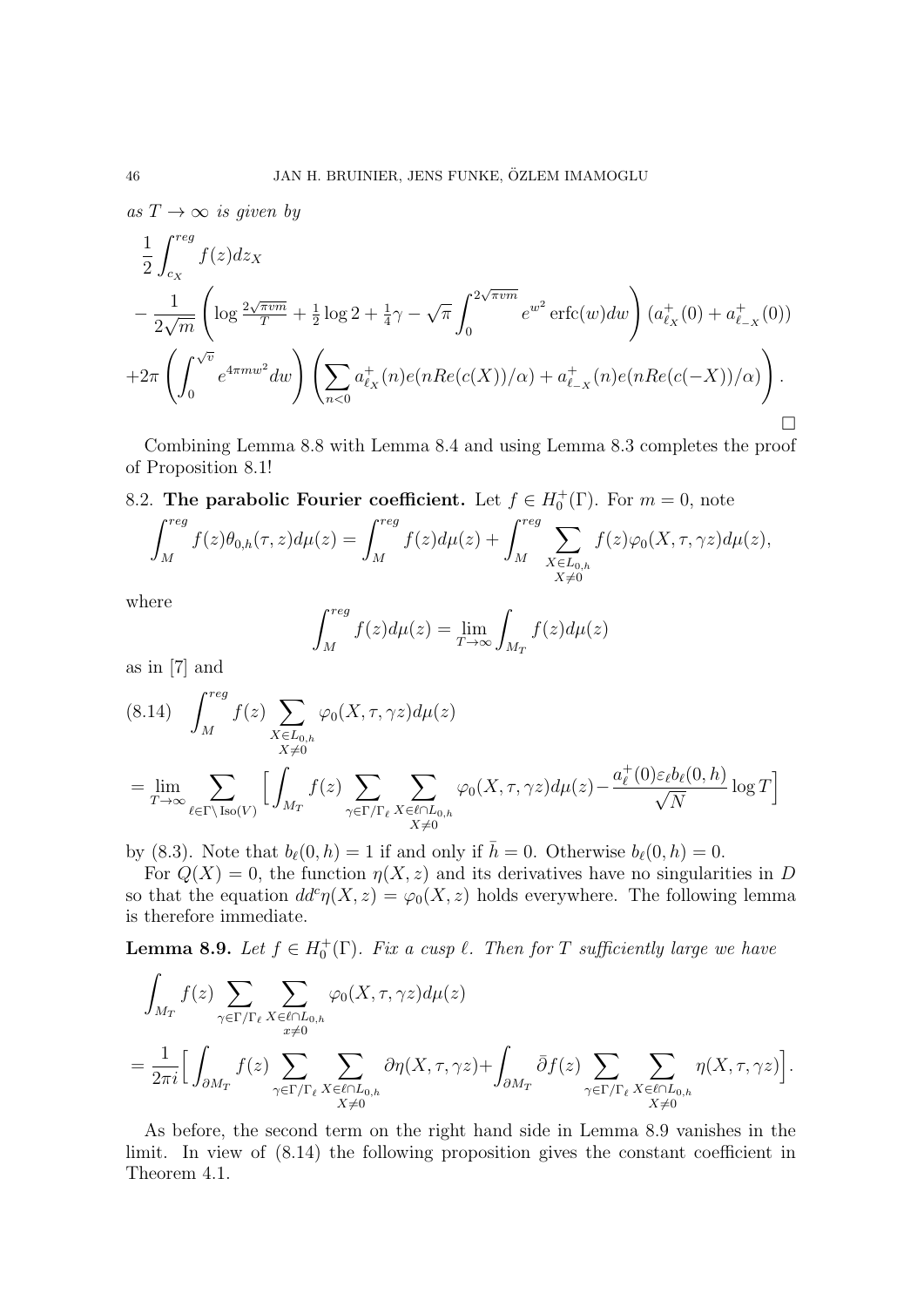*as $T \to \infty$ is given by*

$$
\begin{aligned}
&\frac{1}{2}\int_{c_X}^{reg} f(z)dz_X \\
&-\frac{1}{2\sqrt{m}}\left(\log\tfrac{2\sqrt{\pi v m}}{T} + \tfrac{1}{2}\log 2 + \tfrac{1}{4}\gamma - \sqrt{\pi}\int_0^{2\sqrt{\pi v m}} e^{w^2}\operatorname{erfc}(w)dw\right)(a^+_{\ell_X}(0) + a^+_{\ell_{-X}}(0)) \\
&+2\pi\left(\int_0^{\sqrt{v}} e^{4\pi m w^2}dw\right)\left(\sum_{n<0} a^+_{\ell_X}(n)e(nRe(c(X))/\alpha) + a^+_{\ell_{-X}}(n)e(nRe(c(-X))/\alpha)\right).
\end{aligned}
$$

□

Combining Lemma 8.8 with Lemma 8.4 and using Lemma 8.3 completes the proof of Proposition 8.1!

8.2. **The parabolic Fourier coefficient.** Let $f \in H_0^+(\Gamma)$. For $m = 0$, note

$$
\int_M^{reg} f(z)\theta_{0,h}(\tau,z)d\mu(z) = \int_M^{reg} f(z)d\mu(z) + \int_M^{reg} \sum_{\substack{X\in L_{0,h}\\ X\neq 0}} f(z)\varphi_0(X,\tau,\gamma z)d\mu(z),
$$

where

$$
\int_M^{reg} f(z)d\mu(z) = \lim_{T\to\infty}\int_{M_T} f(z)d\mu(z)
$$

as in [7] and

$$
\begin{aligned}
(8.14)\quad &\int_M^{reg} f(z)\sum_{\substack{X\in L_{0,h}\\ X\neq 0}}\varphi_0(X,\tau,\gamma z)d\mu(z) \\
&= \lim_{T\to\infty}\sum_{\ell\in\Gamma\backslash \operatorname{Iso}(V)}\Big[\int_{M_T} f(z)\sum_{\gamma\in\Gamma/\Gamma_\ell}\sum_{\substack{X\in\ell\cap L_{0,h}\\ X\neq 0}}\varphi_0(X,\tau,\gamma z)d\mu(z) - \frac{a_\ell^+(0)\varepsilon_\ell b_\ell(0,h)}{\sqrt{N}}\log T\Big]
\end{aligned}
$$

by (8.3). Note that $b_\ell(0,h) = 1$ if and only if $\bar{h} = 0$. Otherwise $b_\ell(0,h) = 0$.

For $Q(X) = 0$, the function $\eta(X,z)$ and its derivatives have no singularities in $D$ so that the equation $dd^c\eta(X,z) = \varphi_0(X,z)$ holds everywhere. The following lemma is therefore immediate.

**Lemma 8.9.** *Let $f \in H_0^+(\Gamma)$. Fix a cusp $\ell$. Then for $T$ sufficiently large we have*

$$
\begin{aligned}
&\int_{M_T} f(z)\sum_{\gamma\in\Gamma/\Gamma_\ell}\sum_{\substack{X\in\ell\cap L_{0,h}\\ x\neq 0}}\varphi_0(X,\tau,\gamma z)d\mu(z) \\
&= \frac{1}{2\pi i}\Big[\int_{\partial M_T} f(z)\sum_{\gamma\in\Gamma/\Gamma_\ell}\sum_{\substack{X\in\ell\cap L_{0,h}\\ X\neq 0}}\partial\eta(X,\tau,\gamma z) + \int_{\partial M_T}\bar\partial f(z)\sum_{\gamma\in\Gamma/\Gamma_\ell}\sum_{\substack{X\in\ell\cap L_{0,h}\\ X\neq 0}}\eta(X,\tau,\gamma z)\Big].
\end{aligned}
$$

As before, the second term on the right hand side in Lemma 8.9 vanishes in the limit. In view of (8.14) the following proposition gives the constant coefficient in Theorem 4.1.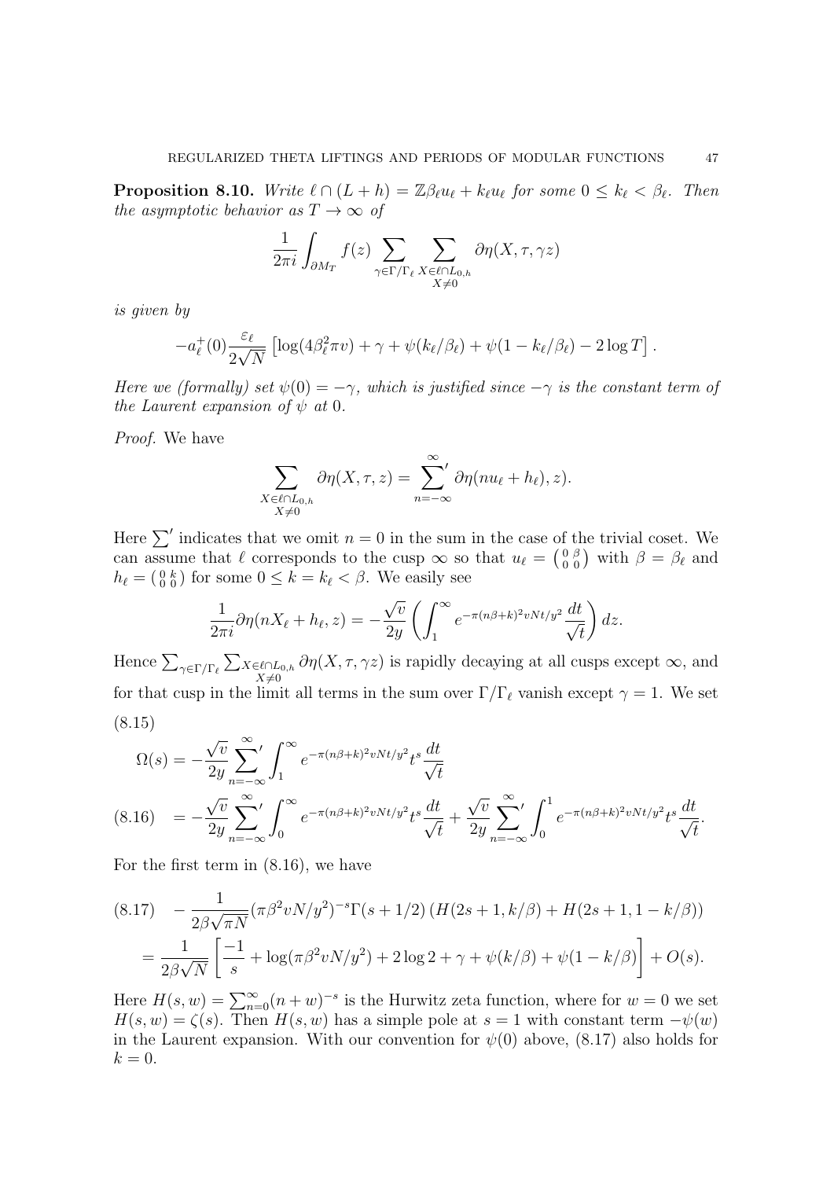**Proposition 8.10.** *Write $\ell \cap (L+h) = \mathbb{Z}\beta_\ell u_\ell + k_\ell u_\ell$ for some $0 \le k_\ell < \beta_\ell$. Then the asymptotic behavior as $T \to \infty$ of*

$$\frac{1}{2\pi i}\int_{\partial M_T} f(z) \sum_{\gamma \in \Gamma/\Gamma_\ell} \sum_{\substack{X \in \ell \cap L_{0,h} \\ X \neq 0}} \partial\eta(X,\tau,\gamma z)$$

*is given by*

$$-a_\ell^+(0)\frac{\varepsilon_\ell}{2\sqrt{N}}\left[\log(4\beta_\ell^2\pi v) + \gamma + \psi(k_\ell/\beta_\ell) + \psi(1-k_\ell/\beta_\ell) - 2\log T\right].$$

*Here we (formally) set $\psi(0) = -\gamma$, which is justified since $-\gamma$ is the constant term of the Laurent expansion of $\psi$ at 0.*

*Proof.* We have

$$\sum_{\substack{X \in \ell \cap L_{0,h} \\ X \neq 0}} \partial\eta(X,\tau,z) = \sum_{n=-\infty}^{\infty}{}' \partial\eta(nu_\ell + h_\ell), z).$$

Here $\sum'$ indicates that we omit $n=0$ in the sum in the case of the trivial coset. We can assume that $\ell$ corresponds to the cusp $\infty$ so that $u_\ell = \left(\begin{smallmatrix} 0 & \beta \\ 0 & 0 \end{smallmatrix}\right)$ with $\beta = \beta_\ell$ and $h_\ell = \left(\begin{smallmatrix} 0 & k \\ 0 & 0 \end{smallmatrix}\right)$ for some $0 \le k = k_\ell < \beta$. We easily see

$$\frac{1}{2\pi i}\partial\eta(nX_\ell + h_\ell, z) = -\frac{\sqrt{v}}{2y}\left(\int_1^\infty e^{-\pi(n\beta+k)^2 vNt/y^2}\frac{dt}{\sqrt{t}}\right)dz.$$

Hence $\sum_{\gamma\in\Gamma/\Gamma_\ell}\sum_{\substack{X \in \ell \cap L_{0,h} \\ X \neq 0}} \partial\eta(X,\tau,\gamma z)$ is rapidly decaying at all cusps except $\infty$, and for that cusp in the limit all terms in the sum over $\Gamma/\Gamma_\ell$ vanish except $\gamma = 1$. We set

$$\Omega(s) = -\frac{\sqrt{v}}{2y}\sum_{n=-\infty}^{\infty}{}'\int_1^\infty e^{-\pi(n\beta+k)^2vNt/y^2}t^s\frac{dt}{\sqrt{t}} \tag{8.15}$$

$$= -\frac{\sqrt{v}}{2y}\sum_{n=-\infty}^{\infty}{}'\int_0^\infty e^{-\pi(n\beta+k)^2vNt/y^2}t^s\frac{dt}{\sqrt{t}} + \frac{\sqrt{v}}{2y}\sum_{n=-\infty}^{\infty}{}'\int_0^1 e^{-\pi(n\beta+k)^2vNt/y^2}t^s\frac{dt}{\sqrt{t}}. \tag{8.16}$$

For the first term in (8.16), we have

$$-\frac{1}{2\beta\sqrt{\pi N}}(\pi\beta^2vN/y^2)^{-s}\Gamma(s+1/2)\left(H(2s+1,k/\beta) + H(2s+1,1-k/\beta)\right) \tag{8.17}$$

$$= \frac{1}{2\beta\sqrt{N}}\left[\frac{-1}{s} + \log(\pi\beta^2vN/y^2) + 2\log 2 + \gamma + \psi(k/\beta) + \psi(1-k/\beta)\right] + O(s).$$

Here $H(s,w) = \sum_{n=0}^\infty (n+w)^{-s}$ is the Hurwitz zeta function, where for $w=0$ we set $H(s,w) = \zeta(s)$. Then $H(s,w)$ has a simple pole at $s=1$ with constant term $-\psi(w)$ in the Laurent expansion. With our convention for $\psi(0)$ above, (8.17) also holds for $k=0$.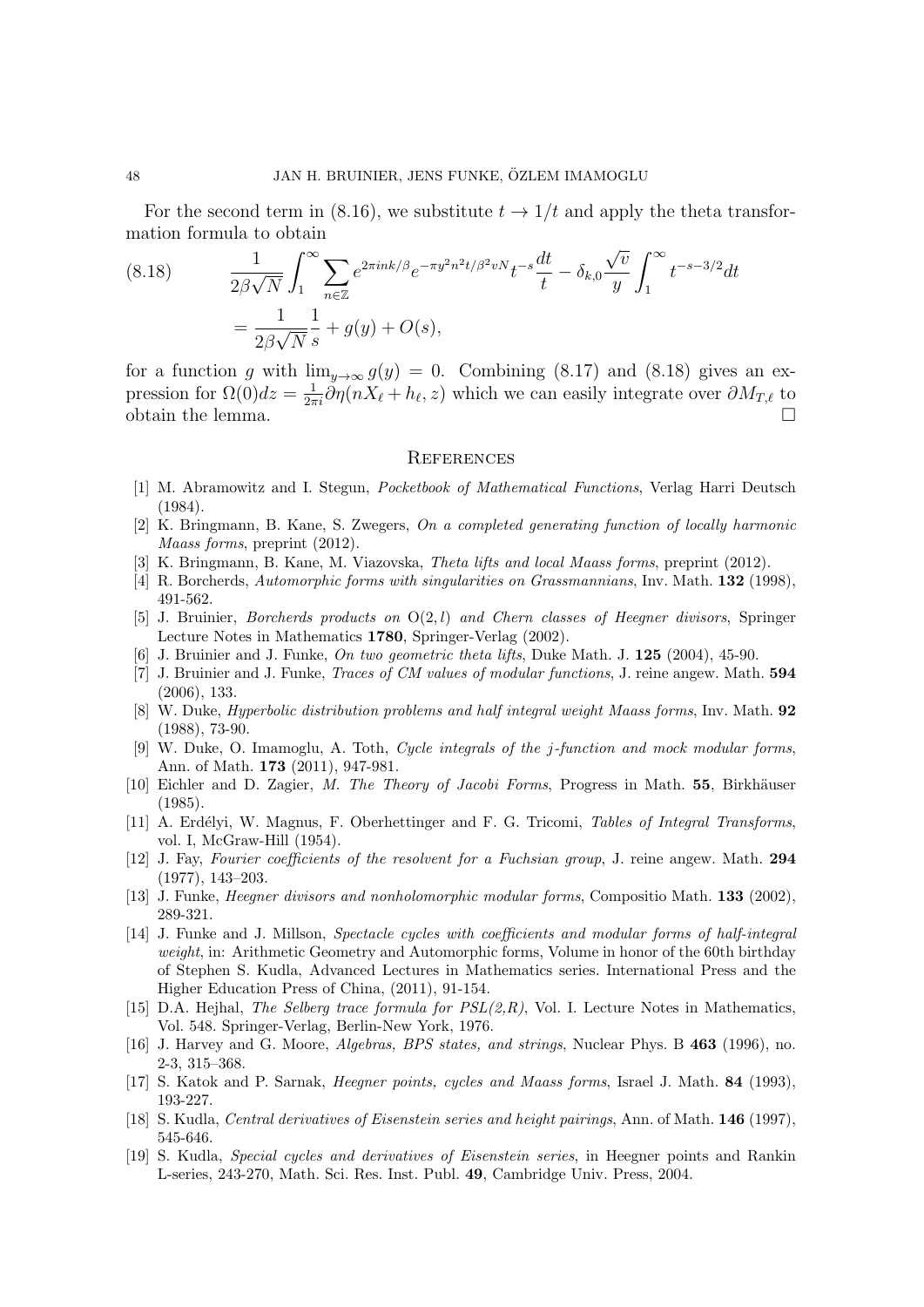For the second term in (8.16), we substitute $t \to 1/t$ and apply the theta transformation formula to obtain

$$
\begin{aligned}
(8.18) \qquad & \frac{1}{2\beta\sqrt{N}} \int_1^\infty \sum_{n\in\mathbb{Z}} e^{2\pi i n k/\beta} e^{-\pi y^2 n^2 t/\beta^2 v N} t^{-s} \frac{dt}{t} - \delta_{k,0} \frac{\sqrt{v}}{y} \int_1^\infty t^{-s-3/2} dt \\
& = \frac{1}{2\beta\sqrt{N}} \frac{1}{s} + g(y) + O(s),
\end{aligned}
$$

for a function $g$ with $\lim_{y\to\infty} g(y) = 0$. Combining (8.17) and (8.18) gives an expression for $\Omega(0)dz = \frac{1}{2\pi i}\partial\eta(nX_\ell + h_\ell, z)$ which we can easily integrate over $\partial M_{T,\ell}$ to obtain the lemma. $\square$

## References

[1] M. Abramowitz and I. Stegun, *Pocketbook of Mathematical Functions*, Verlag Harri Deutsch (1984).

[2] K. Bringmann, B. Kane, S. Zwegers, *On a completed generating function of locally harmonic Maass forms*, preprint (2012).

[3] K. Bringmann, B. Kane, M. Viazovska, *Theta lifts and local Maass forms*, preprint (2012).

[4] R. Borcherds, *Automorphic forms with singularities on Grassmannians*, Inv. Math. **132** (1998), 491-562.

[5] J. Bruinier, *Borcherds products on* $\mathrm{O}(2,l)$ *and Chern classes of Heegner divisors*, Springer Lecture Notes in Mathematics **1780**, Springer-Verlag (2002).

[6] J. Bruinier and J. Funke, *On two geometric theta lifts*, Duke Math. J. **125** (2004), 45-90.

[7] J. Bruinier and J. Funke, *Traces of CM values of modular functions*, J. reine angew. Math. **594** (2006), 133.

[8] W. Duke, *Hyperbolic distribution problems and half integral weight Maass forms*, Inv. Math. **92** (1988), 73-90.

[9] W. Duke, O. Imamoglu, A. Toth, *Cycle integrals of the j-function and mock modular forms*, Ann. of Math. **173** (2011), 947-981.

[10] Eichler and D. Zagier, *M. The Theory of Jacobi Forms*, Progress in Math. **55**, Birkhäuser (1985).

[11] A. Erdélyi, W. Magnus, F. Oberhettinger and F. G. Tricomi, *Tables of Integral Transforms*, vol. I, McGraw-Hill (1954).

[12] J. Fay, *Fourier coefficients of the resolvent for a Fuchsian group*, J. reine angew. Math. **294** (1977), 143–203.

[13] J. Funke, *Heegner divisors and nonholomorphic modular forms*, Compositio Math. **133** (2002), 289-321.

[14] J. Funke and J. Millson, *Spectacle cycles with coefficients and modular forms of half-integral weight*, in: Arithmetic Geometry and Automorphic forms, Volume in honor of the 60th birthday of Stephen S. Kudla, Advanced Lectures in Mathematics series. International Press and the Higher Education Press of China, (2011), 91-154.

[15] D.A. Hejhal, *The Selberg trace formula for PSL(2,R)*, Vol. I. Lecture Notes in Mathematics, Vol. 548. Springer-Verlag, Berlin-New York, 1976.

[16] J. Harvey and G. Moore, *Algebras, BPS states, and strings*, Nuclear Phys. B **463** (1996), no. 2-3, 315–368.

[17] S. Katok and P. Sarnak, *Heegner points, cycles and Maass forms*, Israel J. Math. **84** (1993), 193-227.

[18] S. Kudla, *Central derivatives of Eisenstein series and height pairings*, Ann. of Math. **146** (1997), 545-646.

[19] S. Kudla, *Special cycles and derivatives of Eisenstein series*, in Heegner points and Rankin L-series, 243-270, Math. Sci. Res. Inst. Publ. **49**, Cambridge Univ. Press, 2004.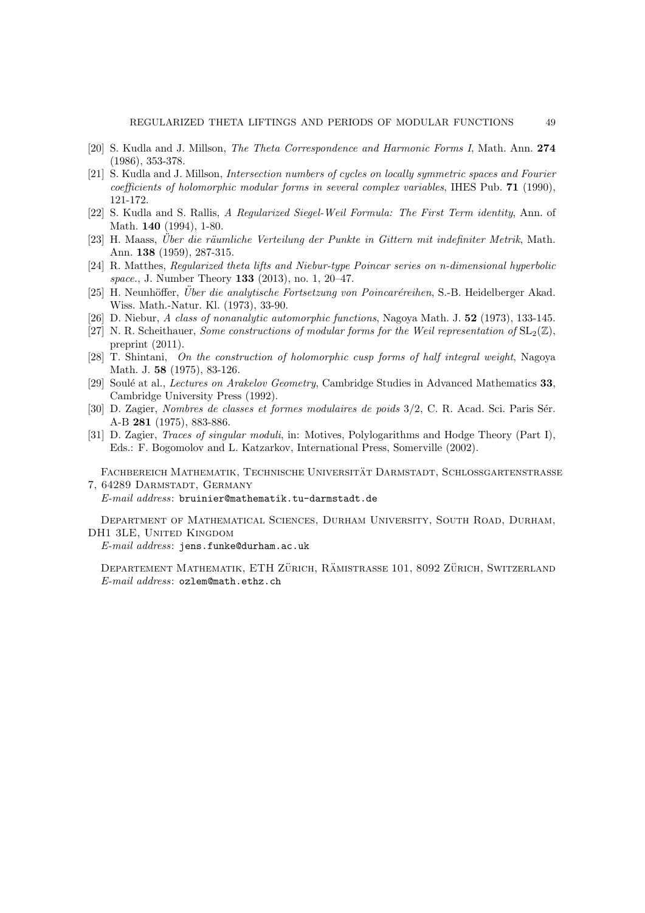[20] S. Kudla and J. Millson, *The Theta Correspondence and Harmonic Forms I*, Math. Ann. **274** (1986), 353-378.

[21] S. Kudla and J. Millson, *Intersection numbers of cycles on locally symmetric spaces and Fourier coefficients of holomorphic modular forms in several complex variables*, IHES Pub. **71** (1990), 121-172.

[22] S. Kudla and S. Rallis, *A Regularized Siegel-Weil Formula: The First Term identity*, Ann. of Math. **140** (1994), 1-80.

[23] H. Maass, *Über die räumliche Verteilung der Punkte in Gittern mit indefiniter Metrik*, Math. Ann. **138** (1959), 287-315.

[24] R. Matthes, *Regularized theta lifts and Niebur-type Poincar series on n-dimensional hyperbolic space.*, J. Number Theory **133** (2013), no. 1, 20–47.

[25] H. Neunhöffer, *Über die analytische Fortsetzung von Poincaréreihen*, S.-B. Heidelberger Akad. Wiss. Math.-Natur. Kl. (1973), 33-90.

[26] D. Niebur, *A class of nonanalytic automorphic functions*, Nagoya Math. J. **52** (1973), 133-145.

[27] N. R. Scheithauer, *Some constructions of modular forms for the Weil representation of* $\mathrm{SL}_2(\mathbb{Z})$, preprint (2011).

[28] T. Shintani, *On the construction of holomorphic cusp forms of half integral weight*, Nagoya Math. J. **58** (1975), 83-126.

[29] Soulé at al., *Lectures on Arakelov Geometry*, Cambridge Studies in Advanced Mathematics **33**, Cambridge University Press (1992).

[30] D. Zagier, *Nombres de classes et formes modulaires de poids* 3/2, C. R. Acad. Sci. Paris Sér. A-B **281** (1975), 883-886.

[31] D. Zagier, *Traces of singular moduli*, in: Motives, Polylogarithms and Hodge Theory (Part I), Eds.: F. Bogomolov and L. Katzarkov, International Press, Somerville (2002).

Fachbereich Mathematik, Technische Universität Darmstadt, Schlossgartenstrasse 7, 64289 Darmstadt, Germany

*E-mail address*: bruinier@mathematik.tu-darmstadt.de

Department of Mathematical Sciences, Durham University, South Road, Durham, DH1 3LE, United Kingdom

*E-mail address*: jens.funke@durham.ac.uk

Departement Mathematik, ETH Zürich, Rämistrasse 101, 8092 Zürich, Switzerland

*E-mail address*: ozlem@math.ethz.ch